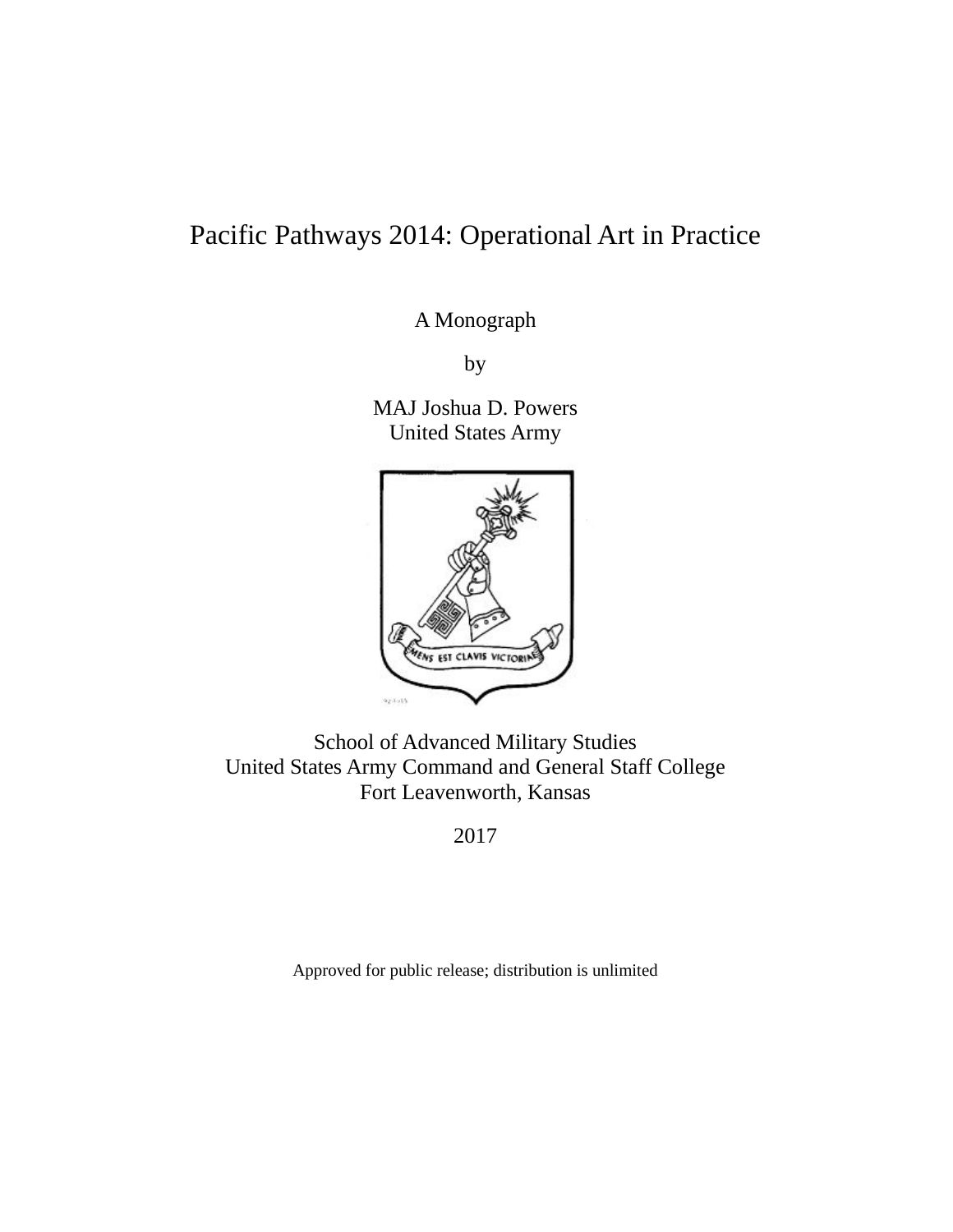# Pacific Pathways 2014: Operational Art in Practice

A Monograph

by

MAJ Joshua D. Powers
United States Army

School of Advanced Military Studies
United States Army Command and General Staff College
Fort Leavenworth, Kansas

2017

Approved for public release; distribution is unlimited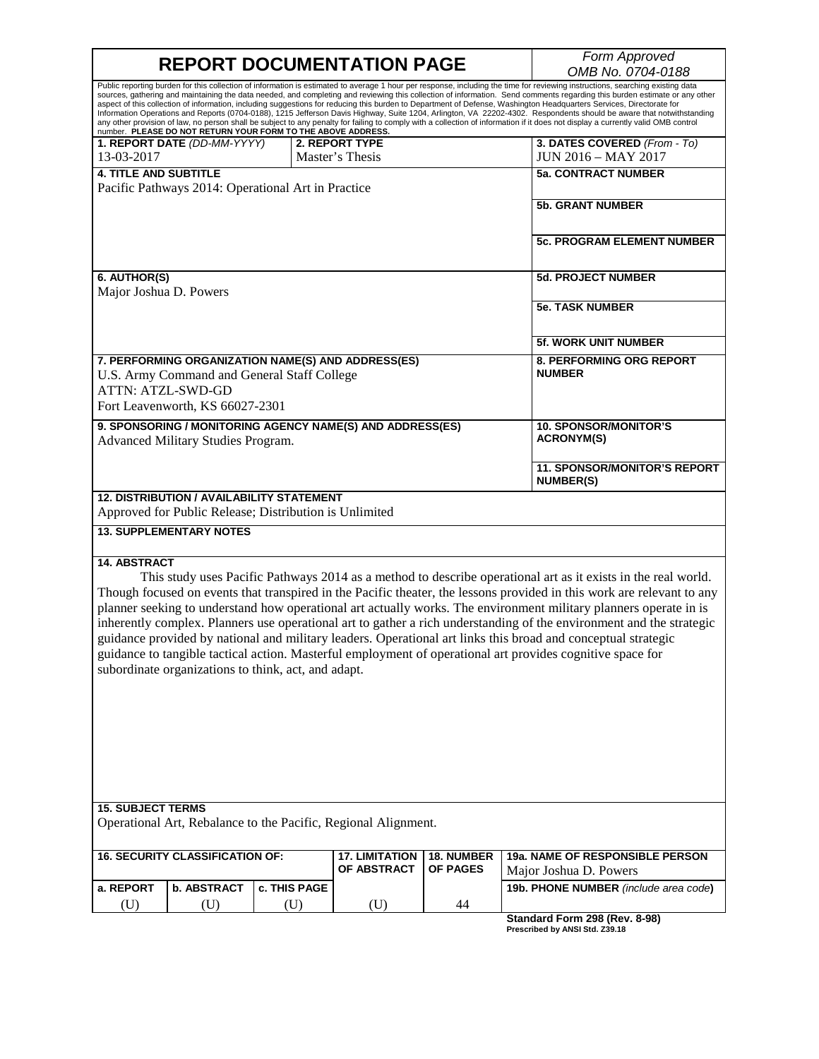# REPORT DOCUMENTATION PAGE

*Form Approved*
*OMB No. 0704-0188*

Public reporting burden for this collection of information is estimated to average 1 hour per response, including the time for reviewing instructions, searching existing data sources, gathering and maintaining the data needed, and completing and reviewing this collection of information. Send comments regarding this burden estimate or any other aspect of this collection of information, including suggestions for reducing this burden to Department of Defense, Washington Headquarters Services, Directorate for Information Operations and Reports (0704-0188), 1215 Jefferson Davis Highway, Suite 1204, Arlington, VA 22202-4302. Respondents should be aware that notwithstanding any other provision of law, no person shall be subject to any penalty for failing to comply with a collection of information if it does not display a currently valid OMB control number. **PLEASE DO NOT RETURN YOUR FORM TO THE ABOVE ADDRESS.**

| **1. REPORT DATE** *(DD-MM-YYYY)* | **2. REPORT TYPE** | **3. DATES COVERED** *(From - To)* |
|---|---|---|
| 13-03-2017 | Master's Thesis | JUN 2016 – MAY 2017 |

**4. TITLE AND SUBTITLE**
Pacific Pathways 2014: Operational Art in Practice

**5a. CONTRACT NUMBER**

**5b. GRANT NUMBER**

**5c. PROGRAM ELEMENT NUMBER**

**6. AUTHOR(S)**
Major Joshua D. Powers

**5d. PROJECT NUMBER**

**5e. TASK NUMBER**

**5f. WORK UNIT NUMBER**

**7. PERFORMING ORGANIZATION NAME(S) AND ADDRESS(ES)**
U.S. Army Command and General Staff College
ATTN: ATZL-SWD-GD
Fort Leavenworth, KS 66027-2301

**8. PERFORMING ORG REPORT NUMBER**

**9. SPONSORING / MONITORING AGENCY NAME(S) AND ADDRESS(ES)**
Advanced Military Studies Program.

**10. SPONSOR/MONITOR'S ACRONYM(S)**

**11. SPONSOR/MONITOR'S REPORT NUMBER(S)**

**12. DISTRIBUTION / AVAILABILITY STATEMENT**
Approved for Public Release; Distribution is Unlimited

**13. SUPPLEMENTARY NOTES**

**14. ABSTRACT**

This study uses Pacific Pathways 2014 as a method to describe operational art as it exists in the real world. Though focused on events that transpired in the Pacific theater, the lessons provided in this work are relevant to any planner seeking to understand how operational art actually works. The environment military planners operate in is inherently complex. Planners use operational art to gather a rich understanding of the environment and the strategic guidance provided by national and military leaders. Operational art links this broad and conceptual strategic guidance to tangible tactical action. Masterful employment of operational art provides cognitive space for subordinate organizations to think, act, and adapt.

**15. SUBJECT TERMS**
Operational Art, Rebalance to the Pacific, Regional Alignment.

| **16. SECURITY CLASSIFICATION OF:** | | | **17. LIMITATION OF ABSTRACT** | **18. NUMBER OF PAGES** | **19a. NAME OF RESPONSIBLE PERSON** |
|---|---|---|---|---|---|
| **a. REPORT** | **b. ABSTRACT** | **c. THIS PAGE** | | | Major Joshua D. Powers |
| (U) | (U) | (U) | (U) | 44 | **19b. PHONE NUMBER** *(include area code)* |

**Standard Form 298 (Rev. 8-98)**
**Prescribed by ANSI Std. Z39.18**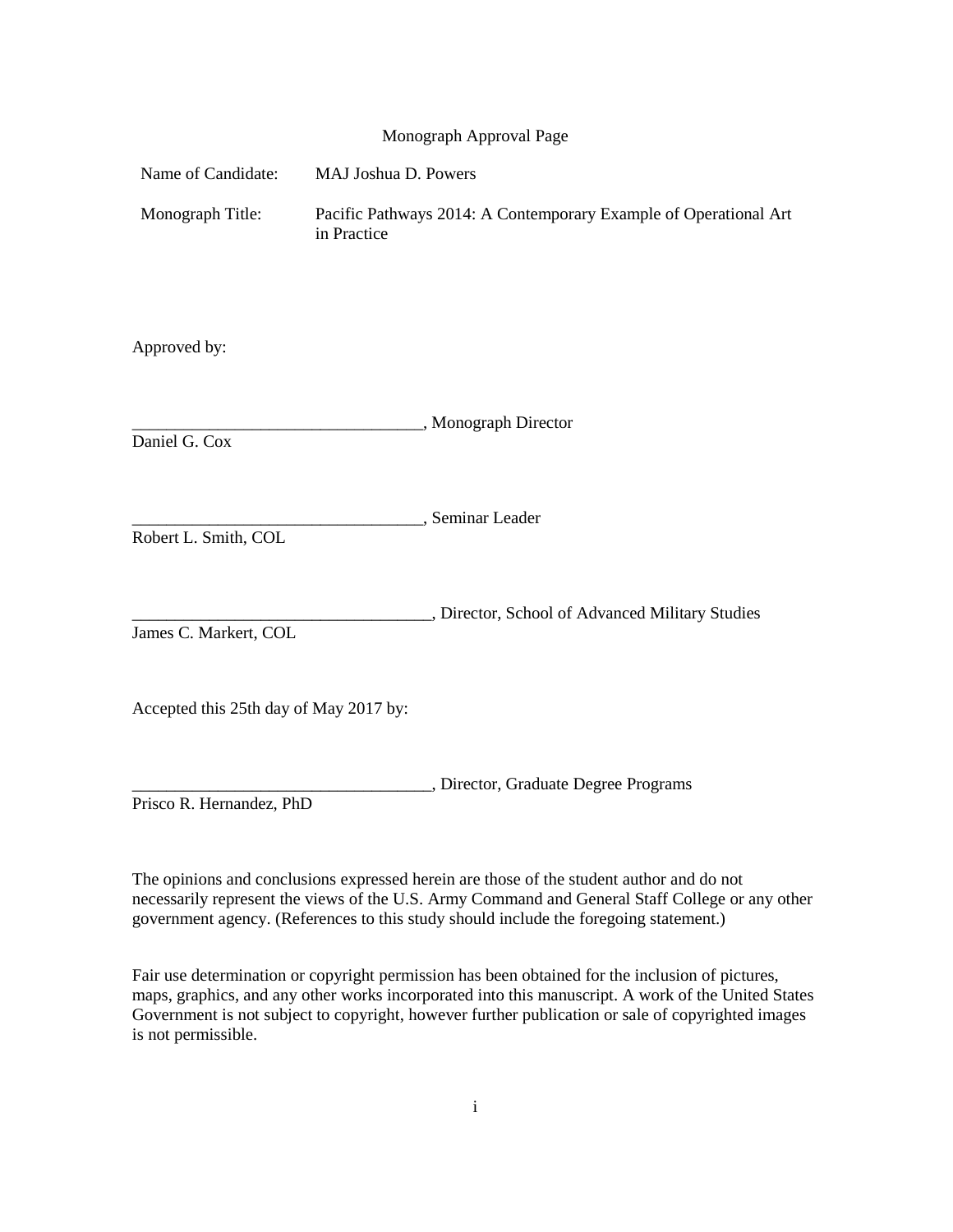# Monograph Approval Page

Name of Candidate: MAJ Joshua D. Powers

Monograph Title: Pacific Pathways 2014: A Contemporary Example of Operational Art in Practice

Approved by:

__________________________________, Monograph Director
Daniel G. Cox

__________________________________, Seminar Leader
Robert L. Smith, COL

___________________________________, Director, School of Advanced Military Studies
James C. Markert, COL

Accepted this 25th day of May 2017 by:

___________________________________, Director, Graduate Degree Programs
Prisco R. Hernandez, PhD

The opinions and conclusions expressed herein are those of the student author and do not necessarily represent the views of the U.S. Army Command and General Staff College or any other government agency. (References to this study should include the foregoing statement.)

Fair use determination or copyright permission has been obtained for the inclusion of pictures, maps, graphics, and any other works incorporated into this manuscript. A work of the United States Government is not subject to copyright, however further publication or sale of copyrighted images is not permissible.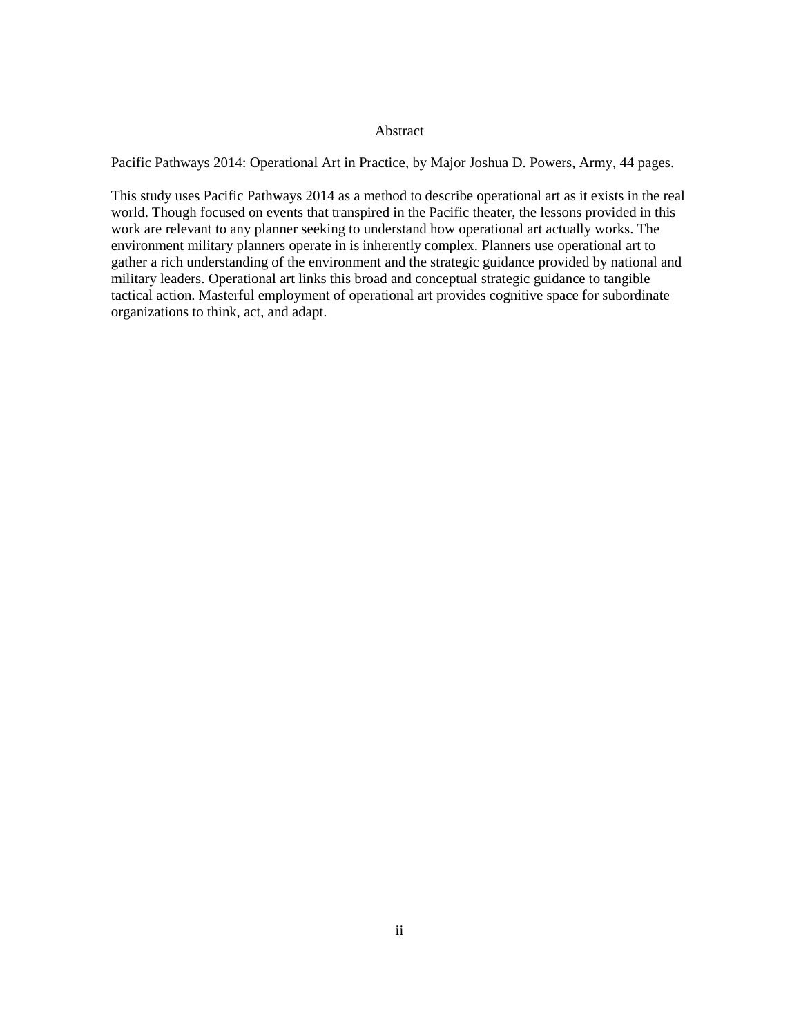# Abstract

Pacific Pathways 2014: Operational Art in Practice, by Major Joshua D. Powers, Army, 44 pages.

This study uses Pacific Pathways 2014 as a method to describe operational art as it exists in the real world. Though focused on events that transpired in the Pacific theater, the lessons provided in this work are relevant to any planner seeking to understand how operational art actually works. The environment military planners operate in is inherently complex. Planners use operational art to gather a rich understanding of the environment and the strategic guidance provided by national and military leaders. Operational art links this broad and conceptual strategic guidance to tangible tactical action. Masterful employment of operational art provides cognitive space for subordinate organizations to think, act, and adapt.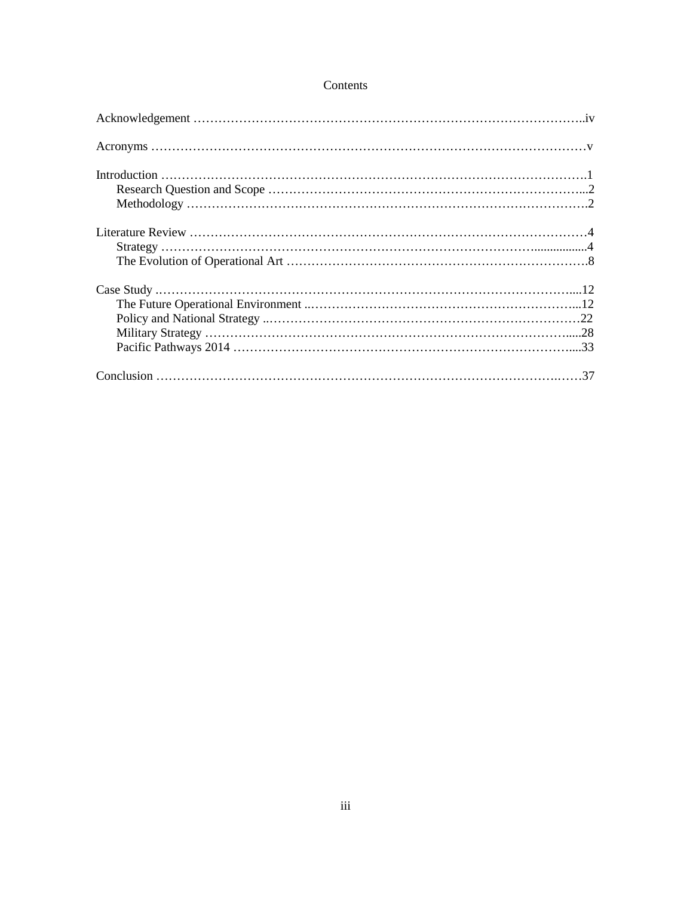# Contents

Acknowledgement ........................................................................................iv

Acronyms ........................................................................................v

Introduction ........................................................................................1
- Research Question and Scope ........................................................................................2
- Methodology ........................................................................................2

Literature Review ........................................................................................4
- Strategy ........................................................................................4
- The Evolution of Operational Art ........................................................................................8

Case Study ........................................................................................12
- The Future Operational Environment ........................................................................................12
- Policy and National Strategy ........................................................................................22
- Military Strategy ........................................................................................28
- Pacific Pathways 2014 ........................................................................................33

Conclusion ........................................................................................37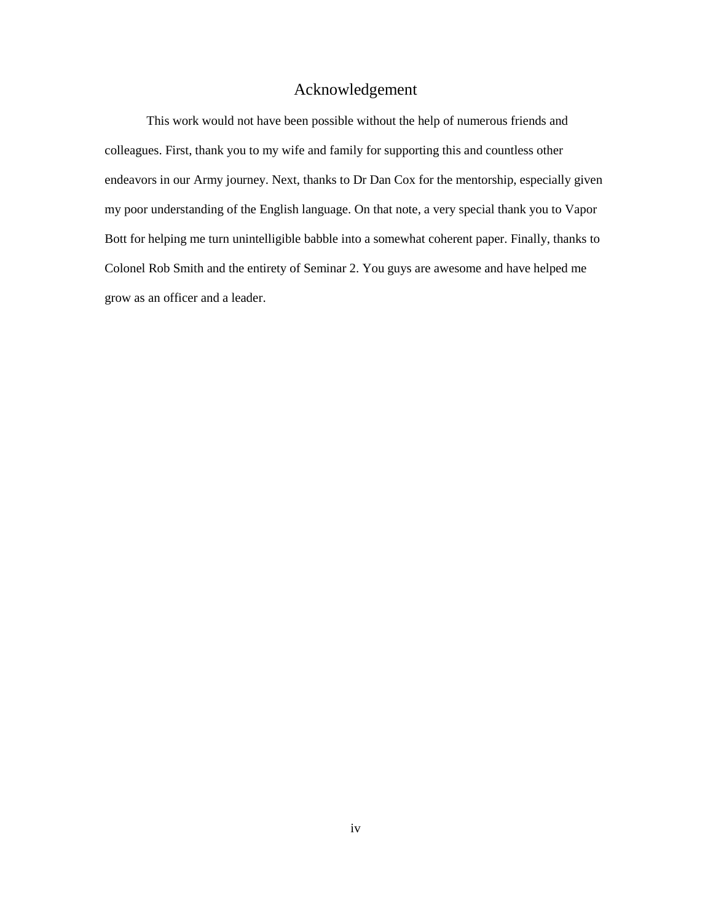# Acknowledgement

This work would not have been possible without the help of numerous friends and colleagues. First, thank you to my wife and family for supporting this and countless other endeavors in our Army journey. Next, thanks to Dr Dan Cox for the mentorship, especially given my poor understanding of the English language. On that note, a very special thank you to Vapor Bott for helping me turn unintelligible babble into a somewhat coherent paper. Finally, thanks to Colonel Rob Smith and the entirety of Seminar 2. You guys are awesome and have helped me grow as an officer and a leader.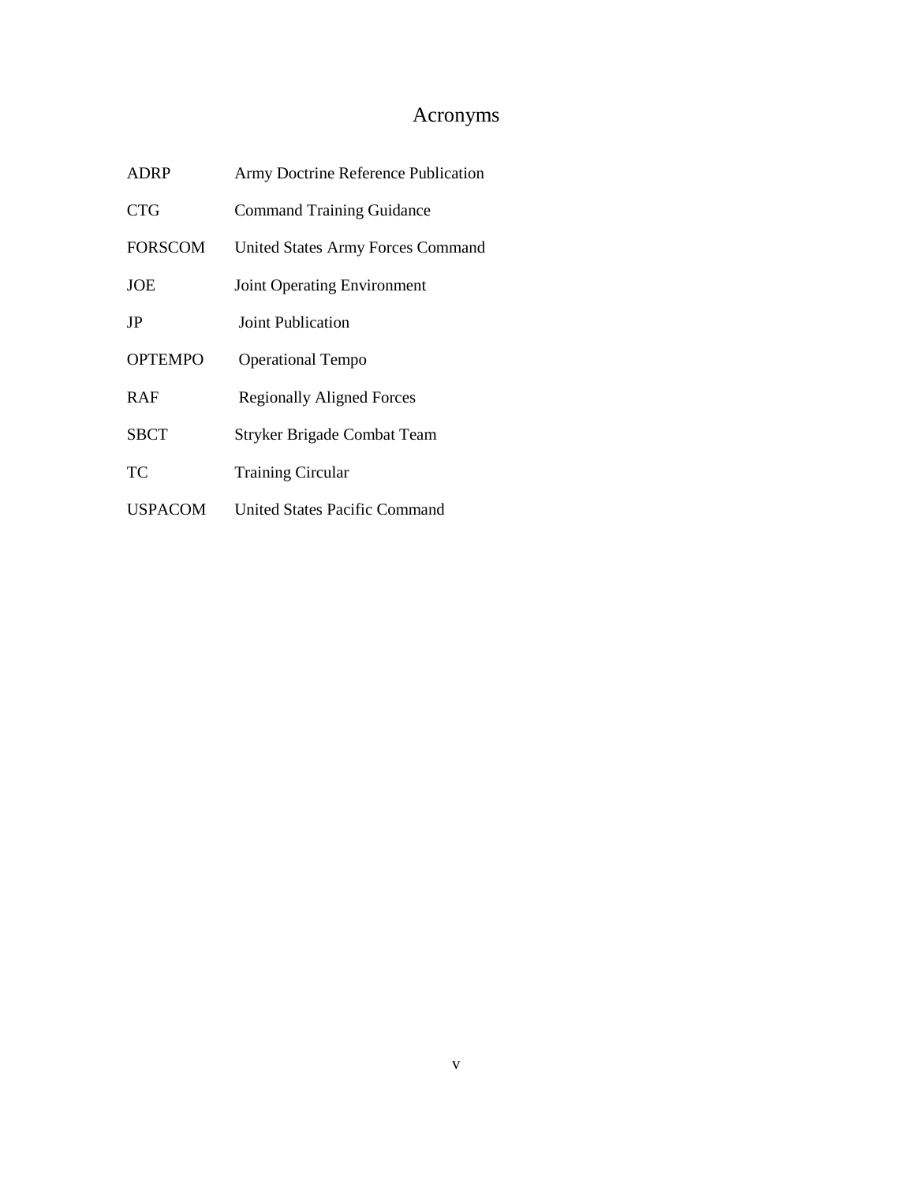# Acronyms

| | |
|---|---|
| ADRP | Army Doctrine Reference Publication |
| CTG | Command Training Guidance |
| FORSCOM | United States Army Forces Command |
| JOE | Joint Operating Environment |
| JP | Joint Publication |
| OPTEMPO | Operational Tempo |
| RAF | Regionally Aligned Forces |
| SBCT | Stryker Brigade Combat Team |
| TC | Training Circular |
| USPACOM | United States Pacific Command |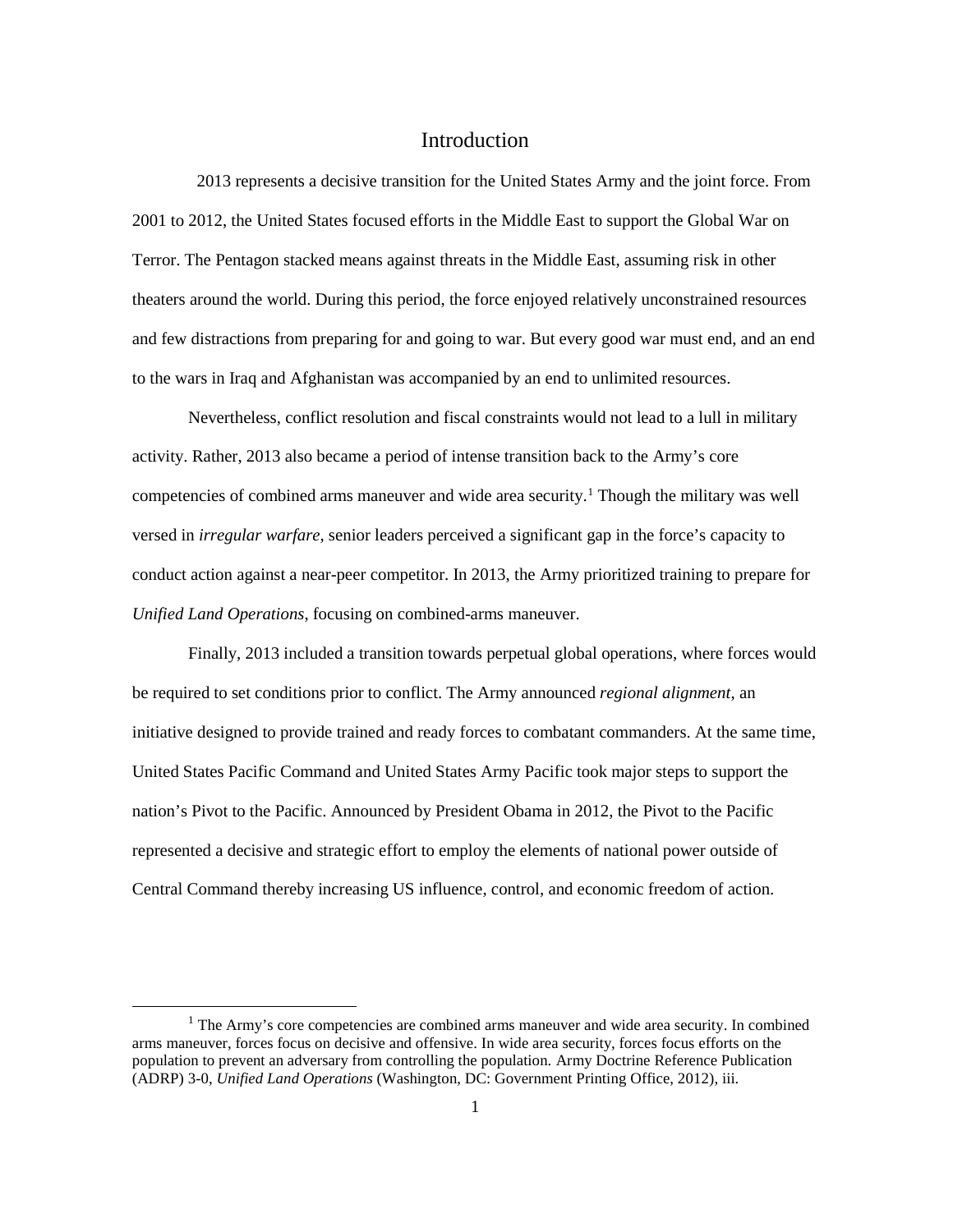# Introduction

2013 represents a decisive transition for the United States Army and the joint force. From 2001 to 2012, the United States focused efforts in the Middle East to support the Global War on Terror. The Pentagon stacked means against threats in the Middle East, assuming risk in other theaters around the world. During this period, the force enjoyed relatively unconstrained resources and few distractions from preparing for and going to war. But every good war must end, and an end to the wars in Iraq and Afghanistan was accompanied by an end to unlimited resources.

Nevertheless, conflict resolution and fiscal constraints would not lead to a lull in military activity. Rather, 2013 also became a period of intense transition back to the Army's core competencies of combined arms maneuver and wide area security.[1] Though the military was well versed in *irregular warfare*, senior leaders perceived a significant gap in the force's capacity to conduct action against a near-peer competitor. In 2013, the Army prioritized training to prepare for *Unified Land Operations*, focusing on combined-arms maneuver.

Finally, 2013 included a transition towards perpetual global operations, where forces would be required to set conditions prior to conflict. The Army announced *regional alignment*, an initiative designed to provide trained and ready forces to combatant commanders. At the same time, United States Pacific Command and United States Army Pacific took major steps to support the nation's Pivot to the Pacific. Announced by President Obama in 2012, the Pivot to the Pacific represented a decisive and strategic effort to employ the elements of national power outside of Central Command thereby increasing US influence, control, and economic freedom of action.

[1] The Army's core competencies are combined arms maneuver and wide area security. In combined arms maneuver, forces focus on decisive and offensive. In wide area security, forces focus efforts on the population to prevent an adversary from controlling the population. Army Doctrine Reference Publication (ADRP) 3-0, *Unified Land Operations* (Washington, DC: Government Printing Office, 2012), iii.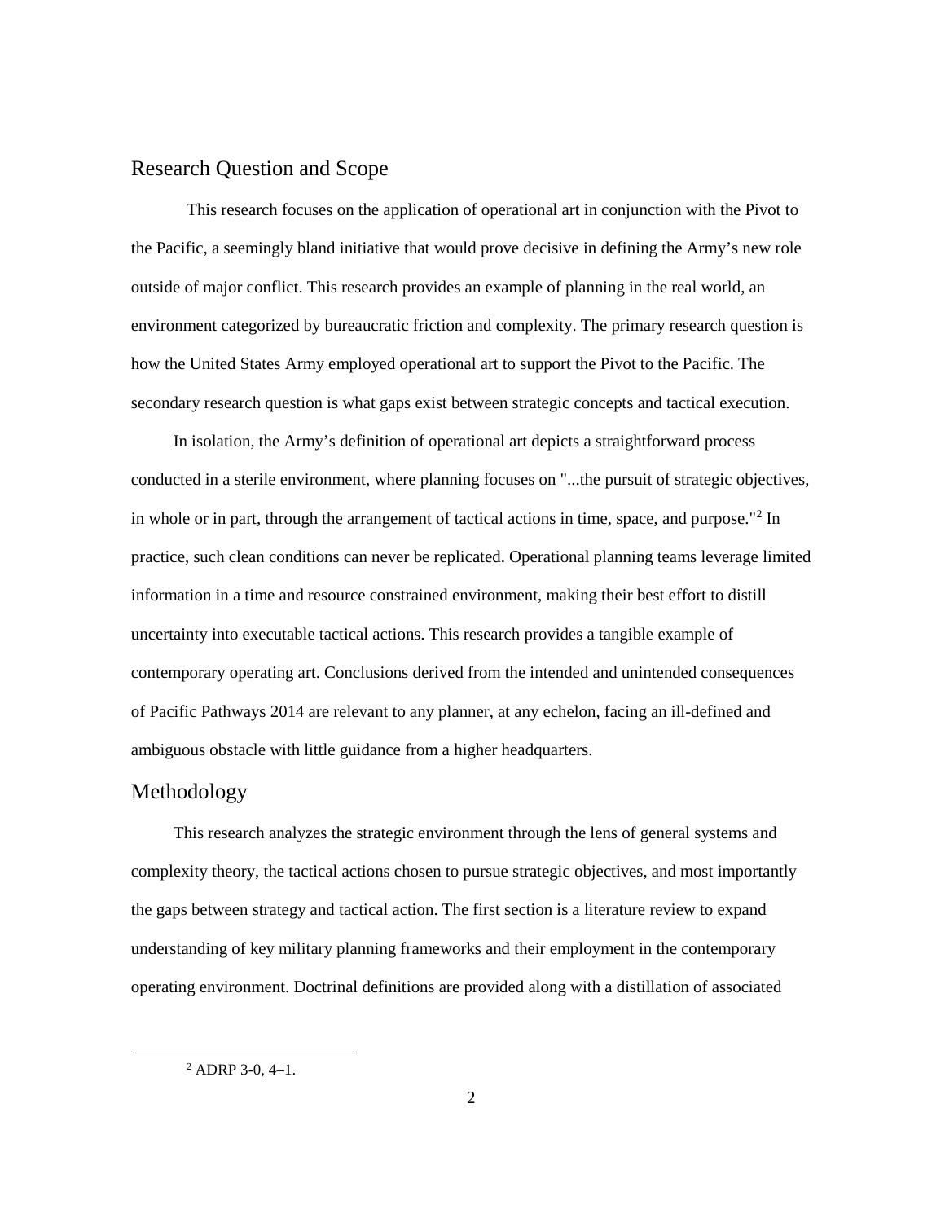## Research Question and Scope

This research focuses on the application of operational art in conjunction with the Pivot to the Pacific, a seemingly bland initiative that would prove decisive in defining the Army's new role outside of major conflict. This research provides an example of planning in the real world, an environment categorized by bureaucratic friction and complexity. The primary research question is how the United States Army employed operational art to support the Pivot to the Pacific. The secondary research question is what gaps exist between strategic concepts and tactical execution.

In isolation, the Army's definition of operational art depicts a straightforward process conducted in a sterile environment, where planning focuses on "...the pursuit of strategic objectives, in whole or in part, through the arrangement of tactical actions in time, space, and purpose."[2] In practice, such clean conditions can never be replicated. Operational planning teams leverage limited information in a time and resource constrained environment, making their best effort to distill uncertainty into executable tactical actions. This research provides a tangible example of contemporary operating art. Conclusions derived from the intended and unintended consequences of Pacific Pathways 2014 are relevant to any planner, at any echelon, facing an ill-defined and ambiguous obstacle with little guidance from a higher headquarters.

## Methodology

This research analyzes the strategic environment through the lens of general systems and complexity theory, the tactical actions chosen to pursue strategic objectives, and most importantly the gaps between strategy and tactical action. The first section is a literature review to expand understanding of key military planning frameworks and their employment in the contemporary operating environment. Doctrinal definitions are provided along with a distillation of associated

[2] ADRP 3-0, 4–1.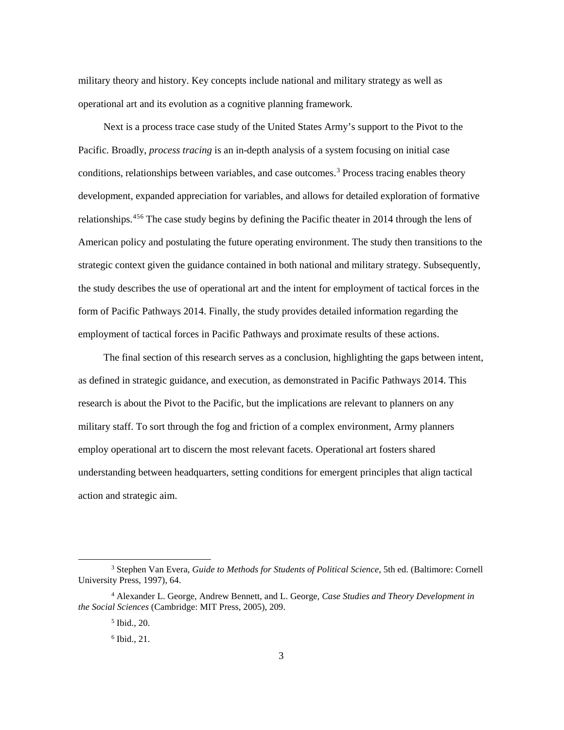military theory and history. Key concepts include national and military strategy as well as operational art and its evolution as a cognitive planning framework.

Next is a process trace case study of the United States Army's support to the Pivot to the Pacific. Broadly, *process tracing* is an in-depth analysis of a system focusing on initial case conditions, relationships between variables, and case outcomes.[3] Process tracing enables theory development, expanded appreciation for variables, and allows for detailed exploration of formative relationships.[4][5][6] The case study begins by defining the Pacific theater in 2014 through the lens of American policy and postulating the future operating environment. The study then transitions to the strategic context given the guidance contained in both national and military strategy. Subsequently, the study describes the use of operational art and the intent for employment of tactical forces in the form of Pacific Pathways 2014. Finally, the study provides detailed information regarding the employment of tactical forces in Pacific Pathways and proximate results of these actions.

The final section of this research serves as a conclusion, highlighting the gaps between intent, as defined in strategic guidance, and execution, as demonstrated in Pacific Pathways 2014. This research is about the Pivot to the Pacific, but the implications are relevant to planners on any military staff. To sort through the fog and friction of a complex environment, Army planners employ operational art to discern the most relevant facets. Operational art fosters shared understanding between headquarters, setting conditions for emergent principles that align tactical action and strategic aim.

---

[3] Stephen Van Evera, *Guide to Methods for Students of Political Science*, 5th ed. (Baltimore: Cornell University Press, 1997), 64.

[4] Alexander L. George, Andrew Bennett, and L. George, *Case Studies and Theory Development in the Social Sciences* (Cambridge: MIT Press, 2005), 209.

[5] Ibid., 20.

[6] Ibid., 21.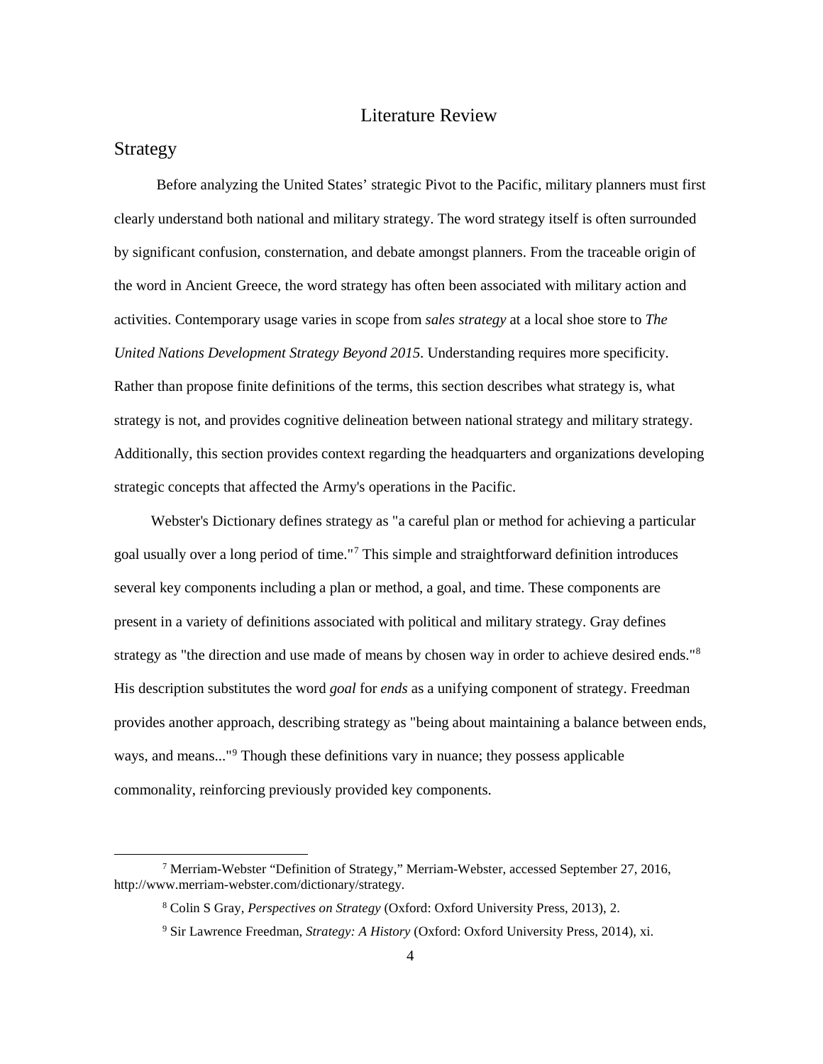# Literature Review

## Strategy

Before analyzing the United States' strategic Pivot to the Pacific, military planners must first clearly understand both national and military strategy. The word strategy itself is often surrounded by significant confusion, consternation, and debate amongst planners. From the traceable origin of the word in Ancient Greece, the word strategy has often been associated with military action and activities. Contemporary usage varies in scope from *sales strategy* at a local shoe store to *The United Nations Development Strategy Beyond 2015*. Understanding requires more specificity. Rather than propose finite definitions of the terms, this section describes what strategy is, what strategy is not, and provides cognitive delineation between national strategy and military strategy. Additionally, this section provides context regarding the headquarters and organizations developing strategic concepts that affected the Army's operations in the Pacific.

Webster's Dictionary defines strategy as "a careful plan or method for achieving a particular goal usually over a long period of time."[7] This simple and straightforward definition introduces several key components including a plan or method, a goal, and time. These components are present in a variety of definitions associated with political and military strategy. Gray defines strategy as "the direction and use made of means by chosen way in order to achieve desired ends."[8] His description substitutes the word *goal* for *ends* as a unifying component of strategy. Freedman provides another approach, describing strategy as "being about maintaining a balance between ends, ways, and means..."[9] Though these definitions vary in nuance; they possess applicable commonality, reinforcing previously provided key components.

---

[7] Merriam-Webster "Definition of Strategy," Merriam-Webster, accessed September 27, 2016, http://www.merriam-webster.com/dictionary/strategy.

[8] Colin S Gray, *Perspectives on Strategy* (Oxford: Oxford University Press, 2013), 2.

[9] Sir Lawrence Freedman, *Strategy: A History* (Oxford: Oxford University Press, 2014), xi.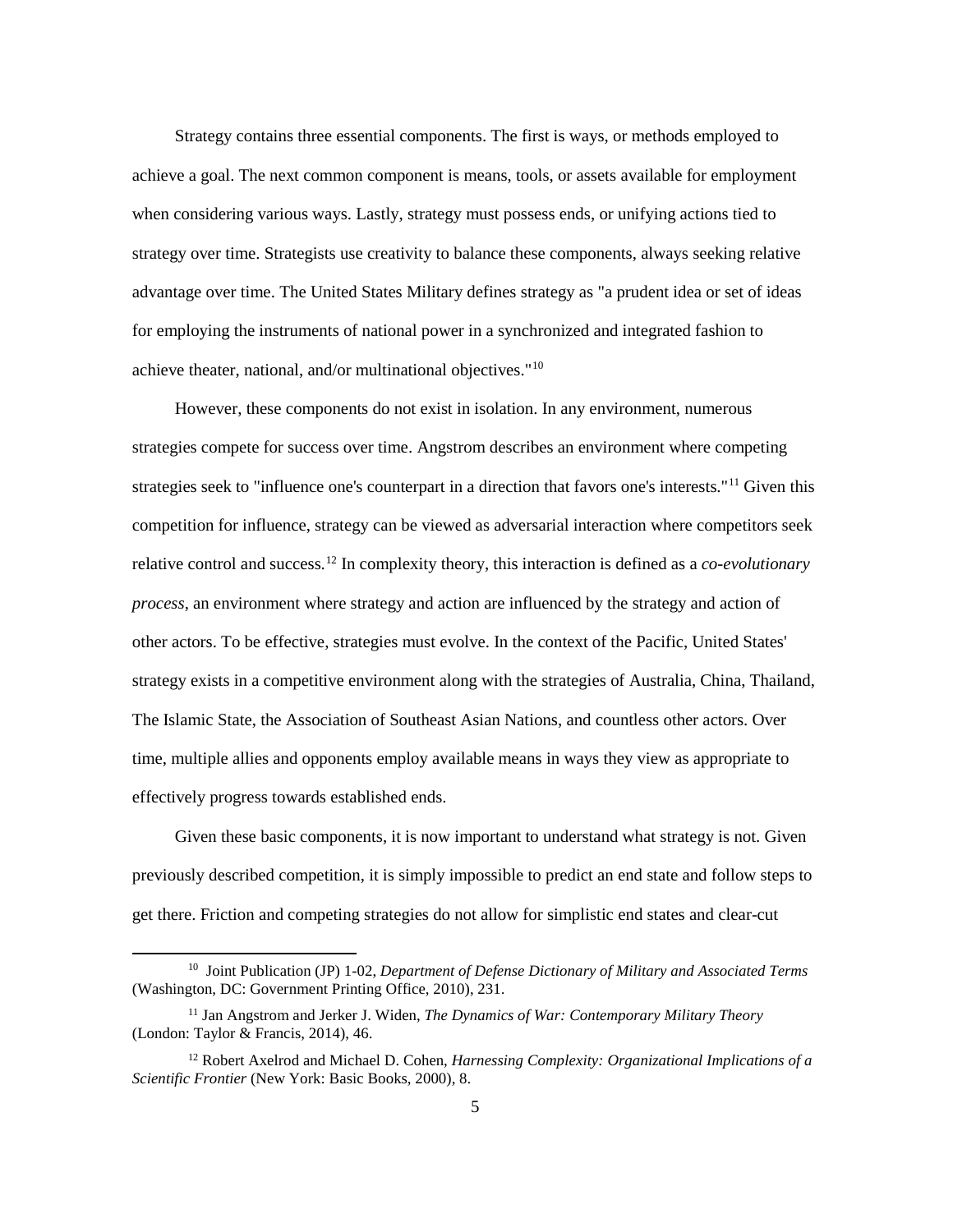Strategy contains three essential components. The first is ways, or methods employed to achieve a goal. The next common component is means, tools, or assets available for employment when considering various ways. Lastly, strategy must possess ends, or unifying actions tied to strategy over time. Strategists use creativity to balance these components, always seeking relative advantage over time. The United States Military defines strategy as "a prudent idea or set of ideas for employing the instruments of national power in a synchronized and integrated fashion to achieve theater, national, and/or multinational objectives."[10]

However, these components do not exist in isolation. In any environment, numerous strategies compete for success over time. Angstrom describes an environment where competing strategies seek to "influence one's counterpart in a direction that favors one's interests."[11] Given this competition for influence, strategy can be viewed as adversarial interaction where competitors seek relative control and success.[12] In complexity theory, this interaction is defined as a *co-evolutionary process*, an environment where strategy and action are influenced by the strategy and action of other actors. To be effective, strategies must evolve. In the context of the Pacific, United States' strategy exists in a competitive environment along with the strategies of Australia, China, Thailand, The Islamic State, the Association of Southeast Asian Nations, and countless other actors. Over time, multiple allies and opponents employ available means in ways they view as appropriate to effectively progress towards established ends.

Given these basic components, it is now important to understand what strategy is not. Given previously described competition, it is simply impossible to predict an end state and follow steps to get there. Friction and competing strategies do not allow for simplistic end states and clear-cut

---

[10] Joint Publication (JP) 1-02, *Department of Defense Dictionary of Military and Associated Terms* (Washington, DC: Government Printing Office, 2010), 231.

[11] Jan Angstrom and Jerker J. Widen, *The Dynamics of War: Contemporary Military Theory* (London: Taylor & Francis, 2014), 46.

[12] Robert Axelrod and Michael D. Cohen, *Harnessing Complexity: Organizational Implications of a Scientific Frontier* (New York: Basic Books, 2000), 8.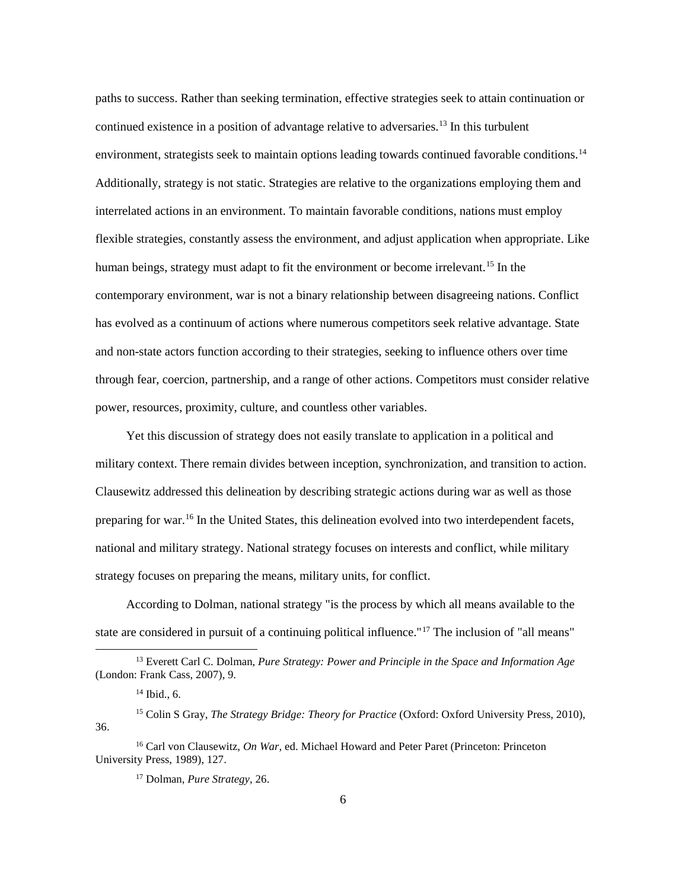paths to success. Rather than seeking termination, effective strategies seek to attain continuation or continued existence in a position of advantage relative to adversaries.[13] In this turbulent environment, strategists seek to maintain options leading towards continued favorable conditions.[14] Additionally, strategy is not static. Strategies are relative to the organizations employing them and interrelated actions in an environment. To maintain favorable conditions, nations must employ flexible strategies, constantly assess the environment, and adjust application when appropriate. Like human beings, strategy must adapt to fit the environment or become irrelevant.[15] In the contemporary environment, war is not a binary relationship between disagreeing nations. Conflict has evolved as a continuum of actions where numerous competitors seek relative advantage. State and non-state actors function according to their strategies, seeking to influence others over time through fear, coercion, partnership, and a range of other actions. Competitors must consider relative power, resources, proximity, culture, and countless other variables.

Yet this discussion of strategy does not easily translate to application in a political and military context. There remain divides between inception, synchronization, and transition to action. Clausewitz addressed this delineation by describing strategic actions during war as well as those preparing for war.[16] In the United States, this delineation evolved into two interdependent facets, national and military strategy. National strategy focuses on interests and conflict, while military strategy focuses on preparing the means, military units, for conflict.

According to Dolman, national strategy "is the process by which all means available to the state are considered in pursuit of a continuing political influence."[17] The inclusion of "all means"

---

[13] Everett Carl C. Dolman, *Pure Strategy: Power and Principle in the Space and Information Age* (London: Frank Cass, 2007), 9.

[14] Ibid., 6.

[15] Colin S Gray, *The Strategy Bridge: Theory for Practice* (Oxford: Oxford University Press, 2010), 36.

[16] Carl von Clausewitz, *On War*, ed. Michael Howard and Peter Paret (Princeton: Princeton University Press, 1989), 127.

[17] Dolman, *Pure Strategy*, 26.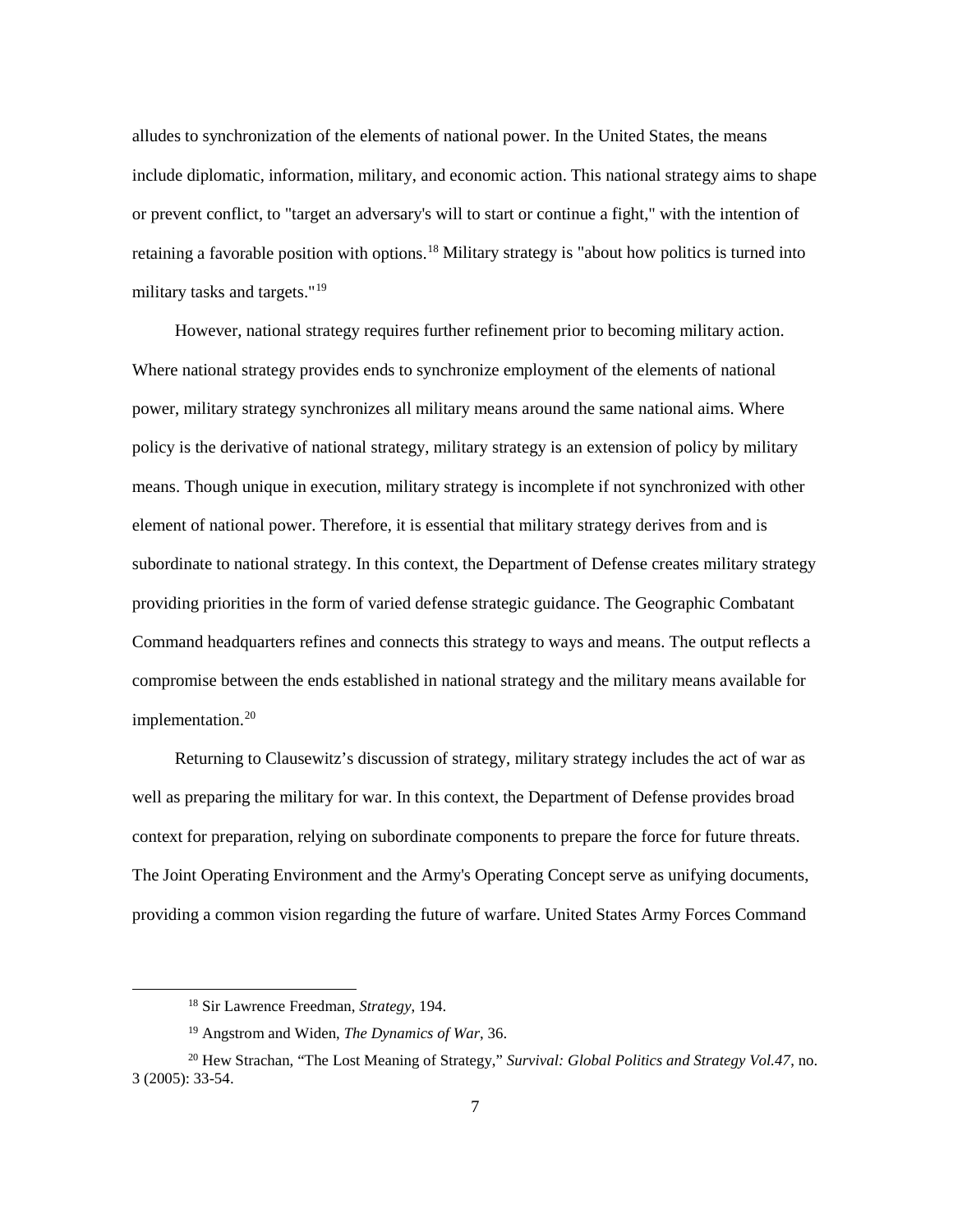alludes to synchronization of the elements of national power. In the United States, the means include diplomatic, information, military, and economic action. This national strategy aims to shape or prevent conflict, to "target an adversary's will to start or continue a fight," with the intention of retaining a favorable position with options.[18] Military strategy is "about how politics is turned into military tasks and targets."[19]

However, national strategy requires further refinement prior to becoming military action. Where national strategy provides ends to synchronize employment of the elements of national power, military strategy synchronizes all military means around the same national aims. Where policy is the derivative of national strategy, military strategy is an extension of policy by military means. Though unique in execution, military strategy is incomplete if not synchronized with other element of national power. Therefore, it is essential that military strategy derives from and is subordinate to national strategy. In this context, the Department of Defense creates military strategy providing priorities in the form of varied defense strategic guidance. The Geographic Combatant Command headquarters refines and connects this strategy to ways and means. The output reflects a compromise between the ends established in national strategy and the military means available for implementation.[20]

Returning to Clausewitz's discussion of strategy, military strategy includes the act of war as well as preparing the military for war. In this context, the Department of Defense provides broad context for preparation, relying on subordinate components to prepare the force for future threats. The Joint Operating Environment and the Army's Operating Concept serve as unifying documents, providing a common vision regarding the future of warfare. United States Army Forces Command

---

[18] Sir Lawrence Freedman, *Strategy*, 194.

[19] Angstrom and Widen, *The Dynamics of War*, 36.

[20] Hew Strachan, "The Lost Meaning of Strategy," *Survival: Global Politics and Strategy Vol.47*, no. 3 (2005): 33-54.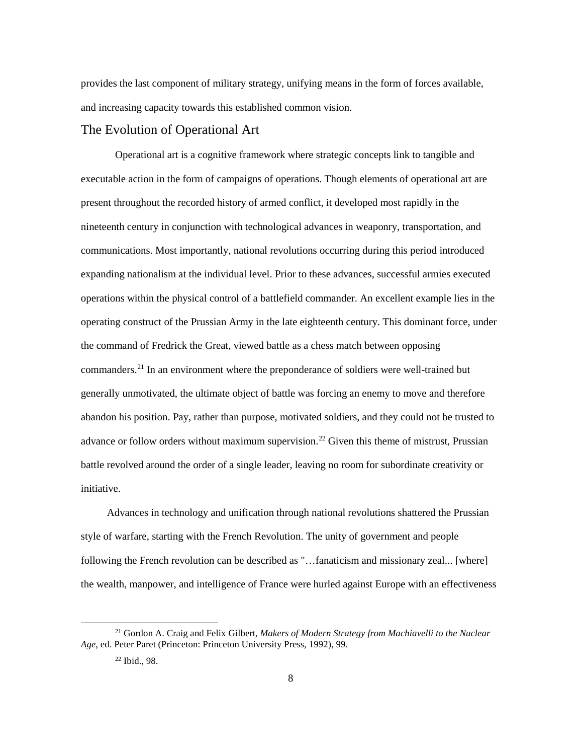provides the last component of military strategy, unifying means in the form of forces available, and increasing capacity towards this established common vision.

## The Evolution of Operational Art

Operational art is a cognitive framework where strategic concepts link to tangible and executable action in the form of campaigns of operations. Though elements of operational art are present throughout the recorded history of armed conflict, it developed most rapidly in the nineteenth century in conjunction with technological advances in weaponry, transportation, and communications. Most importantly, national revolutions occurring during this period introduced expanding nationalism at the individual level. Prior to these advances, successful armies executed operations within the physical control of a battlefield commander. An excellent example lies in the operating construct of the Prussian Army in the late eighteenth century. This dominant force, under the command of Fredrick the Great, viewed battle as a chess match between opposing commanders.[21] In an environment where the preponderance of soldiers were well-trained but generally unmotivated, the ultimate object of battle was forcing an enemy to move and therefore abandon his position. Pay, rather than purpose, motivated soldiers, and they could not be trusted to advance or follow orders without maximum supervision.[22] Given this theme of mistrust, Prussian battle revolved around the order of a single leader, leaving no room for subordinate creativity or initiative.

Advances in technology and unification through national revolutions shattered the Prussian style of warfare, starting with the French Revolution. The unity of government and people following the French revolution can be described as "…fanaticism and missionary zeal... [where] the wealth, manpower, and intelligence of France were hurled against Europe with an effectiveness

---

[21] Gordon A. Craig and Felix Gilbert, *Makers of Modern Strategy from Machiavelli to the Nuclear Age*, ed. Peter Paret (Princeton: Princeton University Press, 1992), 99.

[22] Ibid., 98.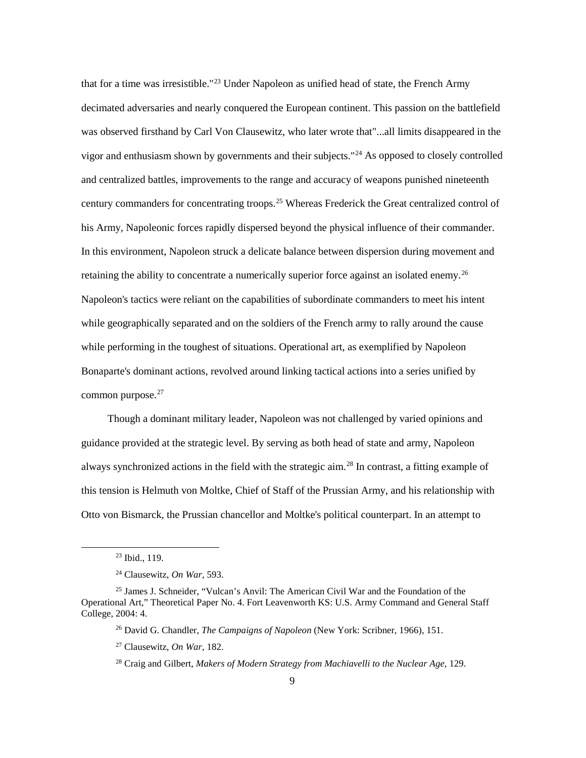that for a time was irresistible."[23] Under Napoleon as unified head of state, the French Army decimated adversaries and nearly conquered the European continent. This passion on the battlefield was observed firsthand by Carl Von Clausewitz, who later wrote that"...all limits disappeared in the vigor and enthusiasm shown by governments and their subjects."[24] As opposed to closely controlled and centralized battles, improvements to the range and accuracy of weapons punished nineteenth century commanders for concentrating troops.[25] Whereas Frederick the Great centralized control of his Army, Napoleonic forces rapidly dispersed beyond the physical influence of their commander. In this environment, Napoleon struck a delicate balance between dispersion during movement and retaining the ability to concentrate a numerically superior force against an isolated enemy.[26] Napoleon's tactics were reliant on the capabilities of subordinate commanders to meet his intent while geographically separated and on the soldiers of the French army to rally around the cause while performing in the toughest of situations. Operational art, as exemplified by Napoleon Bonaparte's dominant actions, revolved around linking tactical actions into a series unified by common purpose.[27]

Though a dominant military leader, Napoleon was not challenged by varied opinions and guidance provided at the strategic level. By serving as both head of state and army, Napoleon always synchronized actions in the field with the strategic aim.[28] In contrast, a fitting example of this tension is Helmuth von Moltke, Chief of Staff of the Prussian Army, and his relationship with Otto von Bismarck, the Prussian chancellor and Moltke's political counterpart. In an attempt to

---

[23] Ibid., 119.

[24] Clausewitz, *On War*, 593.

[25] James J. Schneider, “Vulcan’s Anvil: The American Civil War and the Foundation of the Operational Art,” Theoretical Paper No. 4. Fort Leavenworth KS: U.S. Army Command and General Staff College, 2004: 4.

[26] David G. Chandler, *The Campaigns of Napoleon* (New York: Scribner, 1966), 151.

[27] Clausewitz, *On War*, 182.

[28] Craig and Gilbert, *Makers of Modern Strategy from Machiavelli to the Nuclear Age*, 129.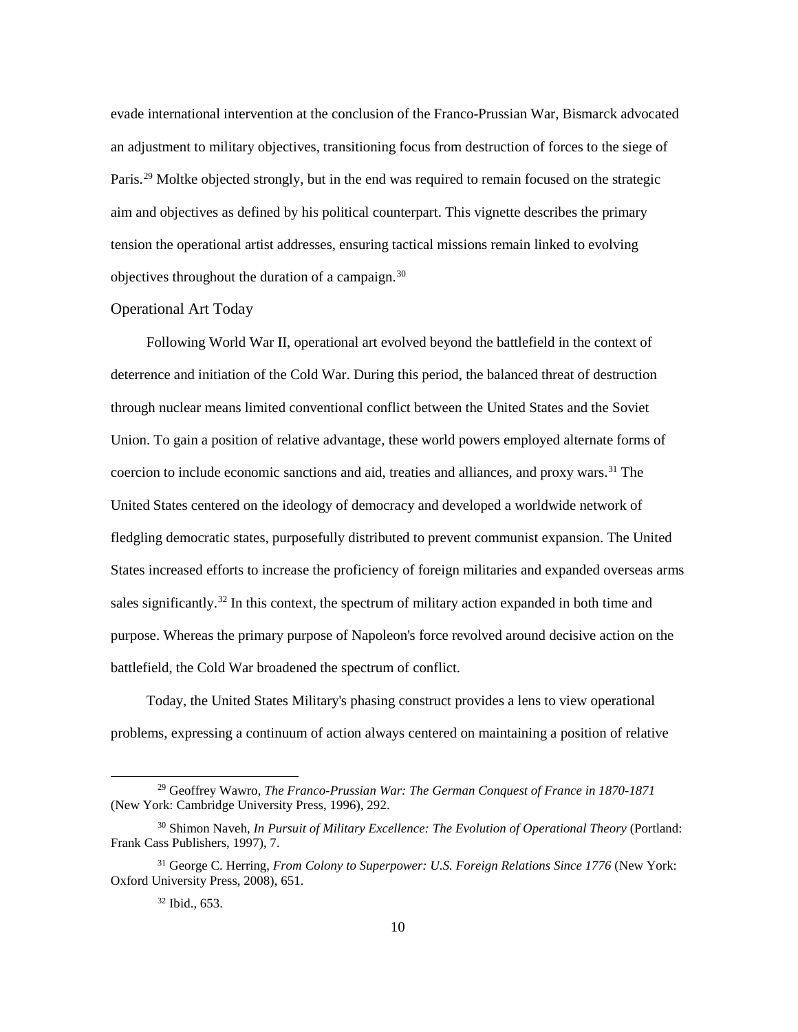evade international intervention at the conclusion of the Franco-Prussian War, Bismarck advocated an adjustment to military objectives, transitioning focus from destruction of forces to the siege of Paris.[29] Moltke objected strongly, but in the end was required to remain focused on the strategic aim and objectives as defined by his political counterpart. This vignette describes the primary tension the operational artist addresses, ensuring tactical missions remain linked to evolving objectives throughout the duration of a campaign.[30]

## Operational Art Today

Following World War II, operational art evolved beyond the battlefield in the context of deterrence and initiation of the Cold War. During this period, the balanced threat of destruction through nuclear means limited conventional conflict between the United States and the Soviet Union. To gain a position of relative advantage, these world powers employed alternate forms of coercion to include economic sanctions and aid, treaties and alliances, and proxy wars.[31] The United States centered on the ideology of democracy and developed a worldwide network of fledgling democratic states, purposefully distributed to prevent communist expansion. The United States increased efforts to increase the proficiency of foreign militaries and expanded overseas arms sales significantly.[32] In this context, the spectrum of military action expanded in both time and purpose. Whereas the primary purpose of Napoleon's force revolved around decisive action on the battlefield, the Cold War broadened the spectrum of conflict.

Today, the United States Military's phasing construct provides a lens to view operational problems, expressing a continuum of action always centered on maintaining a position of relative

---

[29] Geoffrey Wawro, *The Franco-Prussian War: The German Conquest of France in 1870-1871* (New York: Cambridge University Press, 1996), 292.

[30] Shimon Naveh, *In Pursuit of Military Excellence: The Evolution of Operational Theory* (Portland: Frank Cass Publishers, 1997), 7.

[31] George C. Herring, *From Colony to Superpower: U.S. Foreign Relations Since 1776* (New York: Oxford University Press, 2008), 651.

[32] Ibid., 653.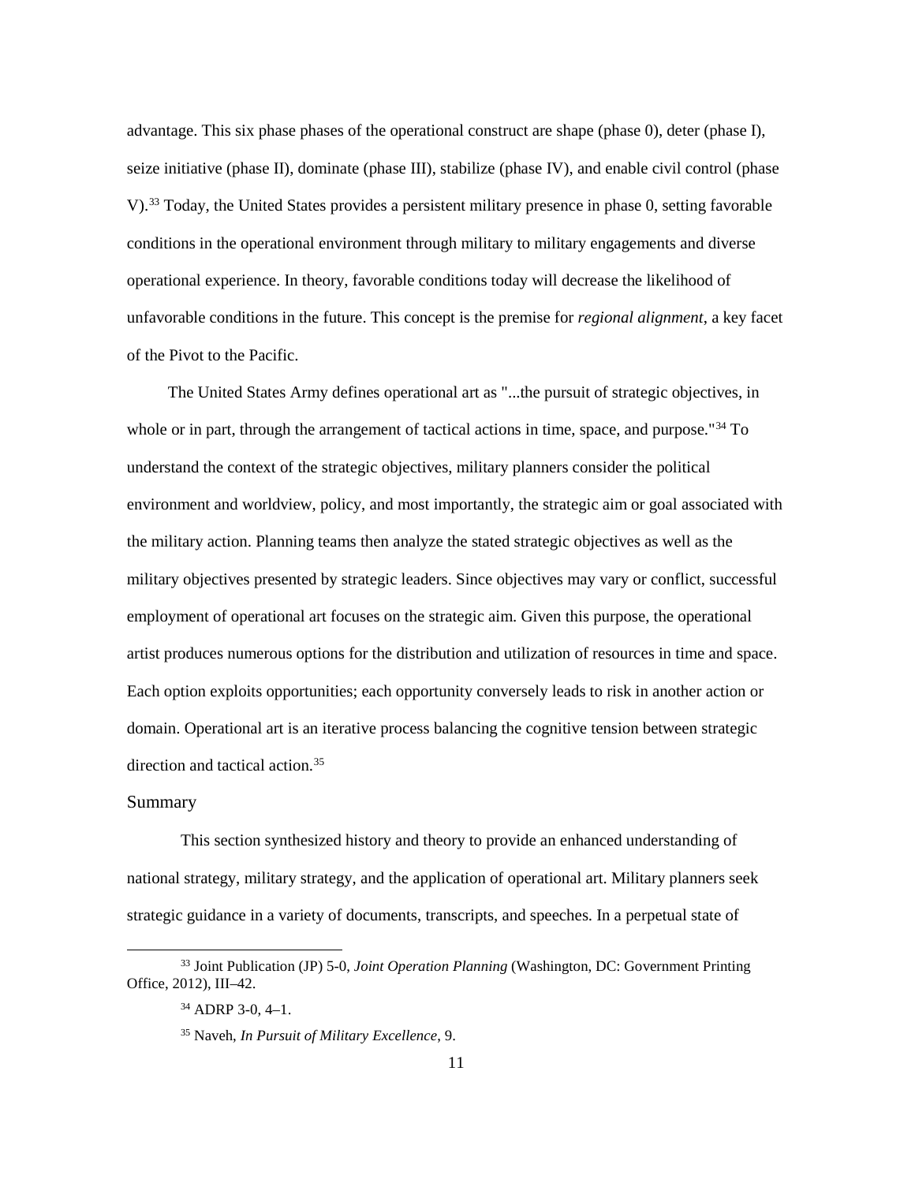advantage. This six phase phases of the operational construct are shape (phase 0), deter (phase I), seize initiative (phase II), dominate (phase III), stabilize (phase IV), and enable civil control (phase V).[33] Today, the United States provides a persistent military presence in phase 0, setting favorable conditions in the operational environment through military to military engagements and diverse operational experience. In theory, favorable conditions today will decrease the likelihood of unfavorable conditions in the future. This concept is the premise for *regional alignment*, a key facet of the Pivot to the Pacific.

The United States Army defines operational art as "...the pursuit of strategic objectives, in whole or in part, through the arrangement of tactical actions in time, space, and purpose."[34] To understand the context of the strategic objectives, military planners consider the political environment and worldview, policy, and most importantly, the strategic aim or goal associated with the military action. Planning teams then analyze the stated strategic objectives as well as the military objectives presented by strategic leaders. Since objectives may vary or conflict, successful employment of operational art focuses on the strategic aim. Given this purpose, the operational artist produces numerous options for the distribution and utilization of resources in time and space. Each option exploits opportunities; each opportunity conversely leads to risk in another action or domain. Operational art is an iterative process balancing the cognitive tension between strategic direction and tactical action.[35]

## Summary

This section synthesized history and theory to provide an enhanced understanding of national strategy, military strategy, and the application of operational art. Military planners seek strategic guidance in a variety of documents, transcripts, and speeches. In a perpetual state of

---

[33] Joint Publication (JP) 5-0, *Joint Operation Planning* (Washington, DC: Government Printing Office, 2012), III–42.

[34] ADRP 3-0, 4–1.

[35] Naveh, *In Pursuit of Military Excellence*, 9.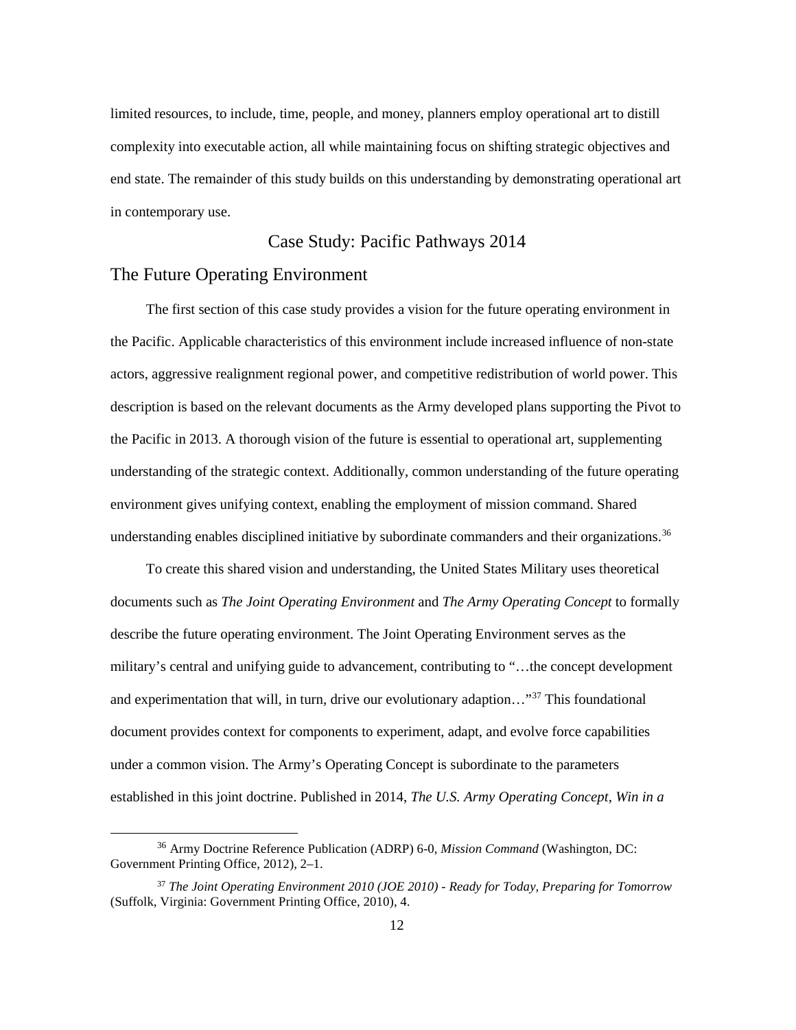limited resources, to include, time, people, and money, planners employ operational art to distill complexity into executable action, all while maintaining focus on shifting strategic objectives and end state. The remainder of this study builds on this understanding by demonstrating operational art in contemporary use.

# Case Study: Pacific Pathways 2014

## The Future Operating Environment

The first section of this case study provides a vision for the future operating environment in the Pacific. Applicable characteristics of this environment include increased influence of non-state actors, aggressive realignment regional power, and competitive redistribution of world power. This description is based on the relevant documents as the Army developed plans supporting the Pivot to the Pacific in 2013. A thorough vision of the future is essential to operational art, supplementing understanding of the strategic context. Additionally, common understanding of the future operating environment gives unifying context, enabling the employment of mission command. Shared understanding enables disciplined initiative by subordinate commanders and their organizations.[36]

To create this shared vision and understanding, the United States Military uses theoretical documents such as *The Joint Operating Environment* and *The Army Operating Concept* to formally describe the future operating environment. The Joint Operating Environment serves as the military's central and unifying guide to advancement, contributing to "…the concept development and experimentation that will, in turn, drive our evolutionary adaption…"[37] This foundational document provides context for components to experiment, adapt, and evolve force capabilities under a common vision. The Army's Operating Concept is subordinate to the parameters established in this joint doctrine. Published in 2014, *The U.S. Army Operating Concept, Win in a*

---

[36] Army Doctrine Reference Publication (ADRP) 6-0, *Mission Command* (Washington, DC: Government Printing Office, 2012), 2–1.

[37] *The Joint Operating Environment 2010 (JOE 2010) - Ready for Today, Preparing for Tomorrow* (Suffolk, Virginia: Government Printing Office, 2010), 4.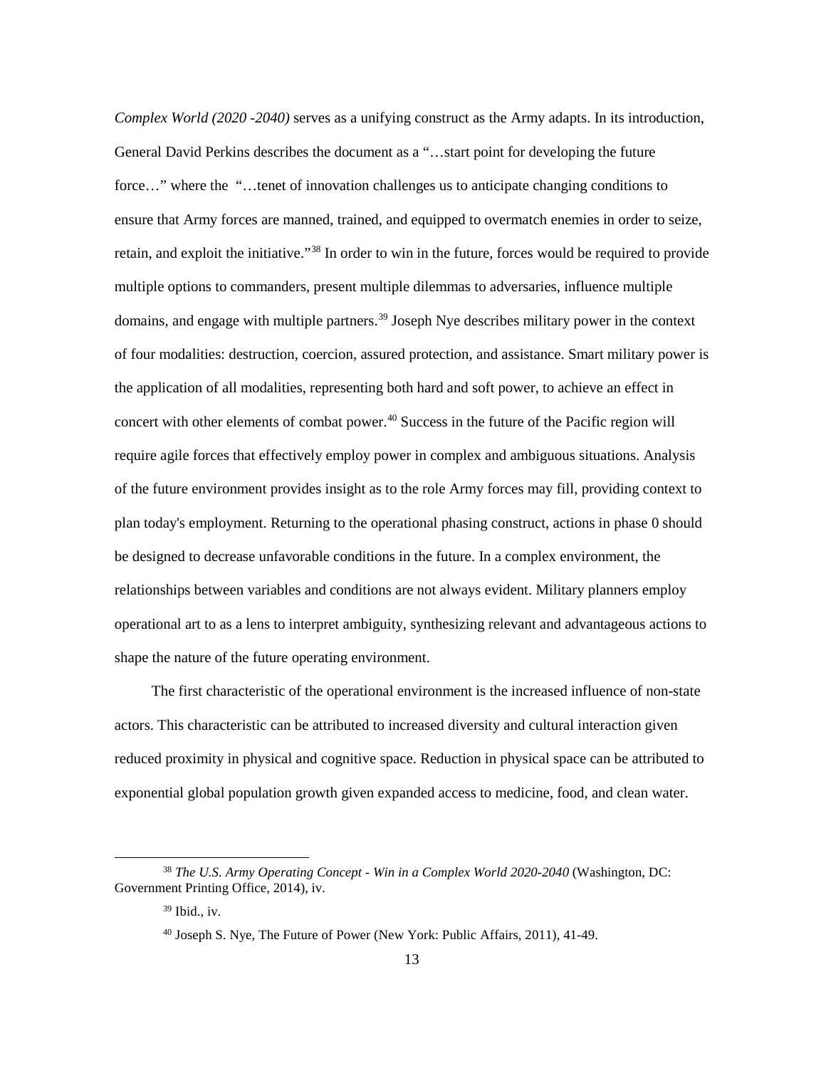*Complex World (2020 -2040)* serves as a unifying construct as the Army adapts. In its introduction, General David Perkins describes the document as a "…start point for developing the future force…" where the "…tenet of innovation challenges us to anticipate changing conditions to ensure that Army forces are manned, trained, and equipped to overmatch enemies in order to seize, retain, and exploit the initiative."[38] In order to win in the future, forces would be required to provide multiple options to commanders, present multiple dilemmas to adversaries, influence multiple domains, and engage with multiple partners.[39] Joseph Nye describes military power in the context of four modalities: destruction, coercion, assured protection, and assistance. Smart military power is the application of all modalities, representing both hard and soft power, to achieve an effect in concert with other elements of combat power.[40] Success in the future of the Pacific region will require agile forces that effectively employ power in complex and ambiguous situations. Analysis of the future environment provides insight as to the role Army forces may fill, providing context to plan today's employment. Returning to the operational phasing construct, actions in phase 0 should be designed to decrease unfavorable conditions in the future. In a complex environment, the relationships between variables and conditions are not always evident. Military planners employ operational art to as a lens to interpret ambiguity, synthesizing relevant and advantageous actions to shape the nature of the future operating environment.

The first characteristic of the operational environment is the increased influence of non-state actors. This characteristic can be attributed to increased diversity and cultural interaction given reduced proximity in physical and cognitive space. Reduction in physical space can be attributed to exponential global population growth given expanded access to medicine, food, and clean water.

---

[38] *The U.S. Army Operating Concept - Win in a Complex World 2020-2040* (Washington, DC: Government Printing Office, 2014), iv.

[39] Ibid., iv.

[40] Joseph S. Nye, The Future of Power (New York: Public Affairs, 2011), 41-49.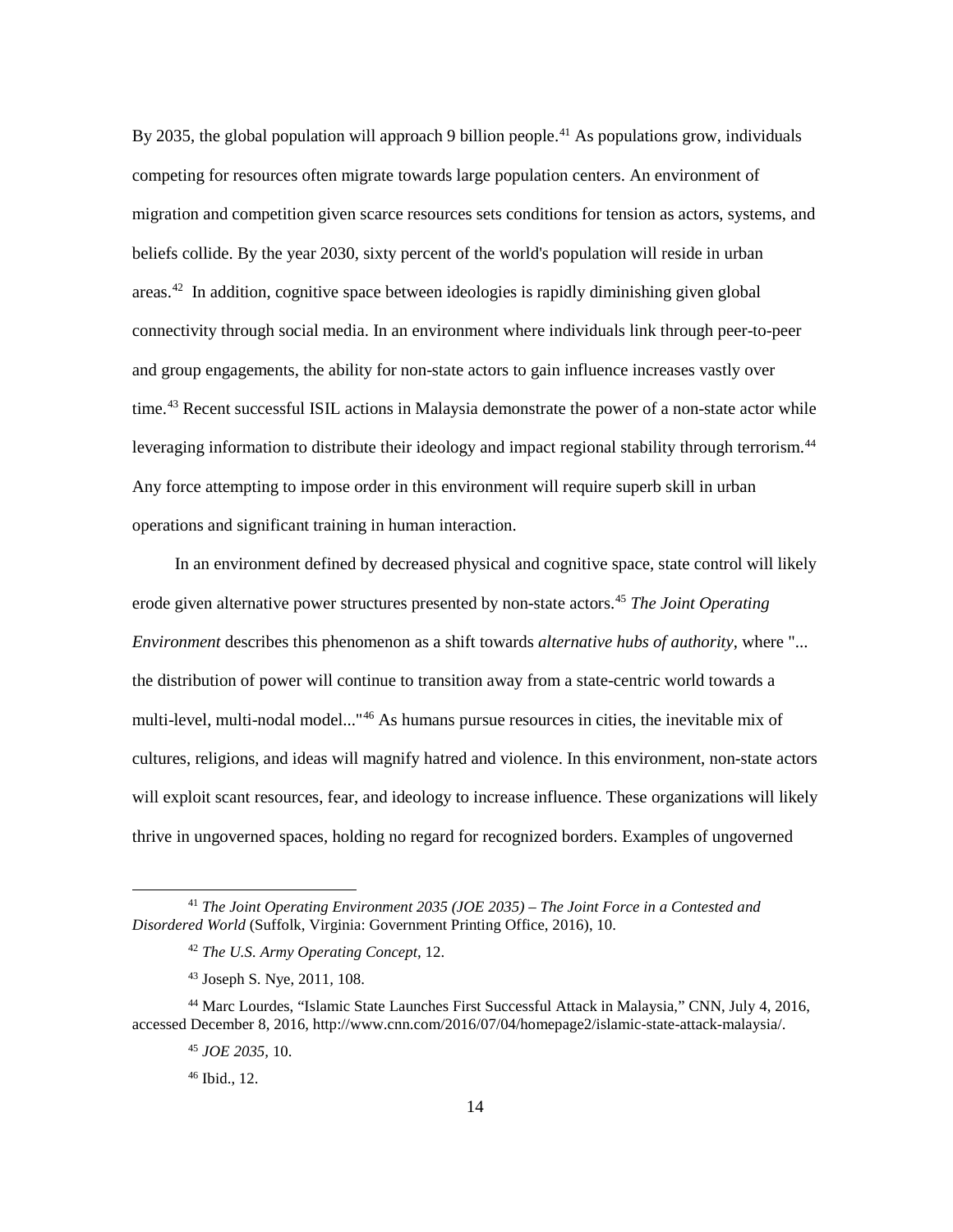By 2035, the global population will approach 9 billion people.[41] As populations grow, individuals competing for resources often migrate towards large population centers. An environment of migration and competition given scarce resources sets conditions for tension as actors, systems, and beliefs collide. By the year 2030, sixty percent of the world's population will reside in urban areas.[42] In addition, cognitive space between ideologies is rapidly diminishing given global connectivity through social media. In an environment where individuals link through peer-to-peer and group engagements, the ability for non-state actors to gain influence increases vastly over time.[43] Recent successful ISIL actions in Malaysia demonstrate the power of a non-state actor while leveraging information to distribute their ideology and impact regional stability through terrorism.[44] Any force attempting to impose order in this environment will require superb skill in urban operations and significant training in human interaction.

In an environment defined by decreased physical and cognitive space, state control will likely erode given alternative power structures presented by non-state actors.[45] *The Joint Operating Environment* describes this phenomenon as a shift towards *alternative hubs of authority*, where "... the distribution of power will continue to transition away from a state-centric world towards a multi-level, multi-nodal model..."[46] As humans pursue resources in cities, the inevitable mix of cultures, religions, and ideas will magnify hatred and violence. In this environment, non-state actors will exploit scant resources, fear, and ideology to increase influence. These organizations will likely thrive in ungoverned spaces, holding no regard for recognized borders. Examples of ungoverned

---

[41] *The Joint Operating Environment 2035 (JOE 2035) – The Joint Force in a Contested and Disordered World* (Suffolk, Virginia: Government Printing Office, 2016), 10.

[42] *The U.S. Army Operating Concept*, 12.

[43] Joseph S. Nye, 2011, 108.

[44] Marc Lourdes, "Islamic State Launches First Successful Attack in Malaysia," CNN, July 4, 2016, accessed December 8, 2016, http://www.cnn.com/2016/07/04/homepage2/islamic-state-attack-malaysia/.

[45] *JOE 2035*, 10.

[46] Ibid., 12.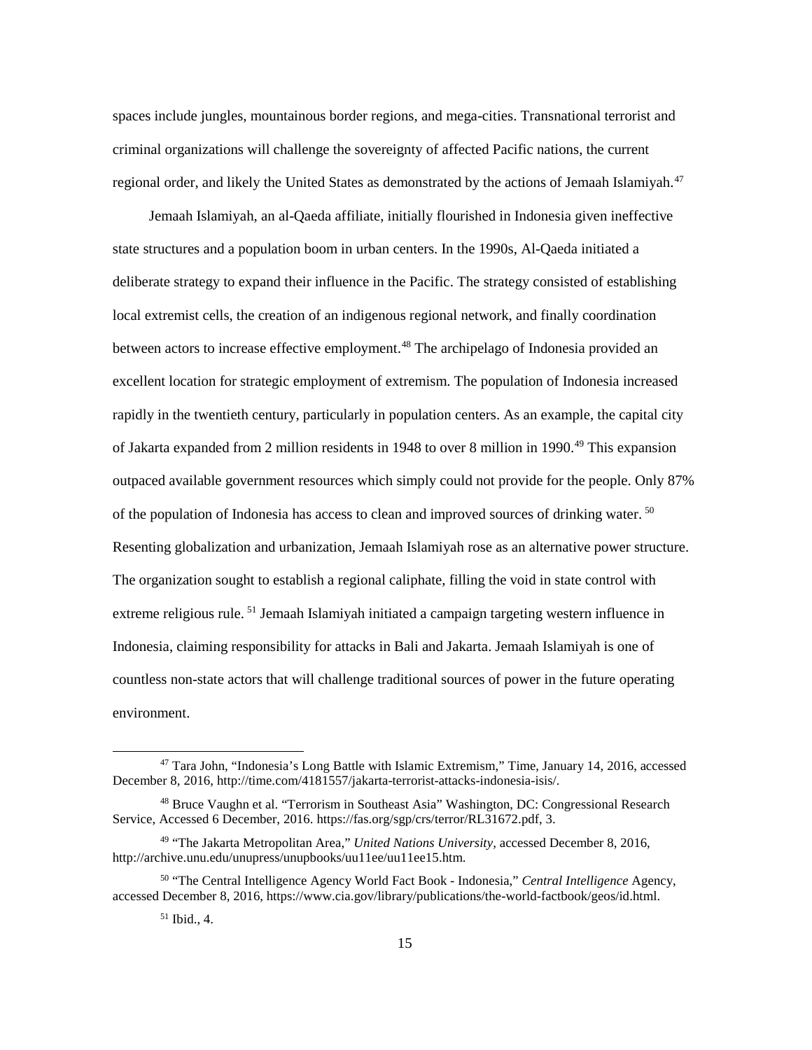spaces include jungles, mountainous border regions, and mega-cities. Transnational terrorist and criminal organizations will challenge the sovereignty of affected Pacific nations, the current regional order, and likely the United States as demonstrated by the actions of Jemaah Islamiyah.[47]

Jemaah Islamiyah, an al-Qaeda affiliate, initially flourished in Indonesia given ineffective state structures and a population boom in urban centers. In the 1990s, Al-Qaeda initiated a deliberate strategy to expand their influence in the Pacific. The strategy consisted of establishing local extremist cells, the creation of an indigenous regional network, and finally coordination between actors to increase effective employment.[48] The archipelago of Indonesia provided an excellent location for strategic employment of extremism. The population of Indonesia increased rapidly in the twentieth century, particularly in population centers. As an example, the capital city of Jakarta expanded from 2 million residents in 1948 to over 8 million in 1990.[49] This expansion outpaced available government resources which simply could not provide for the people. Only 87% of the population of Indonesia has access to clean and improved sources of drinking water. [50] Resenting globalization and urbanization, Jemaah Islamiyah rose as an alternative power structure. The organization sought to establish a regional caliphate, filling the void in state control with extreme religious rule. [51] Jemaah Islamiyah initiated a campaign targeting western influence in Indonesia, claiming responsibility for attacks in Bali and Jakarta. Jemaah Islamiyah is one of countless non-state actors that will challenge traditional sources of power in the future operating environment.

---

[47] Tara John, "Indonesia's Long Battle with Islamic Extremism," Time, January 14, 2016, accessed December 8, 2016, http://time.com/4181557/jakarta-terrorist-attacks-indonesia-isis/.

[48] Bruce Vaughn et al. "Terrorism in Southeast Asia" Washington, DC: Congressional Research Service, Accessed 6 December, 2016. https://fas.org/sgp/crs/terror/RL31672.pdf, 3.

[49] "The Jakarta Metropolitan Area," *United Nations University,* accessed December 8, 2016, http://archive.unu.edu/unupress/unupbooks/uu11ee/uu11ee15.htm.

[50] "The Central Intelligence Agency World Fact Book - Indonesia," *Central Intelligence* Agency, accessed December 8, 2016, https://www.cia.gov/library/publications/the-world-factbook/geos/id.html.

[51] Ibid., 4.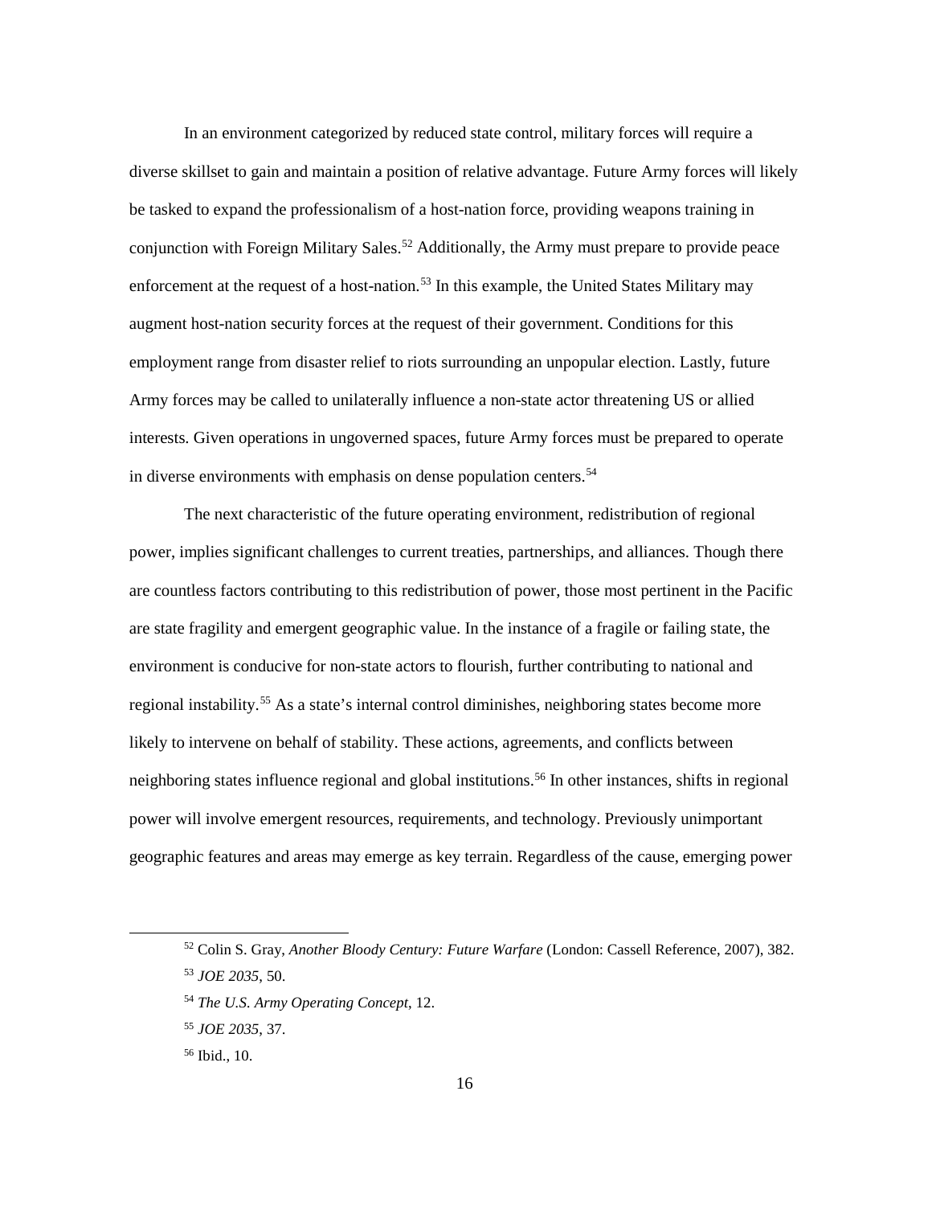In an environment categorized by reduced state control, military forces will require a diverse skillset to gain and maintain a position of relative advantage. Future Army forces will likely be tasked to expand the professionalism of a host-nation force, providing weapons training in conjunction with Foreign Military Sales.[52] Additionally, the Army must prepare to provide peace enforcement at the request of a host-nation.[53] In this example, the United States Military may augment host-nation security forces at the request of their government. Conditions for this employment range from disaster relief to riots surrounding an unpopular election. Lastly, future Army forces may be called to unilaterally influence a non-state actor threatening US or allied interests. Given operations in ungoverned spaces, future Army forces must be prepared to operate in diverse environments with emphasis on dense population centers.[54]

The next characteristic of the future operating environment, redistribution of regional power, implies significant challenges to current treaties, partnerships, and alliances. Though there are countless factors contributing to this redistribution of power, those most pertinent in the Pacific are state fragility and emergent geographic value. In the instance of a fragile or failing state, the environment is conducive for non-state actors to flourish, further contributing to national and regional instability.[55] As a state's internal control diminishes, neighboring states become more likely to intervene on behalf of stability. These actions, agreements, and conflicts between neighboring states influence regional and global institutions.[56] In other instances, shifts in regional power will involve emergent resources, requirements, and technology. Previously unimportant geographic features and areas may emerge as key terrain. Regardless of the cause, emerging power

---

[52] Colin S. Gray, *Another Bloody Century: Future Warfare* (London: Cassell Reference, 2007), 382.

[53] *JOE 2035*, 50.

[54] *The U.S. Army Operating Concept*, 12.

[55] *JOE 2035*, 37.

[56] Ibid., 10.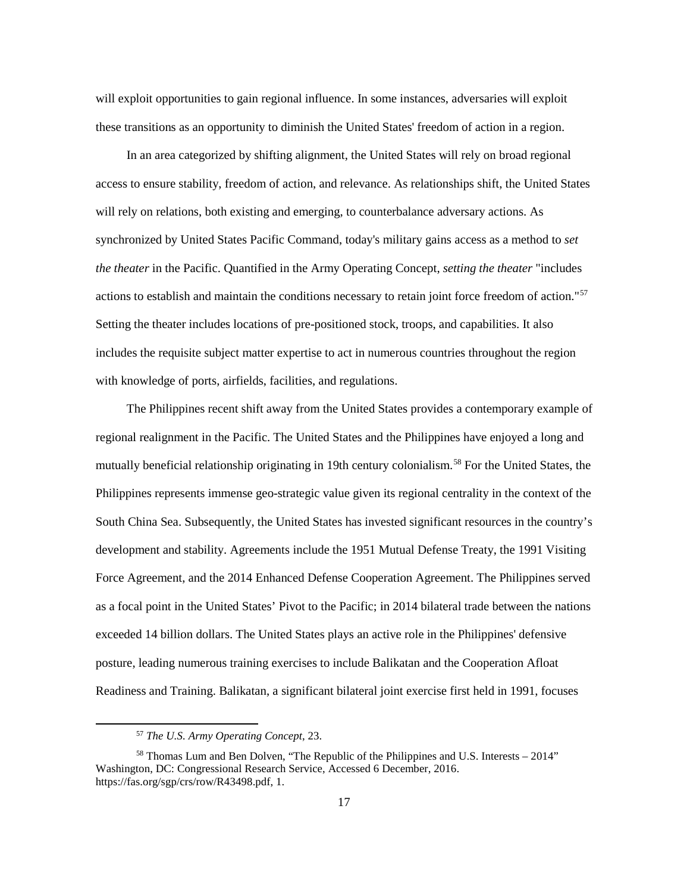will exploit opportunities to gain regional influence. In some instances, adversaries will exploit these transitions as an opportunity to diminish the United States' freedom of action in a region.

In an area categorized by shifting alignment, the United States will rely on broad regional access to ensure stability, freedom of action, and relevance. As relationships shift, the United States will rely on relations, both existing and emerging, to counterbalance adversary actions. As synchronized by United States Pacific Command, today's military gains access as a method to *set the theater* in the Pacific. Quantified in the Army Operating Concept, *setting the theater* "includes actions to establish and maintain the conditions necessary to retain joint force freedom of action."[57] Setting the theater includes locations of pre-positioned stock, troops, and capabilities. It also includes the requisite subject matter expertise to act in numerous countries throughout the region with knowledge of ports, airfields, facilities, and regulations.

The Philippines recent shift away from the United States provides a contemporary example of regional realignment in the Pacific. The United States and the Philippines have enjoyed a long and mutually beneficial relationship originating in 19th century colonialism.[58] For the United States, the Philippines represents immense geo-strategic value given its regional centrality in the context of the South China Sea. Subsequently, the United States has invested significant resources in the country's development and stability. Agreements include the 1951 Mutual Defense Treaty, the 1991 Visiting Force Agreement, and the 2014 Enhanced Defense Cooperation Agreement. The Philippines served as a focal point in the United States' Pivot to the Pacific; in 2014 bilateral trade between the nations exceeded 14 billion dollars. The United States plays an active role in the Philippines' defensive posture, leading numerous training exercises to include Balikatan and the Cooperation Afloat Readiness and Training. Balikatan, a significant bilateral joint exercise first held in 1991, focuses

---

[57] *The U.S. Army Operating Concept*, 23.

[58] Thomas Lum and Ben Dolven, "The Republic of the Philippines and U.S. Interests – 2014" Washington, DC: Congressional Research Service, Accessed 6 December, 2016. https://fas.org/sgp/crs/row/R43498.pdf, 1.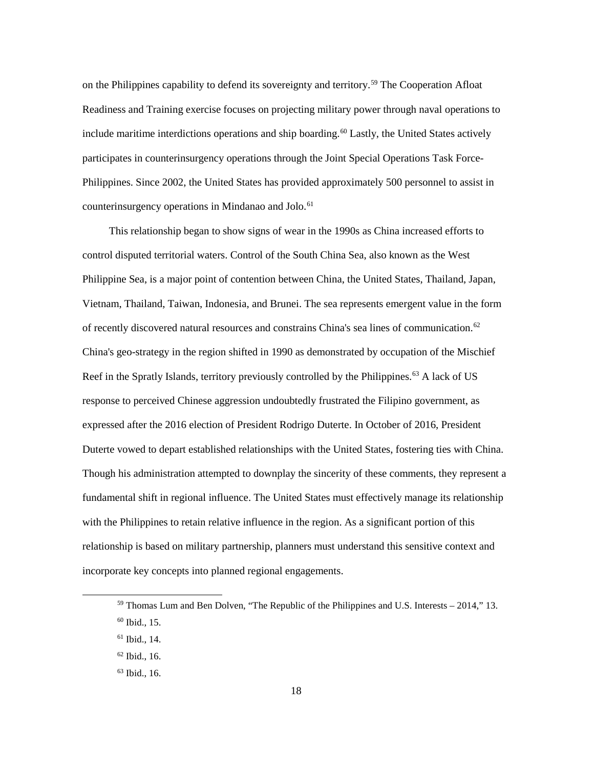on the Philippines capability to defend its sovereignty and territory.[59] The Cooperation Afloat Readiness and Training exercise focuses on projecting military power through naval operations to include maritime interdictions operations and ship boarding.[60] Lastly, the United States actively participates in counterinsurgency operations through the Joint Special Operations Task Force-Philippines. Since 2002, the United States has provided approximately 500 personnel to assist in counterinsurgency operations in Mindanao and Jolo.[61]

This relationship began to show signs of wear in the 1990s as China increased efforts to control disputed territorial waters. Control of the South China Sea, also known as the West Philippine Sea, is a major point of contention between China, the United States, Thailand, Japan, Vietnam, Thailand, Taiwan, Indonesia, and Brunei. The sea represents emergent value in the form of recently discovered natural resources and constrains China's sea lines of communication.[62] China's geo-strategy in the region shifted in 1990 as demonstrated by occupation of the Mischief Reef in the Spratly Islands, territory previously controlled by the Philippines.[63] A lack of US response to perceived Chinese aggression undoubtedly frustrated the Filipino government, as expressed after the 2016 election of President Rodrigo Duterte. In October of 2016, President Duterte vowed to depart established relationships with the United States, fostering ties with China. Though his administration attempted to downplay the sincerity of these comments, they represent a fundamental shift in regional influence. The United States must effectively manage its relationship with the Philippines to retain relative influence in the region. As a significant portion of this relationship is based on military partnership, planners must understand this sensitive context and incorporate key concepts into planned regional engagements.

---

[59] Thomas Lum and Ben Dolven, "The Republic of the Philippines and U.S. Interests – 2014," 13.

[60] Ibid., 15.

[61] Ibid., 14.

[62] Ibid., 16.

[63] Ibid., 16.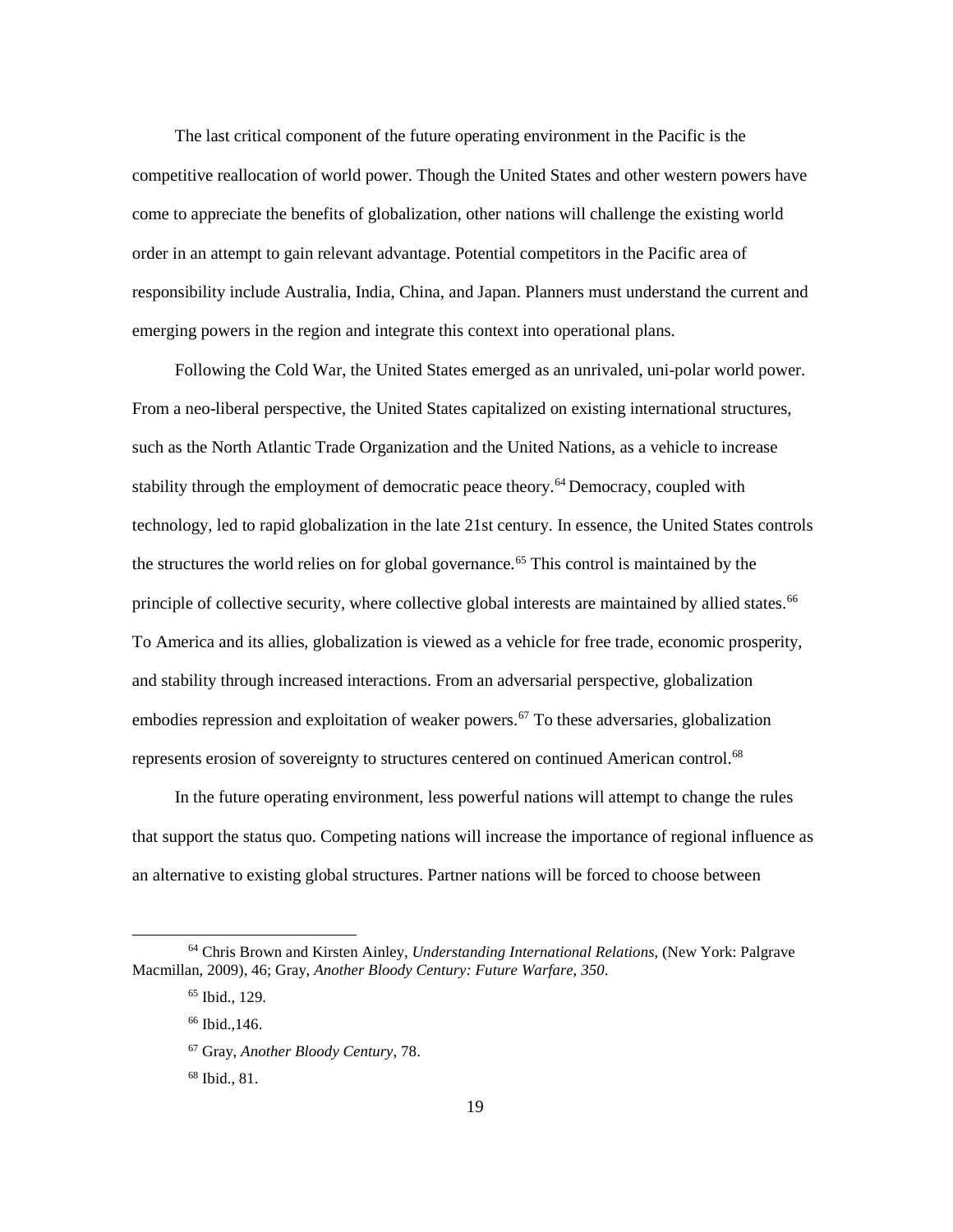The last critical component of the future operating environment in the Pacific is the competitive reallocation of world power. Though the United States and other western powers have come to appreciate the benefits of globalization, other nations will challenge the existing world order in an attempt to gain relevant advantage. Potential competitors in the Pacific area of responsibility include Australia, India, China, and Japan. Planners must understand the current and emerging powers in the region and integrate this context into operational plans.

Following the Cold War, the United States emerged as an unrivaled, uni-polar world power. From a neo-liberal perspective, the United States capitalized on existing international structures, such as the North Atlantic Trade Organization and the United Nations, as a vehicle to increase stability through the employment of democratic peace theory.[64] Democracy, coupled with technology, led to rapid globalization in the late 21st century. In essence, the United States controls the structures the world relies on for global governance.[65] This control is maintained by the principle of collective security, where collective global interests are maintained by allied states.[66] To America and its allies, globalization is viewed as a vehicle for free trade, economic prosperity, and stability through increased interactions. From an adversarial perspective, globalization embodies repression and exploitation of weaker powers.[67] To these adversaries, globalization represents erosion of sovereignty to structures centered on continued American control.[68]

In the future operating environment, less powerful nations will attempt to change the rules that support the status quo. Competing nations will increase the importance of regional influence as an alternative to existing global structures. Partner nations will be forced to choose between

---

[64] Chris Brown and Kirsten Ainley, *Understanding International Relations*, (New York: Palgrave Macmillan, 2009), 46; Gray, *Another Bloody Century: Future Warfare, 350*.

[65] Ibid., 129.

[66] Ibid.,146.

[67] Gray, *Another Bloody Century*, 78.

[68] Ibid., 81.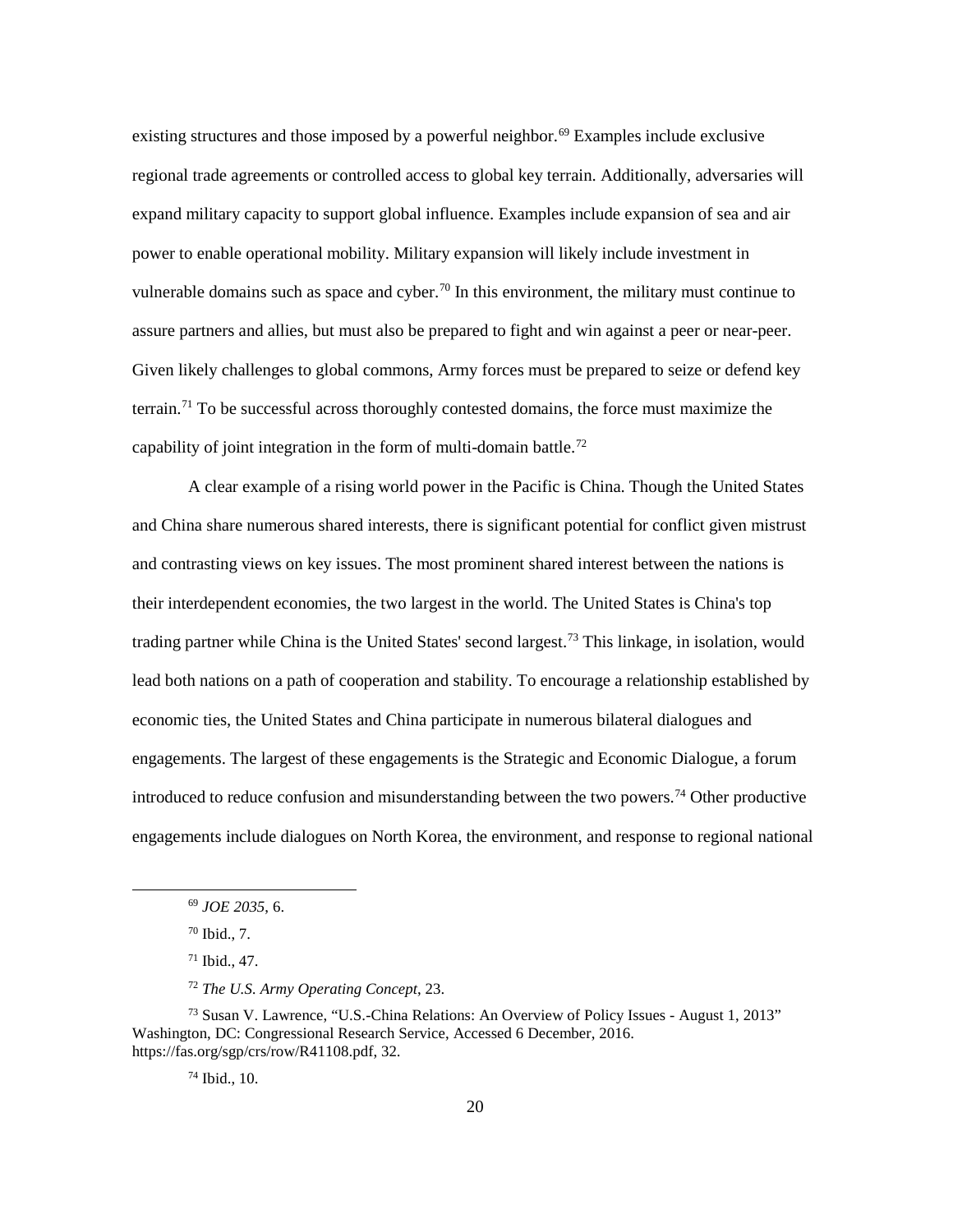existing structures and those imposed by a powerful neighbor.[69] Examples include exclusive regional trade agreements or controlled access to global key terrain. Additionally, adversaries will expand military capacity to support global influence. Examples include expansion of sea and air power to enable operational mobility. Military expansion will likely include investment in vulnerable domains such as space and cyber.[70] In this environment, the military must continue to assure partners and allies, but must also be prepared to fight and win against a peer or near-peer. Given likely challenges to global commons, Army forces must be prepared to seize or defend key terrain.[71] To be successful across thoroughly contested domains, the force must maximize the capability of joint integration in the form of multi-domain battle.[72]

A clear example of a rising world power in the Pacific is China. Though the United States and China share numerous shared interests, there is significant potential for conflict given mistrust and contrasting views on key issues. The most prominent shared interest between the nations is their interdependent economies, the two largest in the world. The United States is China's top trading partner while China is the United States' second largest.[73] This linkage, in isolation, would lead both nations on a path of cooperation and stability. To encourage a relationship established by economic ties, the United States and China participate in numerous bilateral dialogues and engagements. The largest of these engagements is the Strategic and Economic Dialogue, a forum introduced to reduce confusion and misunderstanding between the two powers.[74] Other productive engagements include dialogues on North Korea, the environment, and response to regional national

---

[69] *JOE 2035*, 6.

[70] Ibid., 7.

[71] Ibid., 47.

[72] *The U.S. Army Operating Concept*, 23.

[73] Susan V. Lawrence, "U.S.-China Relations: An Overview of Policy Issues - August 1, 2013" Washington, DC: Congressional Research Service, Accessed 6 December, 2016. https://fas.org/sgp/crs/row/R41108.pdf, 32.

[74] Ibid., 10.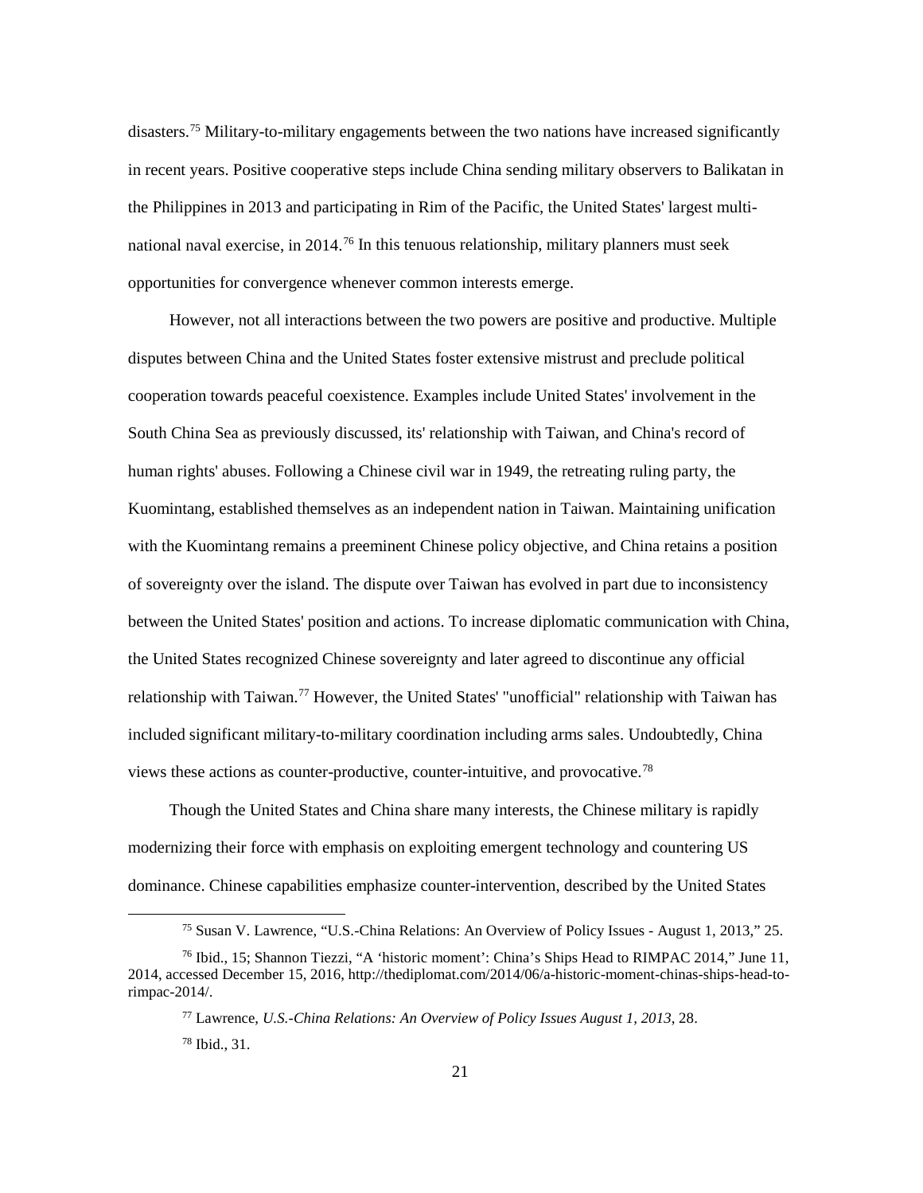disasters.[75] Military-to-military engagements between the two nations have increased significantly in recent years. Positive cooperative steps include China sending military observers to Balikatan in the Philippines in 2013 and participating in Rim of the Pacific, the United States' largest multi-national naval exercise, in 2014.[76] In this tenuous relationship, military planners must seek opportunities for convergence whenever common interests emerge.

However, not all interactions between the two powers are positive and productive. Multiple disputes between China and the United States foster extensive mistrust and preclude political cooperation towards peaceful coexistence. Examples include United States' involvement in the South China Sea as previously discussed, its' relationship with Taiwan, and China's record of human rights' abuses. Following a Chinese civil war in 1949, the retreating ruling party, the Kuomintang, established themselves as an independent nation in Taiwan. Maintaining unification with the Kuomintang remains a preeminent Chinese policy objective, and China retains a position of sovereignty over the island. The dispute over Taiwan has evolved in part due to inconsistency between the United States' position and actions. To increase diplomatic communication with China, the United States recognized Chinese sovereignty and later agreed to discontinue any official relationship with Taiwan.[77] However, the United States' "unofficial" relationship with Taiwan has included significant military-to-military coordination including arms sales. Undoubtedly, China views these actions as counter-productive, counter-intuitive, and provocative.[78]

Though the United States and China share many interests, the Chinese military is rapidly modernizing their force with emphasis on exploiting emergent technology and countering US dominance. Chinese capabilities emphasize counter-intervention, described by the United States

---

[75] Susan V. Lawrence, "U.S.-China Relations: An Overview of Policy Issues - August 1, 2013," 25.

[76] Ibid., 15; Shannon Tiezzi, "A 'historic moment': China's Ships Head to RIMPAC 2014," June 11, 2014, accessed December 15, 2016, http://thediplomat.com/2014/06/a-historic-moment-chinas-ships-head-to-rimpac-2014/.

[77] Lawrence, *U.S.-China Relations: An Overview of Policy Issues August 1, 2013*, 28.

[78] Ibid., 31.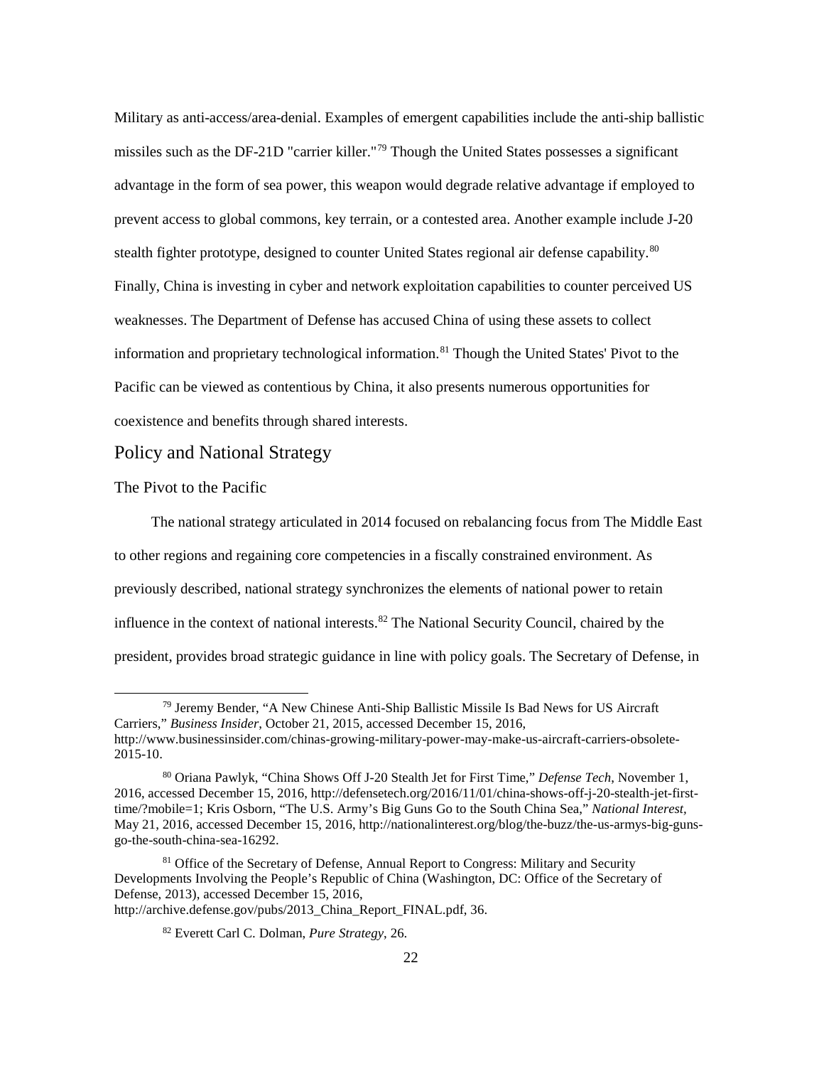Military as anti-access/area-denial. Examples of emergent capabilities include the anti-ship ballistic missiles such as the DF-21D "carrier killer."[79] Though the United States possesses a significant advantage in the form of sea power, this weapon would degrade relative advantage if employed to prevent access to global commons, key terrain, or a contested area. Another example include J-20 stealth fighter prototype, designed to counter United States regional air defense capability.[80] Finally, China is investing in cyber and network exploitation capabilities to counter perceived US weaknesses. The Department of Defense has accused China of using these assets to collect information and proprietary technological information.[81] Though the United States' Pivot to the Pacific can be viewed as contentious by China, it also presents numerous opportunities for coexistence and benefits through shared interests.

## Policy and National Strategy

### The Pivot to the Pacific

The national strategy articulated in 2014 focused on rebalancing focus from The Middle East to other regions and regaining core competencies in a fiscally constrained environment. As previously described, national strategy synchronizes the elements of national power to retain influence in the context of national interests.[82] The National Security Council, chaired by the president, provides broad strategic guidance in line with policy goals. The Secretary of Defense, in

---

[79] Jeremy Bender, "A New Chinese Anti-Ship Ballistic Missile Is Bad News for US Aircraft Carriers," *Business Insider*, October 21, 2015, accessed December 15, 2016, http://www.businessinsider.com/chinas-growing-military-power-may-make-us-aircraft-carriers-obsolete-2015-10.

[80] Oriana Pawlyk, "China Shows Off J-20 Stealth Jet for First Time," *Defense Tech*, November 1, 2016, accessed December 15, 2016, http://defensetech.org/2016/11/01/china-shows-off-j-20-stealth-jet-first-time/?mobile=1; Kris Osborn, "The U.S. Army's Big Guns Go to the South China Sea," *National Interest*, May 21, 2016, accessed December 15, 2016, http://nationalinterest.org/blog/the-buzz/the-us-armys-big-guns-go-the-south-china-sea-16292.

[81] Office of the Secretary of Defense, Annual Report to Congress: Military and Security Developments Involving the People's Republic of China (Washington, DC: Office of the Secretary of Defense, 2013), accessed December 15, 2016, http://archive.defense.gov/pubs/2013_China_Report_FINAL.pdf, 36.

[82] Everett Carl C. Dolman, *Pure Strategy*, 26.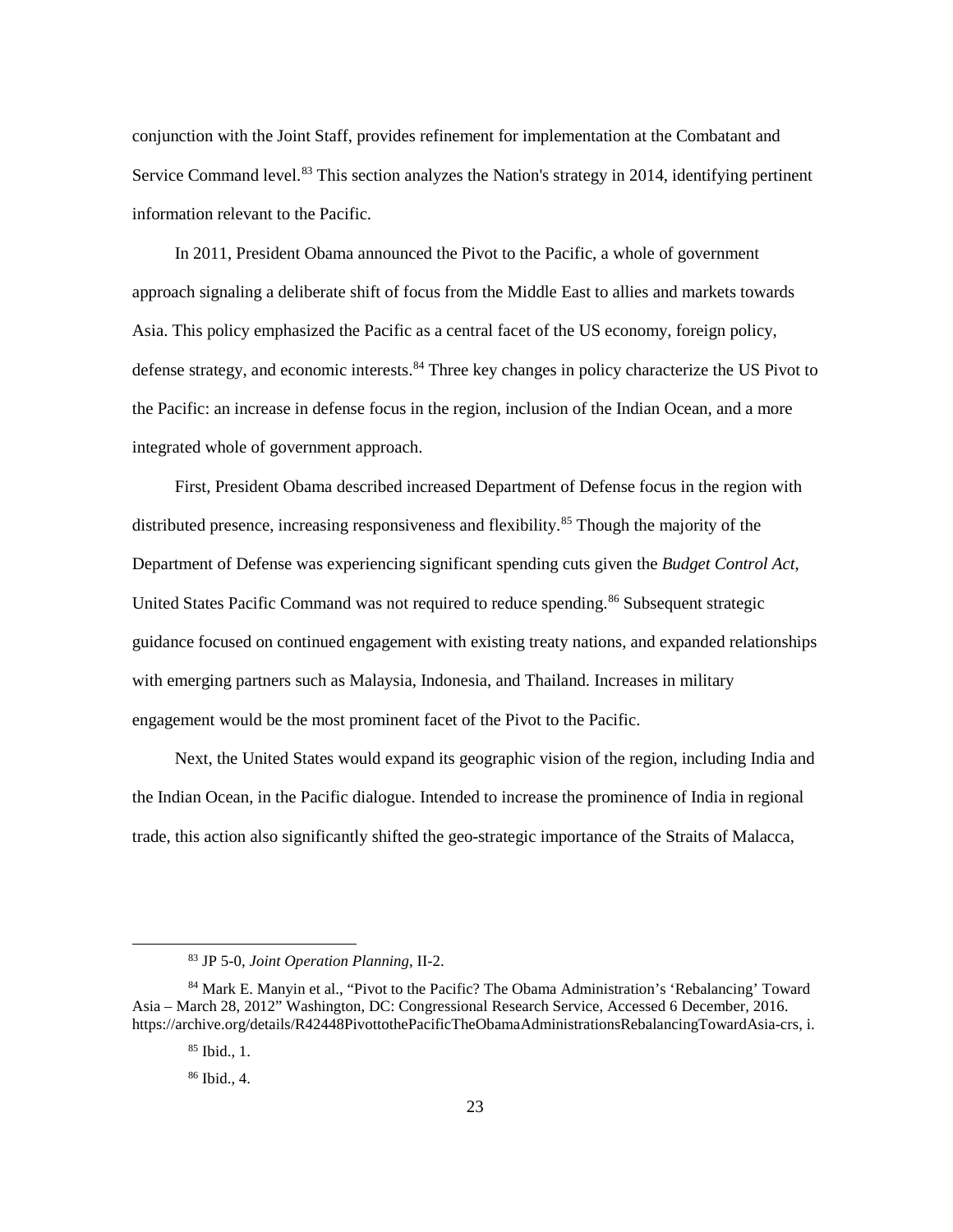conjunction with the Joint Staff, provides refinement for implementation at the Combatant and Service Command level.[83] This section analyzes the Nation's strategy in 2014, identifying pertinent information relevant to the Pacific.

In 2011, President Obama announced the Pivot to the Pacific, a whole of government approach signaling a deliberate shift of focus from the Middle East to allies and markets towards Asia. This policy emphasized the Pacific as a central facet of the US economy, foreign policy, defense strategy, and economic interests.[84] Three key changes in policy characterize the US Pivot to the Pacific: an increase in defense focus in the region, inclusion of the Indian Ocean, and a more integrated whole of government approach.

First, President Obama described increased Department of Defense focus in the region with distributed presence, increasing responsiveness and flexibility.[85] Though the majority of the Department of Defense was experiencing significant spending cuts given the *Budget Control Act*, United States Pacific Command was not required to reduce spending.[86] Subsequent strategic guidance focused on continued engagement with existing treaty nations, and expanded relationships with emerging partners such as Malaysia, Indonesia, and Thailand. Increases in military engagement would be the most prominent facet of the Pivot to the Pacific.

Next, the United States would expand its geographic vision of the region, including India and the Indian Ocean, in the Pacific dialogue. Intended to increase the prominence of India in regional trade, this action also significantly shifted the geo-strategic importance of the Straits of Malacca,

---

[83] JP 5-0, *Joint Operation Planning*, II-2.

[84] Mark E. Manyin et al., "Pivot to the Pacific? The Obama Administration's 'Rebalancing' Toward Asia – March 28, 2012" Washington, DC: Congressional Research Service, Accessed 6 December, 2016. https://archive.org/details/R42448PivottothePacificTheObamaAdministrationsRebalancingTowardAsia-crs, i.

[85] Ibid., 1.

[86] Ibid., 4.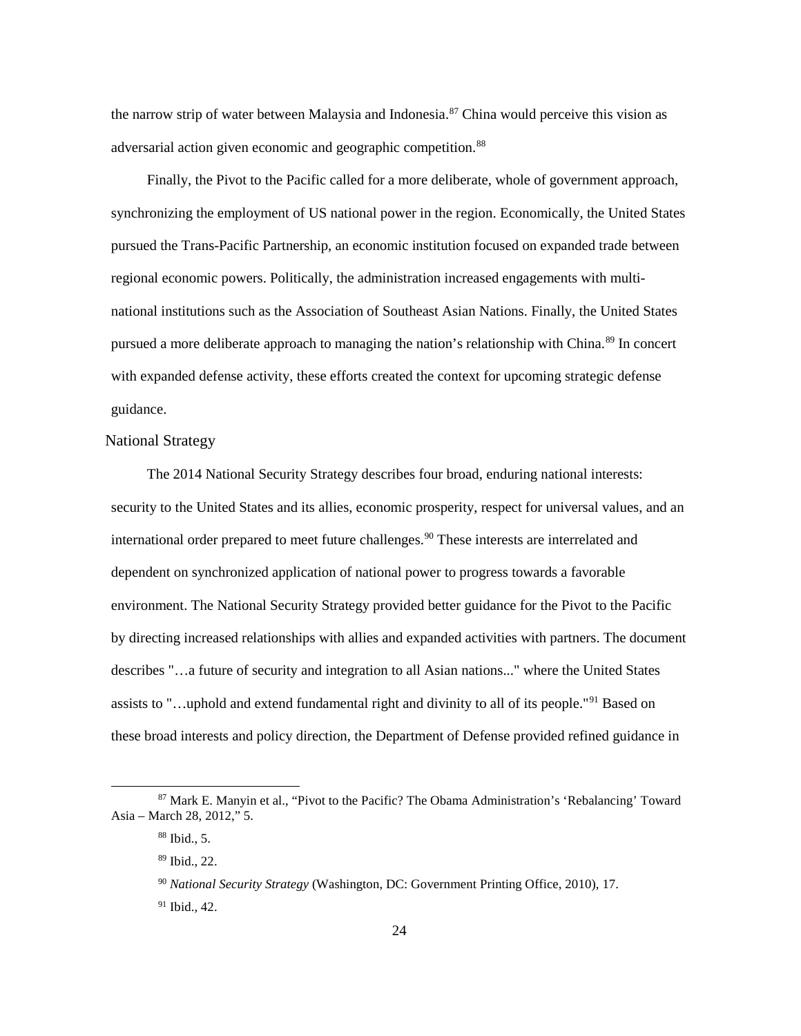the narrow strip of water between Malaysia and Indonesia.[87] China would perceive this vision as adversarial action given economic and geographic competition.[88]

Finally, the Pivot to the Pacific called for a more deliberate, whole of government approach, synchronizing the employment of US national power in the region. Economically, the United States pursued the Trans-Pacific Partnership, an economic institution focused on expanded trade between regional economic powers. Politically, the administration increased engagements with multi-national institutions such as the Association of Southeast Asian Nations. Finally, the United States pursued a more deliberate approach to managing the nation's relationship with China.[89] In concert with expanded defense activity, these efforts created the context for upcoming strategic defense guidance.

## National Strategy

The 2014 National Security Strategy describes four broad, enduring national interests: security to the United States and its allies, economic prosperity, respect for universal values, and an international order prepared to meet future challenges.[90] These interests are interrelated and dependent on synchronized application of national power to progress towards a favorable environment. The National Security Strategy provided better guidance for the Pivot to the Pacific by directing increased relationships with allies and expanded activities with partners. The document describes "…a future of security and integration to all Asian nations..." where the United States assists to "…uphold and extend fundamental right and divinity to all of its people."[91] Based on these broad interests and policy direction, the Department of Defense provided refined guidance in

---

[87] Mark E. Manyin et al., "Pivot to the Pacific? The Obama Administration's 'Rebalancing' Toward Asia – March 28, 2012," 5.

[88] Ibid., 5.

[89] Ibid., 22.

[90] *National Security Strategy* (Washington, DC: Government Printing Office, 2010), 17.

[91] Ibid., 42.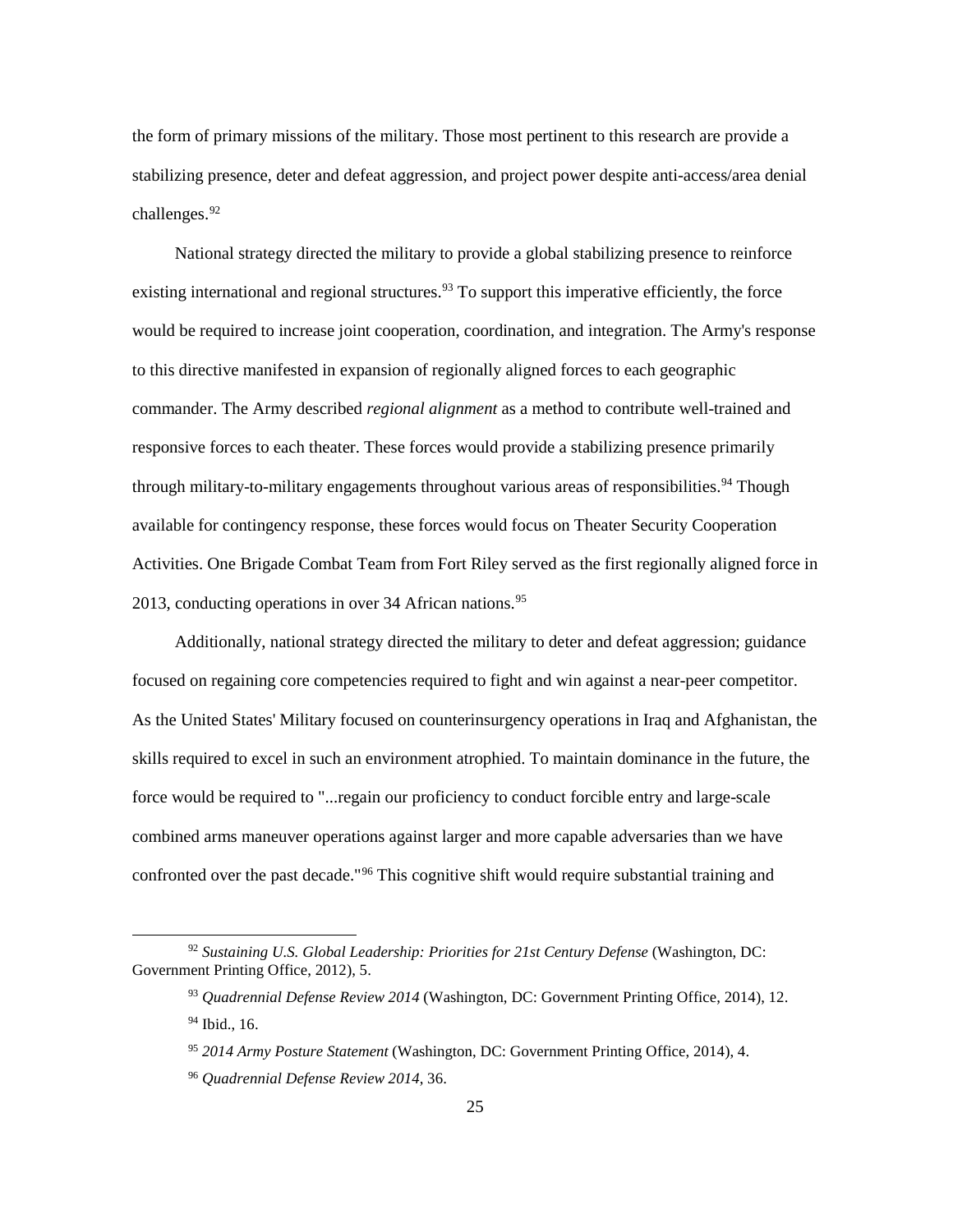the form of primary missions of the military. Those most pertinent to this research are provide a stabilizing presence, deter and defeat aggression, and project power despite anti-access/area denial challenges.[92]

National strategy directed the military to provide a global stabilizing presence to reinforce existing international and regional structures.[93] To support this imperative efficiently, the force would be required to increase joint cooperation, coordination, and integration. The Army's response to this directive manifested in expansion of regionally aligned forces to each geographic commander. The Army described *regional alignment* as a method to contribute well-trained and responsive forces to each theater. These forces would provide a stabilizing presence primarily through military-to-military engagements throughout various areas of responsibilities.[94] Though available for contingency response, these forces would focus on Theater Security Cooperation Activities. One Brigade Combat Team from Fort Riley served as the first regionally aligned force in 2013, conducting operations in over 34 African nations.[95]

Additionally, national strategy directed the military to deter and defeat aggression; guidance focused on regaining core competencies required to fight and win against a near-peer competitor. As the United States' Military focused on counterinsurgency operations in Iraq and Afghanistan, the skills required to excel in such an environment atrophied. To maintain dominance in the future, the force would be required to "...regain our proficiency to conduct forcible entry and large-scale combined arms maneuver operations against larger and more capable adversaries than we have confronted over the past decade."[96] This cognitive shift would require substantial training and

---

[92] *Sustaining U.S. Global Leadership: Priorities for 21st Century Defense* (Washington, DC: Government Printing Office, 2012), 5.

[93] *Quadrennial Defense Review 2014* (Washington, DC: Government Printing Office, 2014), 12.

[94] Ibid., 16.

[95] *2014 Army Posture Statement* (Washington, DC: Government Printing Office, 2014), 4.

[96] *Quadrennial Defense Review 2014*, 36.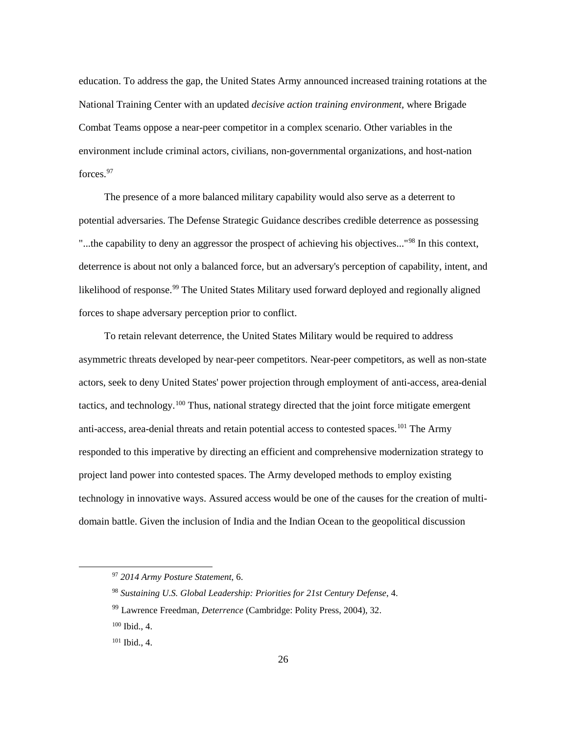education. To address the gap, the United States Army announced increased training rotations at the National Training Center with an updated *decisive action training environment*, where Brigade Combat Teams oppose a near-peer competitor in a complex scenario. Other variables in the environment include criminal actors, civilians, non-governmental organizations, and host-nation forces.[97]

The presence of a more balanced military capability would also serve as a deterrent to potential adversaries. The Defense Strategic Guidance describes credible deterrence as possessing "...the capability to deny an aggressor the prospect of achieving his objectives..."[98] In this context, deterrence is about not only a balanced force, but an adversary's perception of capability, intent, and likelihood of response.[99] The United States Military used forward deployed and regionally aligned forces to shape adversary perception prior to conflict.

To retain relevant deterrence, the United States Military would be required to address asymmetric threats developed by near-peer competitors. Near-peer competitors, as well as non-state actors, seek to deny United States' power projection through employment of anti-access, area-denial tactics, and technology.[100] Thus, national strategy directed that the joint force mitigate emergent anti-access, area-denial threats and retain potential access to contested spaces.[101] The Army responded to this imperative by directing an efficient and comprehensive modernization strategy to project land power into contested spaces. The Army developed methods to employ existing technology in innovative ways. Assured access would be one of the causes for the creation of multi-domain battle. Given the inclusion of India and the Indian Ocean to the geopolitical discussion

---

[97] *2014 Army Posture Statement*, 6.

[98] *Sustaining U.S. Global Leadership: Priorities for 21st Century Defense*, 4.

[99] Lawrence Freedman, *Deterrence* (Cambridge: Polity Press, 2004), 32.

[100] Ibid., 4.

[101] Ibid., 4.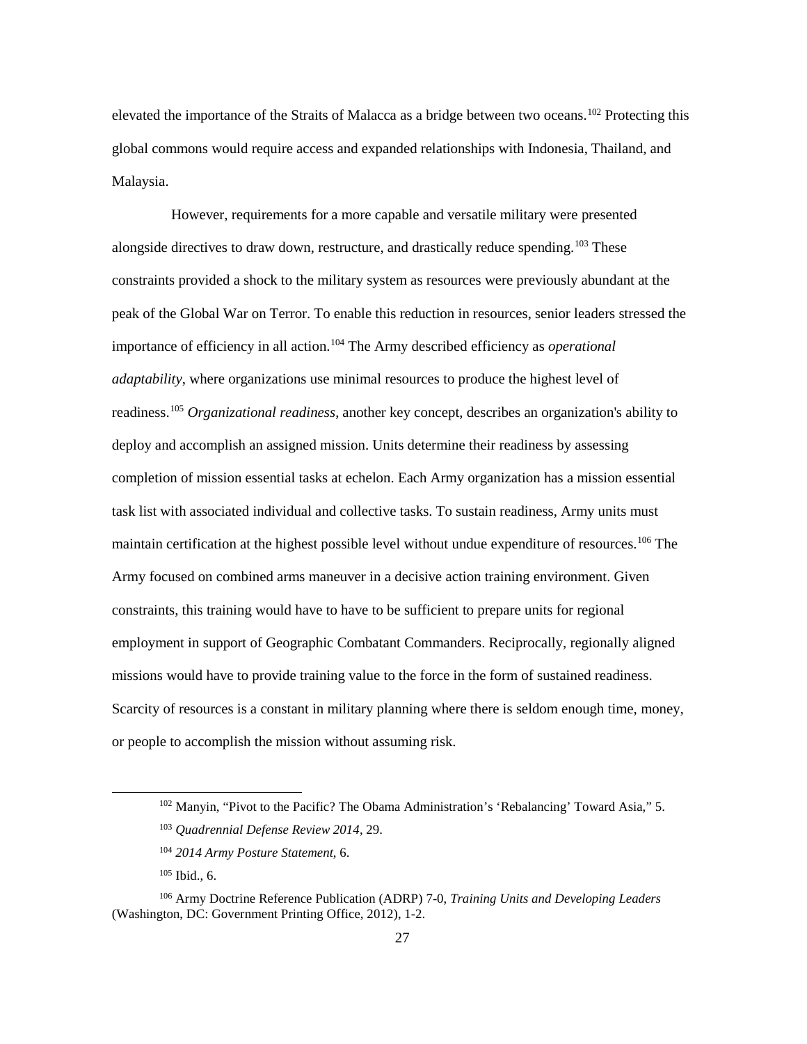elevated the importance of the Straits of Malacca as a bridge between two oceans.[102] Protecting this global commons would require access and expanded relationships with Indonesia, Thailand, and Malaysia.

However, requirements for a more capable and versatile military were presented alongside directives to draw down, restructure, and drastically reduce spending.[103] These constraints provided a shock to the military system as resources were previously abundant at the peak of the Global War on Terror. To enable this reduction in resources, senior leaders stressed the importance of efficiency in all action.[104] The Army described efficiency as *operational adaptability*, where organizations use minimal resources to produce the highest level of readiness.[105] *Organizational readiness*, another key concept, describes an organization's ability to deploy and accomplish an assigned mission. Units determine their readiness by assessing completion of mission essential tasks at echelon. Each Army organization has a mission essential task list with associated individual and collective tasks. To sustain readiness, Army units must maintain certification at the highest possible level without undue expenditure of resources.[106] The Army focused on combined arms maneuver in a decisive action training environment. Given constraints, this training would have to have to be sufficient to prepare units for regional employment in support of Geographic Combatant Commanders. Reciprocally, regionally aligned missions would have to provide training value to the force in the form of sustained readiness. Scarcity of resources is a constant in military planning where there is seldom enough time, money, or people to accomplish the mission without assuming risk.

---

[102] Manyin, "Pivot to the Pacific? The Obama Administration's 'Rebalancing' Toward Asia," 5.

[103] *Quadrennial Defense Review 2014*, 29.

[104] *2014 Army Posture Statement*, 6.

[105] Ibid., 6.

[106] Army Doctrine Reference Publication (ADRP) 7-0, *Training Units and Developing Leaders* (Washington, DC: Government Printing Office, 2012), 1-2.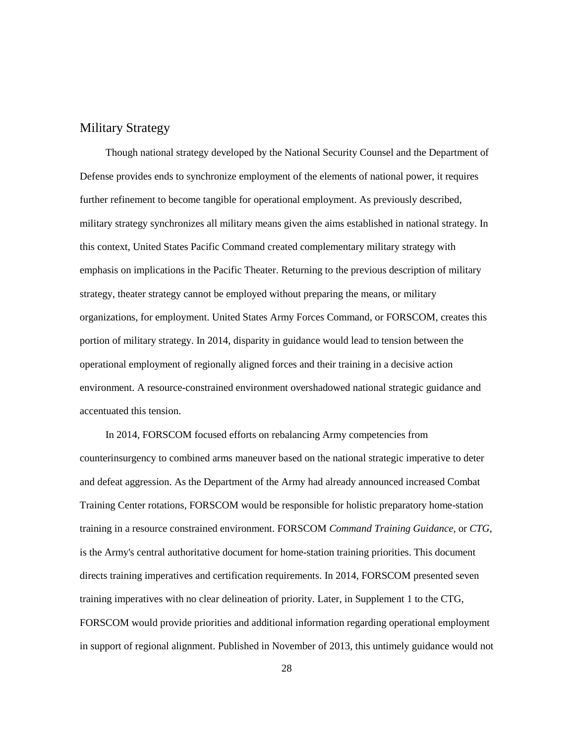## Military Strategy

Though national strategy developed by the National Security Counsel and the Department of Defense provides ends to synchronize employment of the elements of national power, it requires further refinement to become tangible for operational employment. As previously described, military strategy synchronizes all military means given the aims established in national strategy. In this context, United States Pacific Command created complementary military strategy with emphasis on implications in the Pacific Theater. Returning to the previous description of military strategy, theater strategy cannot be employed without preparing the means, or military organizations, for employment. United States Army Forces Command, or FORSCOM, creates this portion of military strategy. In 2014, disparity in guidance would lead to tension between the operational employment of regionally aligned forces and their training in a decisive action environment. A resource-constrained environment overshadowed national strategic guidance and accentuated this tension.

In 2014, FORSCOM focused efforts on rebalancing Army competencies from counterinsurgency to combined arms maneuver based on the national strategic imperative to deter and defeat aggression. As the Department of the Army had already announced increased Combat Training Center rotations, FORSCOM would be responsible for holistic preparatory home-station training in a resource constrained environment. FORSCOM *Command Training Guidance*, or *CTG*, is the Army's central authoritative document for home-station training priorities. This document directs training imperatives and certification requirements. In 2014, FORSCOM presented seven training imperatives with no clear delineation of priority. Later, in Supplement 1 to the CTG, FORSCOM would provide priorities and additional information regarding operational employment in support of regional alignment. Published in November of 2013, this untimely guidance would not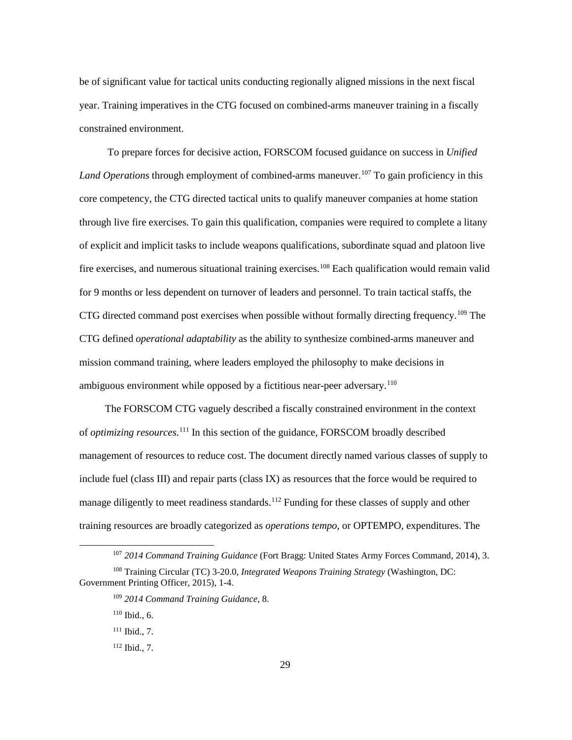be of significant value for tactical units conducting regionally aligned missions in the next fiscal year. Training imperatives in the CTG focused on combined-arms maneuver training in a fiscally constrained environment.

To prepare forces for decisive action, FORSCOM focused guidance on success in *Unified Land Operations* through employment of combined-arms maneuver.[107] To gain proficiency in this core competency, the CTG directed tactical units to qualify maneuver companies at home station through live fire exercises. To gain this qualification, companies were required to complete a litany of explicit and implicit tasks to include weapons qualifications, subordinate squad and platoon live fire exercises, and numerous situational training exercises.[108] Each qualification would remain valid for 9 months or less dependent on turnover of leaders and personnel. To train tactical staffs, the CTG directed command post exercises when possible without formally directing frequency.[109] The CTG defined *operational adaptability* as the ability to synthesize combined-arms maneuver and mission command training, where leaders employed the philosophy to make decisions in ambiguous environment while opposed by a fictitious near-peer adversary.[110]

The FORSCOM CTG vaguely described a fiscally constrained environment in the context of *optimizing resources*.[111] In this section of the guidance, FORSCOM broadly described management of resources to reduce cost. The document directly named various classes of supply to include fuel (class III) and repair parts (class IX) as resources that the force would be required to manage diligently to meet readiness standards.[112] Funding for these classes of supply and other training resources are broadly categorized as *operations tempo*, or OPTEMPO, expenditures. The

---

[107] *2014 Command Training Guidance* (Fort Bragg: United States Army Forces Command, 2014), 3.

[108] Training Circular (TC) 3-20.0, *Integrated Weapons Training Strategy* (Washington, DC: Government Printing Officer, 2015), 1-4.

[109] *2014 Command Training Guidance*, 8.

[110] Ibid., 6.

[111] Ibid., 7.

[112] Ibid., 7.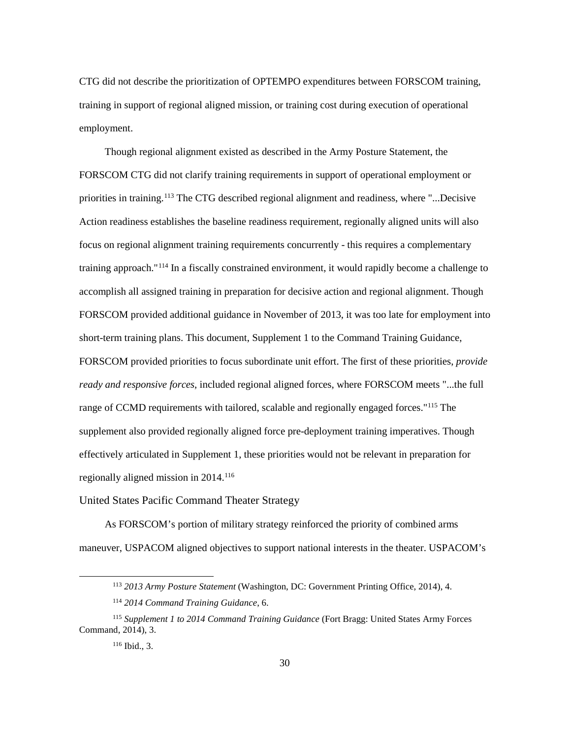CTG did not describe the prioritization of OPTEMPO expenditures between FORSCOM training, training in support of regional aligned mission, or training cost during execution of operational employment.

Though regional alignment existed as described in the Army Posture Statement, the FORSCOM CTG did not clarify training requirements in support of operational employment or priorities in training.[113] The CTG described regional alignment and readiness, where "...Decisive Action readiness establishes the baseline readiness requirement, regionally aligned units will also focus on regional alignment training requirements concurrently - this requires a complementary training approach."[114] In a fiscally constrained environment, it would rapidly become a challenge to accomplish all assigned training in preparation for decisive action and regional alignment. Though FORSCOM provided additional guidance in November of 2013, it was too late for employment into short-term training plans. This document, Supplement 1 to the Command Training Guidance, FORSCOM provided priorities to focus subordinate unit effort. The first of these priorities, *provide ready and responsive forces*, included regional aligned forces, where FORSCOM meets "...the full range of CCMD requirements with tailored, scalable and regionally engaged forces."[115] The supplement also provided regionally aligned force pre-deployment training imperatives. Though effectively articulated in Supplement 1, these priorities would not be relevant in preparation for regionally aligned mission in 2014.[116]

## United States Pacific Command Theater Strategy

As FORSCOM's portion of military strategy reinforced the priority of combined arms maneuver, USPACOM aligned objectives to support national interests in the theater. USPACOM's

---

[113] *2013 Army Posture Statement* (Washington, DC: Government Printing Office, 2014), 4.

[114] *2014 Command Training Guidance*, 6.

[115] *Supplement 1 to 2014 Command Training Guidance* (Fort Bragg: United States Army Forces Command, 2014), 3.

[116] Ibid., 3.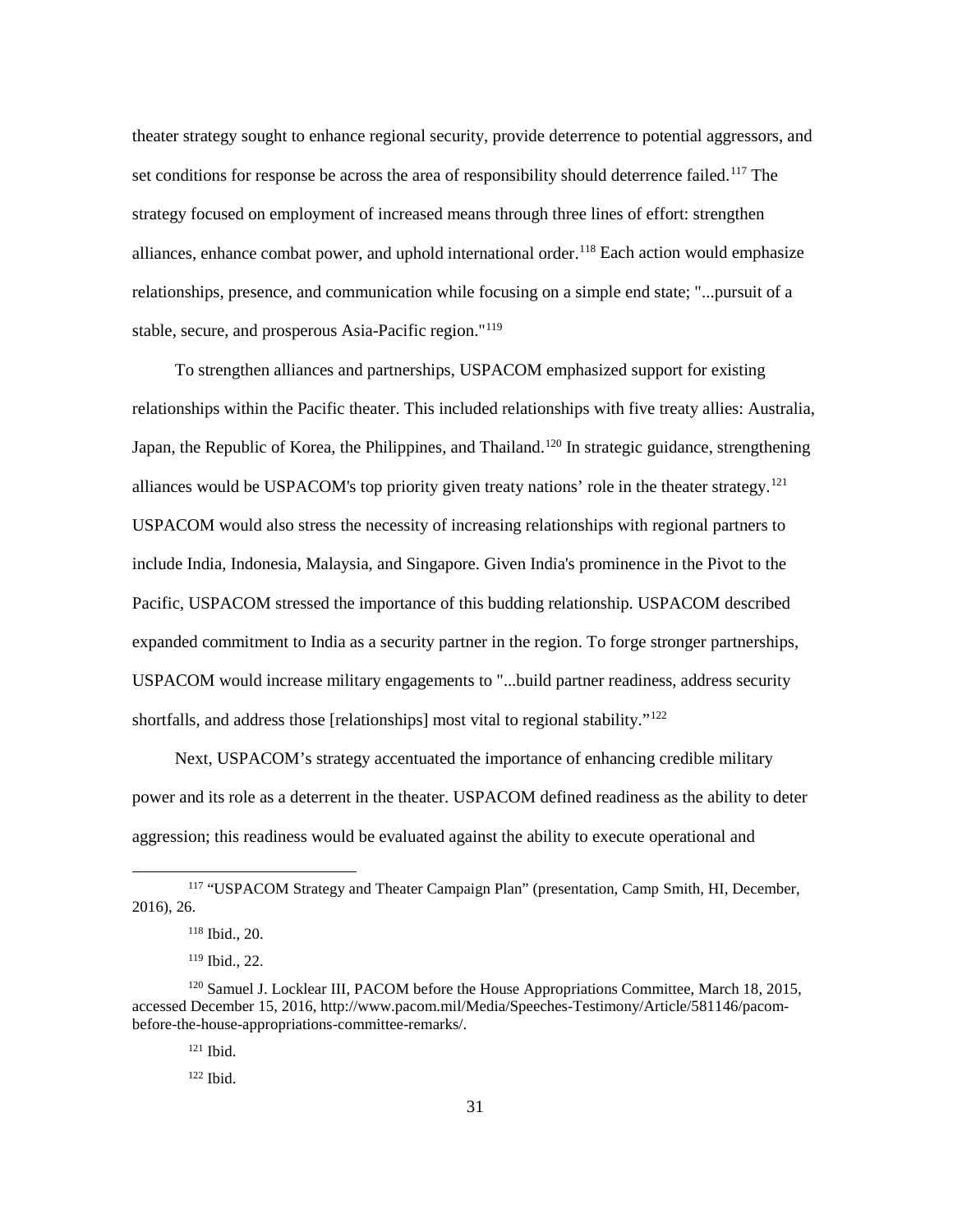theater strategy sought to enhance regional security, provide deterrence to potential aggressors, and set conditions for response be across the area of responsibility should deterrence failed.[117] The strategy focused on employment of increased means through three lines of effort: strengthen alliances, enhance combat power, and uphold international order.[118] Each action would emphasize relationships, presence, and communication while focusing on a simple end state; "...pursuit of a stable, secure, and prosperous Asia-Pacific region."[119]

To strengthen alliances and partnerships, USPACOM emphasized support for existing relationships within the Pacific theater. This included relationships with five treaty allies: Australia, Japan, the Republic of Korea, the Philippines, and Thailand.[120] In strategic guidance, strengthening alliances would be USPACOM's top priority given treaty nations' role in the theater strategy.[121] USPACOM would also stress the necessity of increasing relationships with regional partners to include India, Indonesia, Malaysia, and Singapore. Given India's prominence in the Pivot to the Pacific, USPACOM stressed the importance of this budding relationship. USPACOM described expanded commitment to India as a security partner in the region. To forge stronger partnerships, USPACOM would increase military engagements to "...build partner readiness, address security shortfalls, and address those [relationships] most vital to regional stability."[122]

Next, USPACOM's strategy accentuated the importance of enhancing credible military power and its role as a deterrent in the theater. USPACOM defined readiness as the ability to deter aggression; this readiness would be evaluated against the ability to execute operational and

---

[117] "USPACOM Strategy and Theater Campaign Plan" (presentation, Camp Smith, HI, December, 2016), 26.

[118] Ibid., 20.

[119] Ibid., 22.

[120] Samuel J. Locklear III, PACOM before the House Appropriations Committee, March 18, 2015, accessed December 15, 2016, http://www.pacom.mil/Media/Speeches-Testimony/Article/581146/pacom-before-the-house-appropriations-committee-remarks/.

[121] Ibid.

[122] Ibid.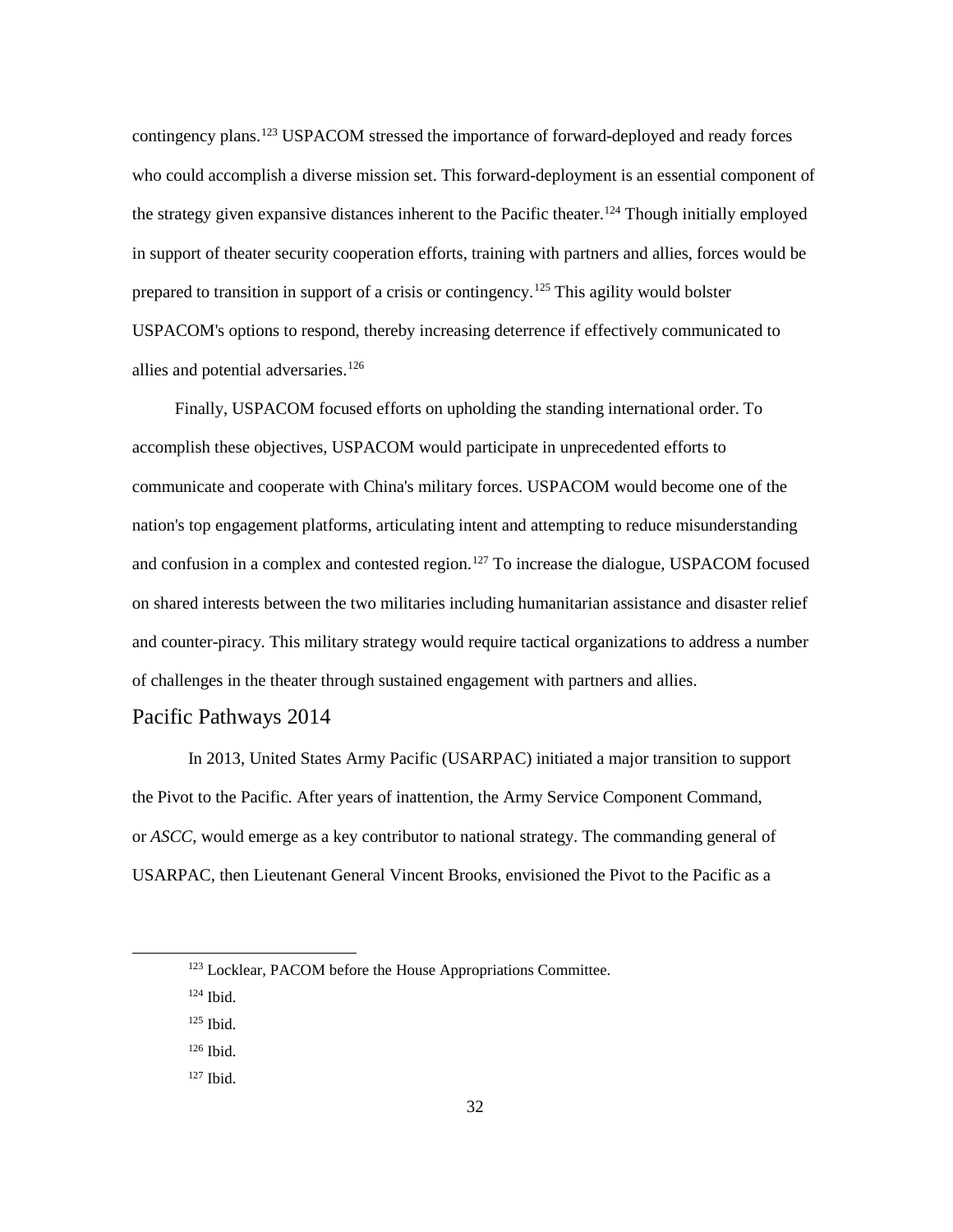contingency plans.[123] USPACOM stressed the importance of forward-deployed and ready forces who could accomplish a diverse mission set. This forward-deployment is an essential component of the strategy given expansive distances inherent to the Pacific theater.[124] Though initially employed in support of theater security cooperation efforts, training with partners and allies, forces would be prepared to transition in support of a crisis or contingency.[125] This agility would bolster USPACOM's options to respond, thereby increasing deterrence if effectively communicated to allies and potential adversaries.[126]

Finally, USPACOM focused efforts on upholding the standing international order. To accomplish these objectives, USPACOM would participate in unprecedented efforts to communicate and cooperate with China's military forces. USPACOM would become one of the nation's top engagement platforms, articulating intent and attempting to reduce misunderstanding and confusion in a complex and contested region.[127] To increase the dialogue, USPACOM focused on shared interests between the two militaries including humanitarian assistance and disaster relief and counter-piracy. This military strategy would require tactical organizations to address a number of challenges in the theater through sustained engagement with partners and allies.

## Pacific Pathways 2014

In 2013, United States Army Pacific (USARPAC) initiated a major transition to support the Pivot to the Pacific. After years of inattention, the Army Service Component Command, or *ASCC*, would emerge as a key contributor to national strategy. The commanding general of USARPAC, then Lieutenant General Vincent Brooks, envisioned the Pivot to the Pacific as a

---

[123] Locklear, PACOM before the House Appropriations Committee.

[124] Ibid.

[125] Ibid.

[126] Ibid.

[127] Ibid.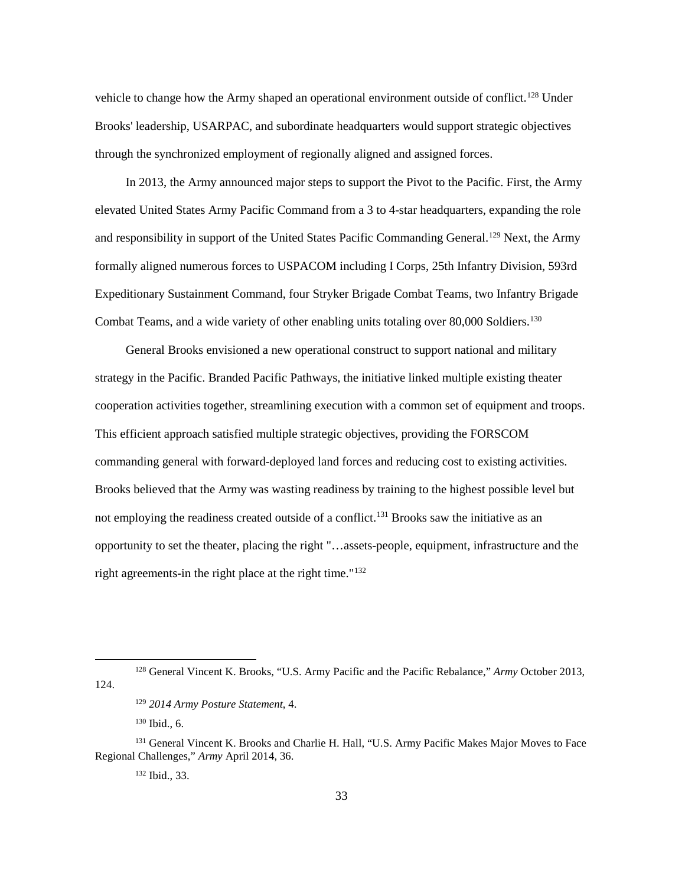vehicle to change how the Army shaped an operational environment outside of conflict.[128] Under Brooks' leadership, USARPAC, and subordinate headquarters would support strategic objectives through the synchronized employment of regionally aligned and assigned forces.

In 2013, the Army announced major steps to support the Pivot to the Pacific. First, the Army elevated United States Army Pacific Command from a 3 to 4-star headquarters, expanding the role and responsibility in support of the United States Pacific Commanding General.[129] Next, the Army formally aligned numerous forces to USPACOM including I Corps, 25th Infantry Division, 593rd Expeditionary Sustainment Command, four Stryker Brigade Combat Teams, two Infantry Brigade Combat Teams, and a wide variety of other enabling units totaling over 80,000 Soldiers.[130]

General Brooks envisioned a new operational construct to support national and military strategy in the Pacific. Branded Pacific Pathways, the initiative linked multiple existing theater cooperation activities together, streamlining execution with a common set of equipment and troops. This efficient approach satisfied multiple strategic objectives, providing the FORSCOM commanding general with forward-deployed land forces and reducing cost to existing activities. Brooks believed that the Army was wasting readiness by training to the highest possible level but not employing the readiness created outside of a conflict.[131] Brooks saw the initiative as an opportunity to set the theater, placing the right "…assets-people, equipment, infrastructure and the right agreements-in the right place at the right time."[132]

---

[128] General Vincent K. Brooks, "U.S. Army Pacific and the Pacific Rebalance," *Army* October 2013, 124.

[129] *2014 Army Posture Statement*, 4.

[130] Ibid., 6.

[131] General Vincent K. Brooks and Charlie H. Hall, "U.S. Army Pacific Makes Major Moves to Face Regional Challenges," *Army* April 2014, 36.

[132] Ibid., 33.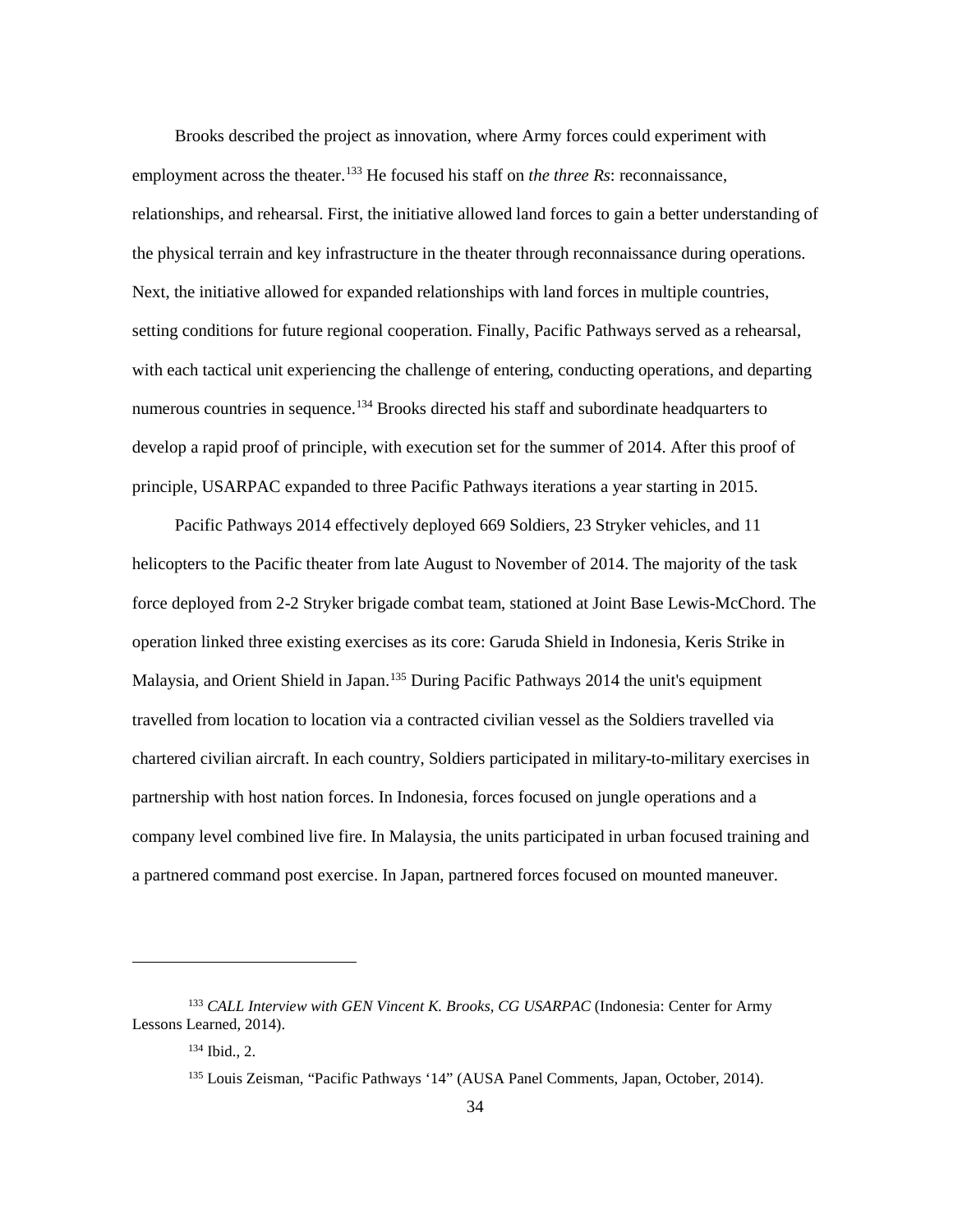Brooks described the project as innovation, where Army forces could experiment with employment across the theater.[133] He focused his staff on *the three Rs*: reconnaissance, relationships, and rehearsal. First, the initiative allowed land forces to gain a better understanding of the physical terrain and key infrastructure in the theater through reconnaissance during operations. Next, the initiative allowed for expanded relationships with land forces in multiple countries, setting conditions for future regional cooperation. Finally, Pacific Pathways served as a rehearsal, with each tactical unit experiencing the challenge of entering, conducting operations, and departing numerous countries in sequence.[134] Brooks directed his staff and subordinate headquarters to develop a rapid proof of principle, with execution set for the summer of 2014. After this proof of principle, USARPAC expanded to three Pacific Pathways iterations a year starting in 2015.

Pacific Pathways 2014 effectively deployed 669 Soldiers, 23 Stryker vehicles, and 11 helicopters to the Pacific theater from late August to November of 2014. The majority of the task force deployed from 2-2 Stryker brigade combat team, stationed at Joint Base Lewis-McChord. The operation linked three existing exercises as its core: Garuda Shield in Indonesia, Keris Strike in Malaysia, and Orient Shield in Japan.[135] During Pacific Pathways 2014 the unit's equipment travelled from location to location via a contracted civilian vessel as the Soldiers travelled via chartered civilian aircraft. In each country, Soldiers participated in military-to-military exercises in partnership with host nation forces. In Indonesia, forces focused on jungle operations and a company level combined live fire. In Malaysia, the units participated in urban focused training and a partnered command post exercise. In Japan, partnered forces focused on mounted maneuver.

---

[133] *CALL Interview with GEN Vincent K. Brooks, CG USARPAC* (Indonesia: Center for Army Lessons Learned, 2014).

[134] Ibid., 2.

[135] Louis Zeisman, "Pacific Pathways '14" (AUSA Panel Comments, Japan, October, 2014).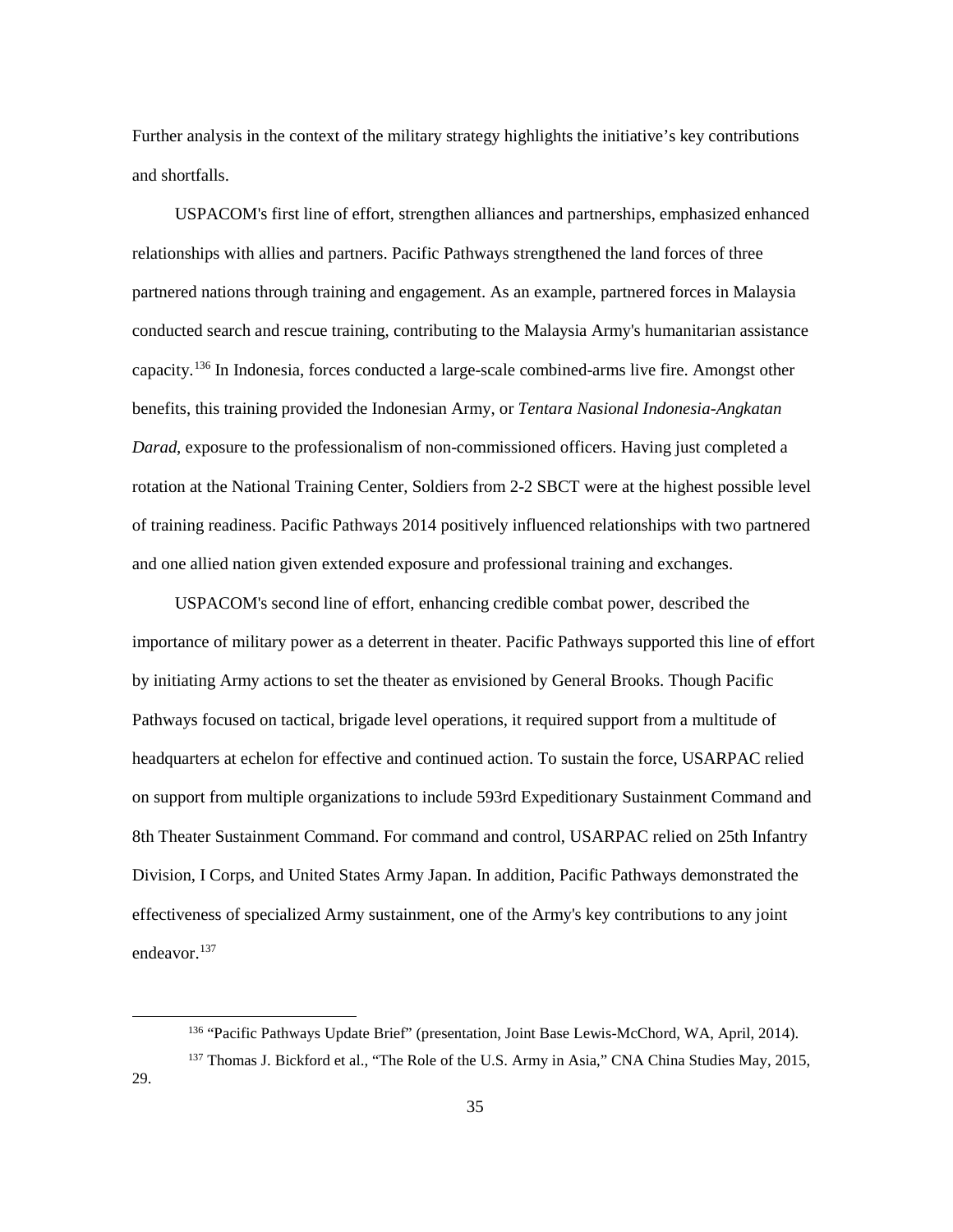Further analysis in the context of the military strategy highlights the initiative's key contributions and shortfalls.

USPACOM's first line of effort, strengthen alliances and partnerships, emphasized enhanced relationships with allies and partners. Pacific Pathways strengthened the land forces of three partnered nations through training and engagement. As an example, partnered forces in Malaysia conducted search and rescue training, contributing to the Malaysia Army's humanitarian assistance capacity.[136] In Indonesia, forces conducted a large-scale combined-arms live fire. Amongst other benefits, this training provided the Indonesian Army, or *Tentara Nasional Indonesia-Angkatan Darad*, exposure to the professionalism of non-commissioned officers. Having just completed a rotation at the National Training Center, Soldiers from 2-2 SBCT were at the highest possible level of training readiness. Pacific Pathways 2014 positively influenced relationships with two partnered and one allied nation given extended exposure and professional training and exchanges.

USPACOM's second line of effort, enhancing credible combat power, described the importance of military power as a deterrent in theater. Pacific Pathways supported this line of effort by initiating Army actions to set the theater as envisioned by General Brooks. Though Pacific Pathways focused on tactical, brigade level operations, it required support from a multitude of headquarters at echelon for effective and continued action. To sustain the force, USARPAC relied on support from multiple organizations to include 593rd Expeditionary Sustainment Command and 8th Theater Sustainment Command. For command and control, USARPAC relied on 25th Infantry Division, I Corps, and United States Army Japan. In addition, Pacific Pathways demonstrated the effectiveness of specialized Army sustainment, one of the Army's key contributions to any joint endeavor.[137]

[136] "Pacific Pathways Update Brief" (presentation, Joint Base Lewis-McChord, WA, April, 2014).

[137] Thomas J. Bickford et al., "The Role of the U.S. Army in Asia," CNA China Studies May, 2015, 29.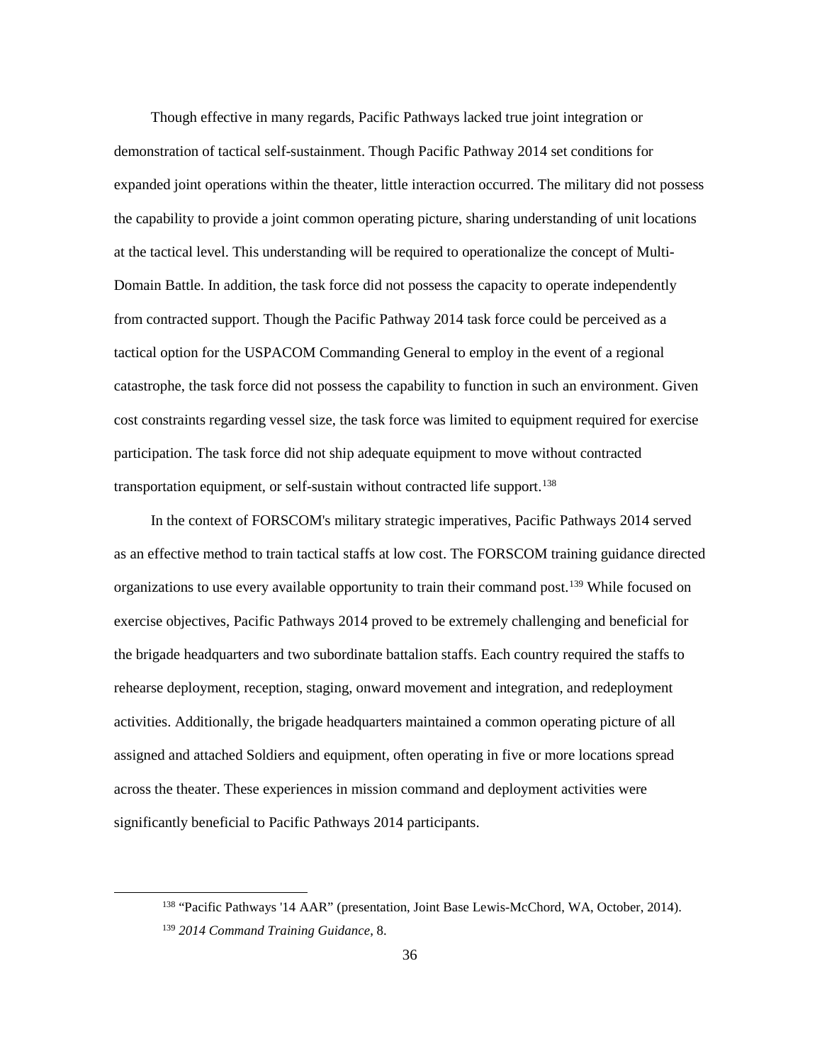Though effective in many regards, Pacific Pathways lacked true joint integration or demonstration of tactical self-sustainment. Though Pacific Pathway 2014 set conditions for expanded joint operations within the theater, little interaction occurred. The military did not possess the capability to provide a joint common operating picture, sharing understanding of unit locations at the tactical level. This understanding will be required to operationalize the concept of Multi-Domain Battle. In addition, the task force did not possess the capacity to operate independently from contracted support. Though the Pacific Pathway 2014 task force could be perceived as a tactical option for the USPACOM Commanding General to employ in the event of a regional catastrophe, the task force did not possess the capability to function in such an environment. Given cost constraints regarding vessel size, the task force was limited to equipment required for exercise participation. The task force did not ship adequate equipment to move without contracted transportation equipment, or self-sustain without contracted life support.[138]

In the context of FORSCOM's military strategic imperatives, Pacific Pathways 2014 served as an effective method to train tactical staffs at low cost. The FORSCOM training guidance directed organizations to use every available opportunity to train their command post.[139] While focused on exercise objectives, Pacific Pathways 2014 proved to be extremely challenging and beneficial for the brigade headquarters and two subordinate battalion staffs. Each country required the staffs to rehearse deployment, reception, staging, onward movement and integration, and redeployment activities. Additionally, the brigade headquarters maintained a common operating picture of all assigned and attached Soldiers and equipment, often operating in five or more locations spread across the theater. These experiences in mission command and deployment activities were significantly beneficial to Pacific Pathways 2014 participants.

---

[138] "Pacific Pathways '14 AAR" (presentation, Joint Base Lewis-McChord, WA, October, 2014).

[139] *2014 Command Training Guidance*, 8.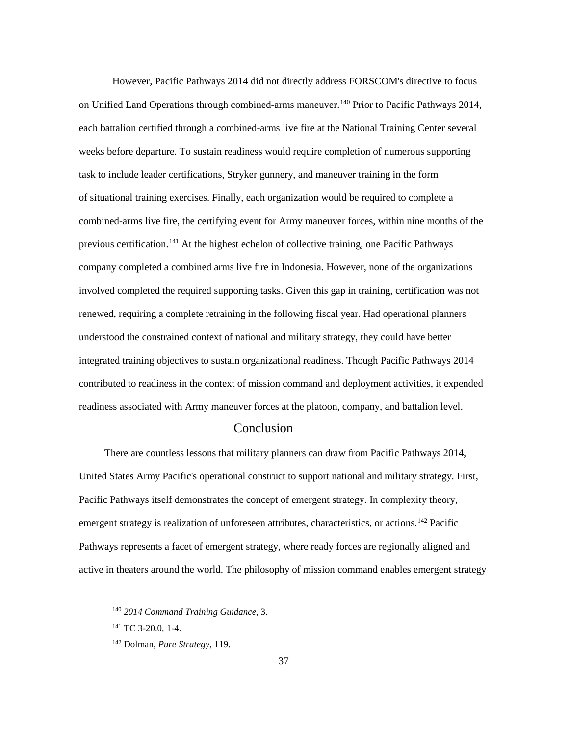However, Pacific Pathways 2014 did not directly address FORSCOM's directive to focus on Unified Land Operations through combined-arms maneuver.[140] Prior to Pacific Pathways 2014, each battalion certified through a combined-arms live fire at the National Training Center several weeks before departure. To sustain readiness would require completion of numerous supporting task to include leader certifications, Stryker gunnery, and maneuver training in the form of situational training exercises. Finally, each organization would be required to complete a combined-arms live fire, the certifying event for Army maneuver forces, within nine months of the previous certification.[141] At the highest echelon of collective training, one Pacific Pathways company completed a combined arms live fire in Indonesia. However, none of the organizations involved completed the required supporting tasks. Given this gap in training, certification was not renewed, requiring a complete retraining in the following fiscal year. Had operational planners understood the constrained context of national and military strategy, they could have better integrated training objectives to sustain organizational readiness. Though Pacific Pathways 2014 contributed to readiness in the context of mission command and deployment activities, it expended readiness associated with Army maneuver forces at the platoon, company, and battalion level.

## Conclusion

There are countless lessons that military planners can draw from Pacific Pathways 2014, United States Army Pacific's operational construct to support national and military strategy. First, Pacific Pathways itself demonstrates the concept of emergent strategy. In complexity theory, emergent strategy is realization of unforeseen attributes, characteristics, or actions.[142] Pacific Pathways represents a facet of emergent strategy, where ready forces are regionally aligned and active in theaters around the world. The philosophy of mission command enables emergent strategy

---

[140] *2014 Command Training Guidance*, 3.

[141] TC 3-20.0, 1-4.

[142] Dolman, *Pure Strategy*, 119.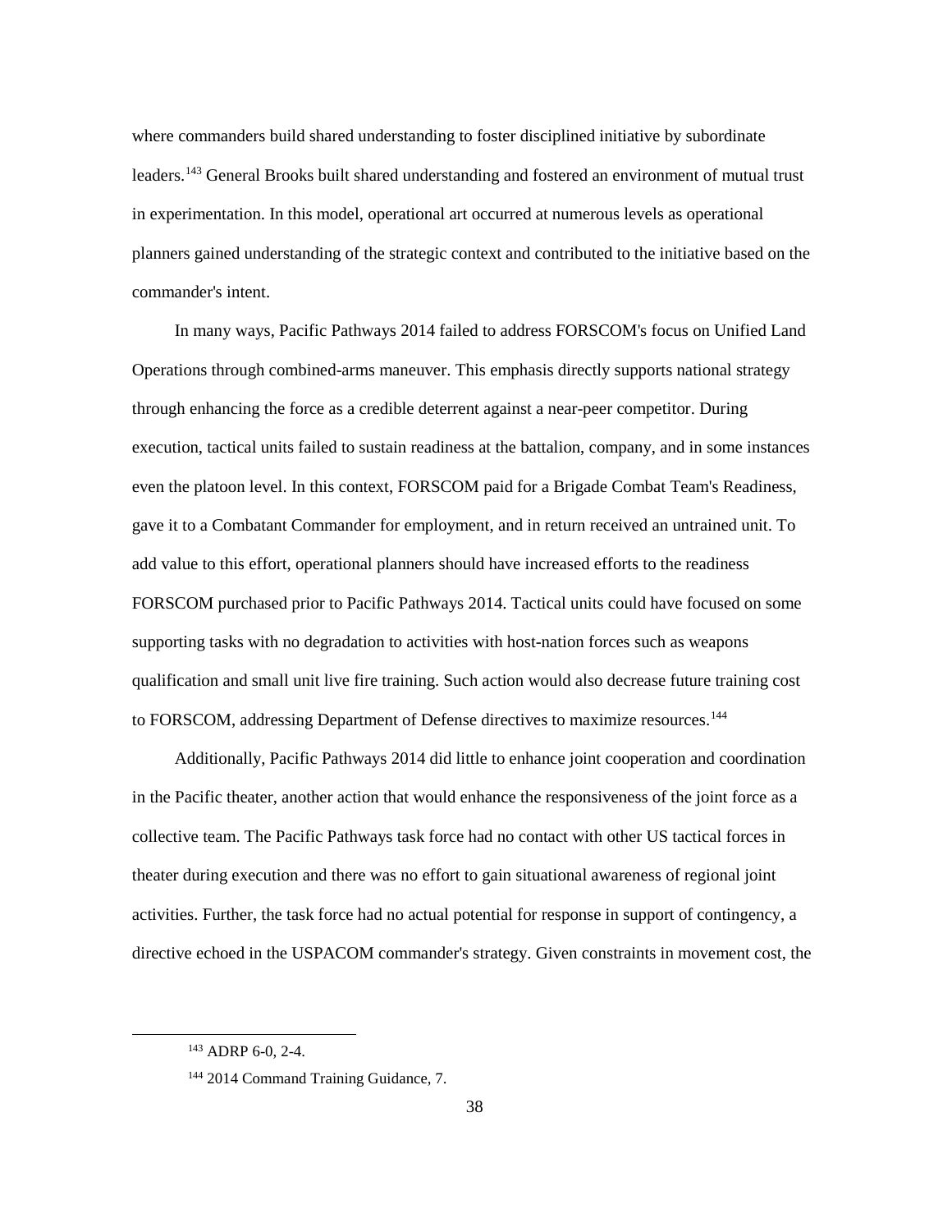where commanders build shared understanding to foster disciplined initiative by subordinate leaders.[143] General Brooks built shared understanding and fostered an environment of mutual trust in experimentation. In this model, operational art occurred at numerous levels as operational planners gained understanding of the strategic context and contributed to the initiative based on the commander's intent.

In many ways, Pacific Pathways 2014 failed to address FORSCOM's focus on Unified Land Operations through combined-arms maneuver. This emphasis directly supports national strategy through enhancing the force as a credible deterrent against a near-peer competitor. During execution, tactical units failed to sustain readiness at the battalion, company, and in some instances even the platoon level. In this context, FORSCOM paid for a Brigade Combat Team's Readiness, gave it to a Combatant Commander for employment, and in return received an untrained unit. To add value to this effort, operational planners should have increased efforts to the readiness FORSCOM purchased prior to Pacific Pathways 2014. Tactical units could have focused on some supporting tasks with no degradation to activities with host-nation forces such as weapons qualification and small unit live fire training. Such action would also decrease future training cost to FORSCOM, addressing Department of Defense directives to maximize resources.[144]

Additionally, Pacific Pathways 2014 did little to enhance joint cooperation and coordination in the Pacific theater, another action that would enhance the responsiveness of the joint force as a collective team. The Pacific Pathways task force had no contact with other US tactical forces in theater during execution and there was no effort to gain situational awareness of regional joint activities. Further, the task force had no actual potential for response in support of contingency, a directive echoed in the USPACOM commander's strategy. Given constraints in movement cost, the

---

[143] ADRP 6-0, 2-4.

[144] 2014 Command Training Guidance, 7.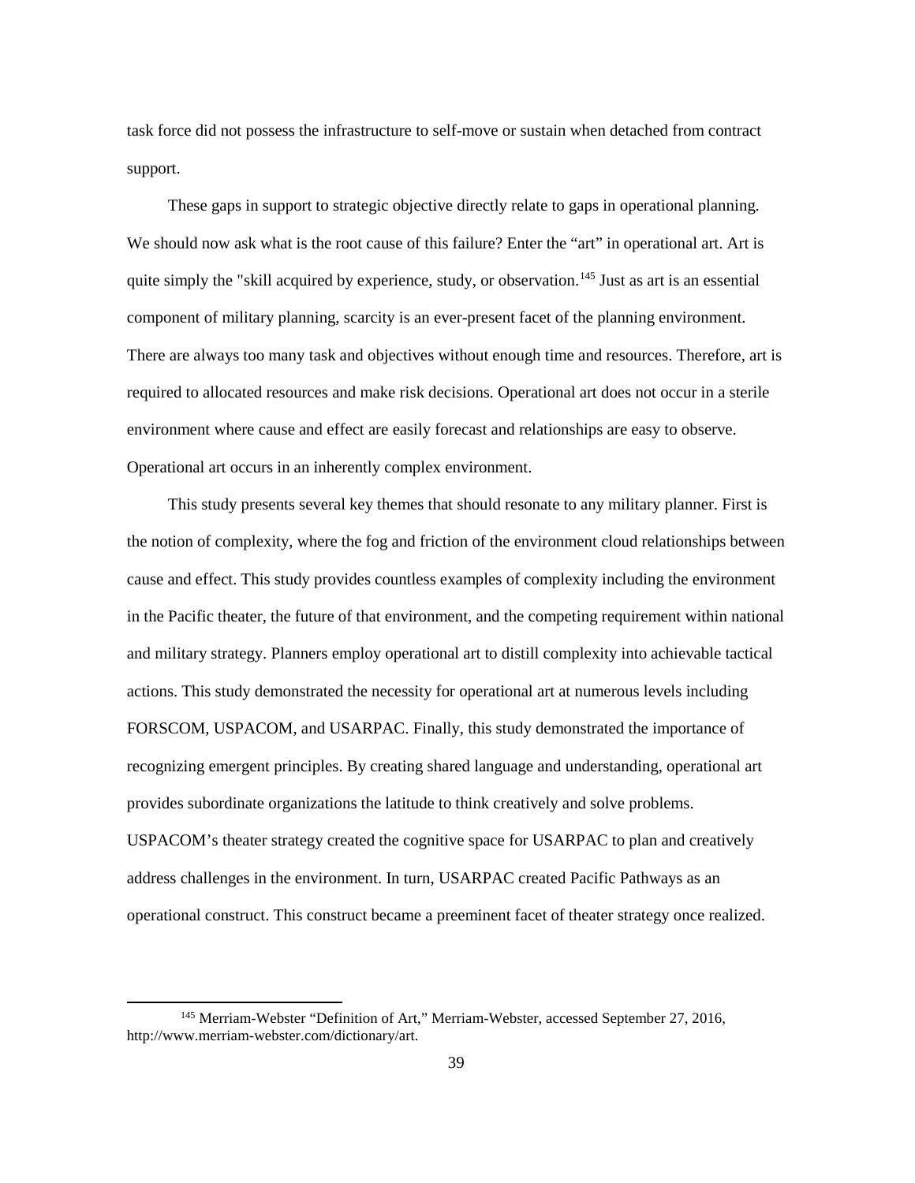task force did not possess the infrastructure to self-move or sustain when detached from contract support.

These gaps in support to strategic objective directly relate to gaps in operational planning. We should now ask what is the root cause of this failure? Enter the "art" in operational art. Art is quite simply the "skill acquired by experience, study, or observation.[145] Just as art is an essential component of military planning, scarcity is an ever-present facet of the planning environment. There are always too many task and objectives without enough time and resources. Therefore, art is required to allocated resources and make risk decisions. Operational art does not occur in a sterile environment where cause and effect are easily forecast and relationships are easy to observe. Operational art occurs in an inherently complex environment.

This study presents several key themes that should resonate to any military planner. First is the notion of complexity, where the fog and friction of the environment cloud relationships between cause and effect. This study provides countless examples of complexity including the environment in the Pacific theater, the future of that environment, and the competing requirement within national and military strategy. Planners employ operational art to distill complexity into achievable tactical actions. This study demonstrated the necessity for operational art at numerous levels including FORSCOM, USPACOM, and USARPAC. Finally, this study demonstrated the importance of recognizing emergent principles. By creating shared language and understanding, operational art provides subordinate organizations the latitude to think creatively and solve problems. USPACOM's theater strategy created the cognitive space for USARPAC to plan and creatively address challenges in the environment. In turn, USARPAC created Pacific Pathways as an operational construct. This construct became a preeminent facet of theater strategy once realized.

---

[145] Merriam-Webster "Definition of Art," Merriam-Webster, accessed September 27, 2016, http://www.merriam-webster.com/dictionary/art.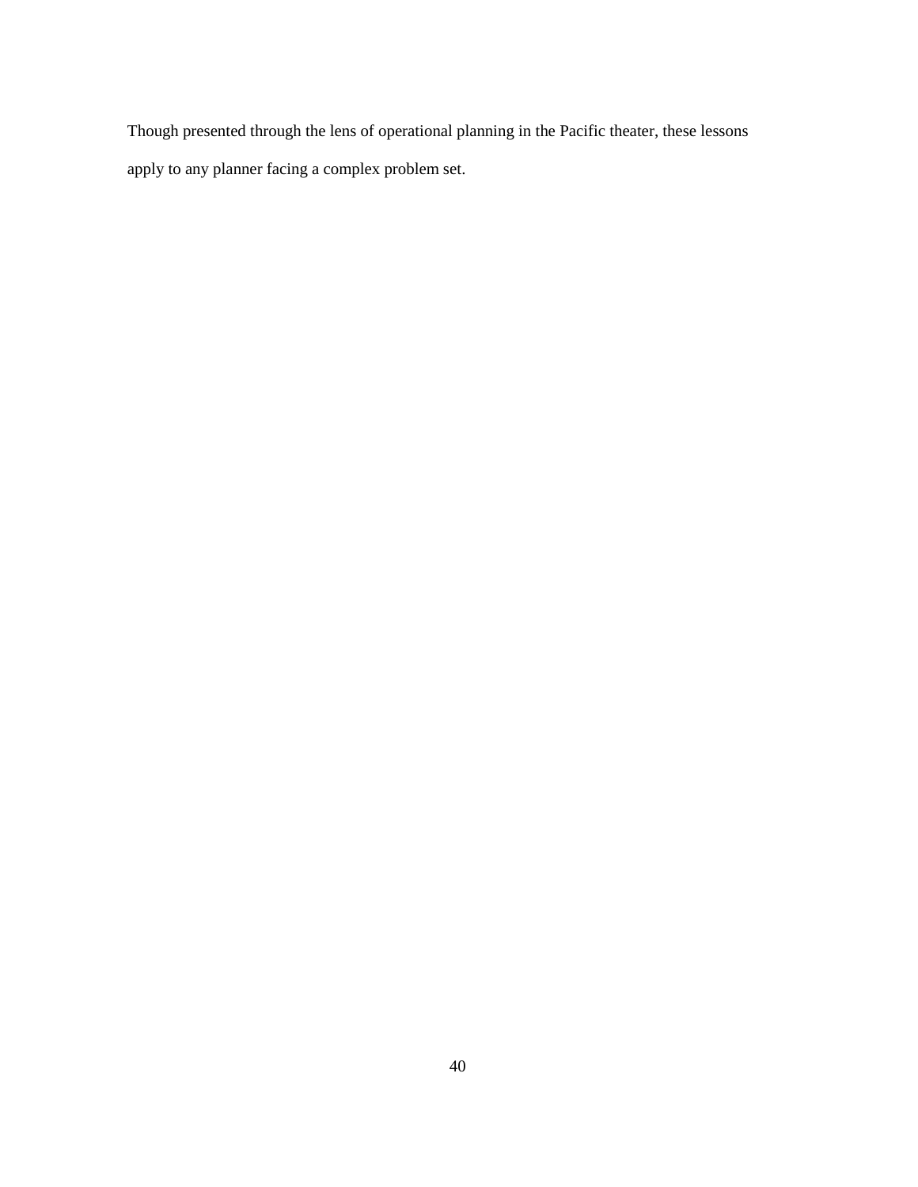Though presented through the lens of operational planning in the Pacific theater, these lessons apply to any planner facing a complex problem set.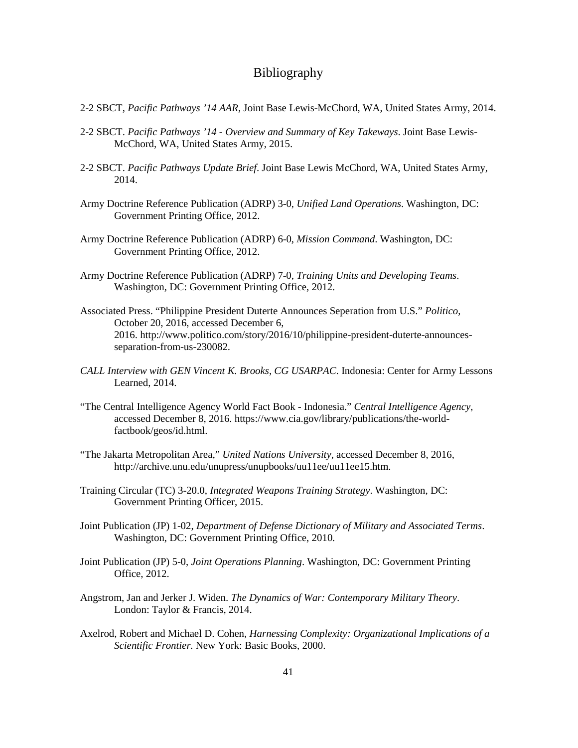# Bibliography

2-2 SBCT, *Pacific Pathways '14 AAR*, Joint Base Lewis-McChord, WA, United States Army, 2014.

2-2 SBCT. *Pacific Pathways '14 - Overview and Summary of Key Takeways*. Joint Base Lewis-McChord, WA, United States Army, 2015.

2-2 SBCT. *Pacific Pathways Update Brief*. Joint Base Lewis McChord, WA, United States Army, 2014.

Army Doctrine Reference Publication (ADRP) 3-0, *Unified Land Operations*. Washington, DC: Government Printing Office, 2012.

Army Doctrine Reference Publication (ADRP) 6-0, *Mission Command*. Washington, DC: Government Printing Office, 2012.

Army Doctrine Reference Publication (ADRP) 7-0, *Training Units and Developing Teams*. Washington, DC: Government Printing Office, 2012.

Associated Press. "Philippine President Duterte Announces Seperation from U.S." *Politico*, October 20, 2016, accessed December 6, 2016. http://www.politico.com/story/2016/10/philippine-president-duterte-announces-separation-from-us-230082.

*CALL Interview with GEN Vincent K. Brooks, CG USARPAC*. Indonesia: Center for Army Lessons Learned, 2014.

"The Central Intelligence Agency World Fact Book - Indonesia." *Central Intelligence Agency*, accessed December 8, 2016. https://www.cia.gov/library/publications/the-world-factbook/geos/id.html.

"The Jakarta Metropolitan Area," *United Nations University*, accessed December 8, 2016, http://archive.unu.edu/unupress/unupbooks/uu11ee/uu11ee15.htm.

Training Circular (TC) 3-20.0, *Integrated Weapons Training Strategy*. Washington, DC: Government Printing Officer, 2015.

Joint Publication (JP) 1-02, *Department of Defense Dictionary of Military and Associated Terms*. Washington, DC: Government Printing Office, 2010.

Joint Publication (JP) 5-0, *Joint Operations Planning*. Washington, DC: Government Printing Office, 2012.

Angstrom, Jan and Jerker J. Widen. *The Dynamics of War: Contemporary Military Theory*. London: Taylor & Francis, 2014.

Axelrod, Robert and Michael D. Cohen, *Harnessing Complexity: Organizational Implications of a Scientific Frontier.* New York: Basic Books, 2000.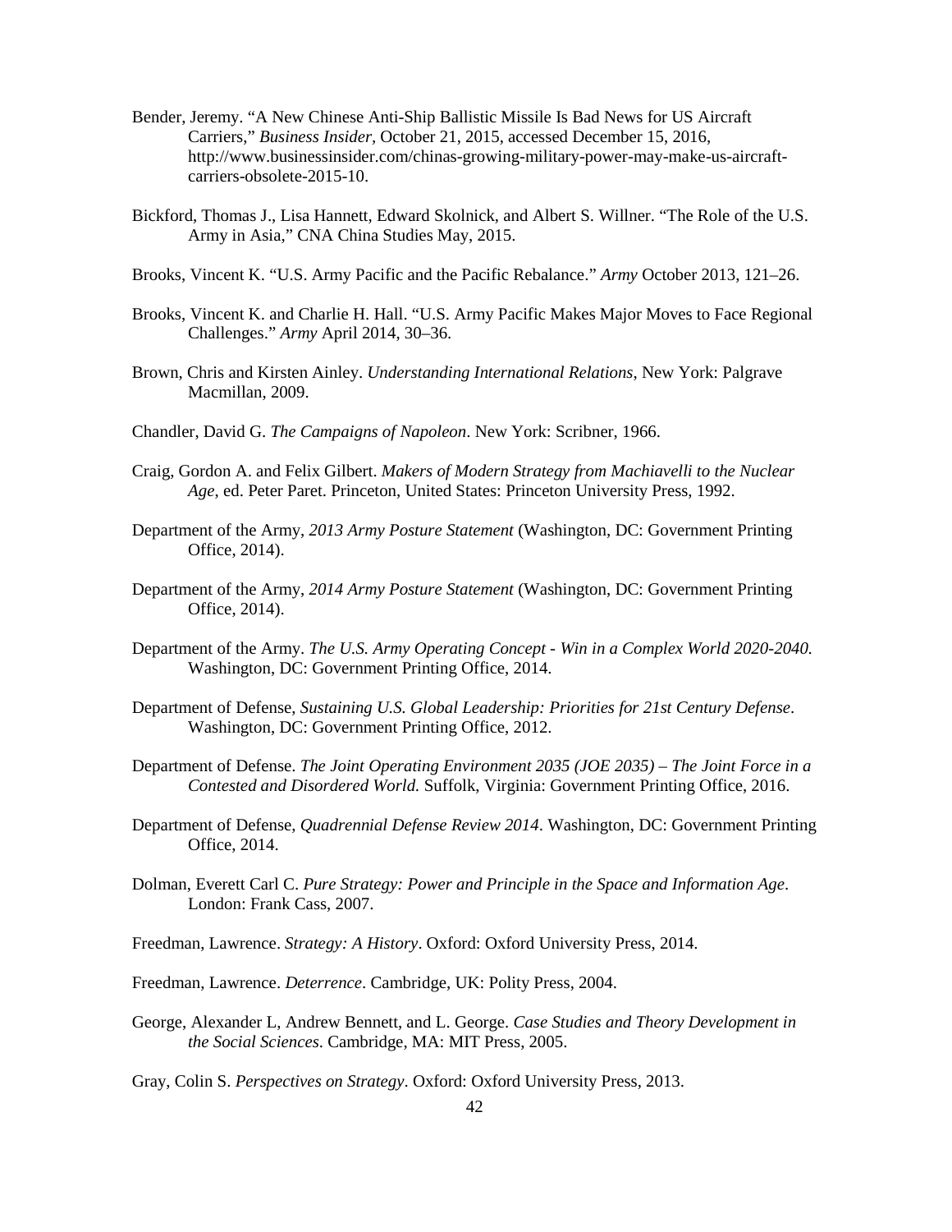Bender, Jeremy. "A New Chinese Anti-Ship Ballistic Missile Is Bad News for US Aircraft Carriers," *Business Insider*, October 21, 2015, accessed December 15, 2016, http://www.businessinsider.com/chinas-growing-military-power-may-make-us-aircraft-carriers-obsolete-2015-10.

Bickford, Thomas J., Lisa Hannett, Edward Skolnick, and Albert S. Willner. "The Role of the U.S. Army in Asia," CNA China Studies May, 2015.

Brooks, Vincent K. "U.S. Army Pacific and the Pacific Rebalance." *Army* October 2013, 121–26.

Brooks, Vincent K. and Charlie H. Hall. "U.S. Army Pacific Makes Major Moves to Face Regional Challenges." *Army* April 2014, 30–36.

Brown, Chris and Kirsten Ainley. *Understanding International Relations*, New York: Palgrave Macmillan, 2009.

Chandler, David G. *The Campaigns of Napoleon*. New York: Scribner, 1966.

Craig, Gordon A. and Felix Gilbert. *Makers of Modern Strategy from Machiavelli to the Nuclear Age*, ed. Peter Paret. Princeton, United States: Princeton University Press, 1992.

Department of the Army, *2013 Army Posture Statement* (Washington, DC: Government Printing Office, 2014).

Department of the Army, *2014 Army Posture Statement* (Washington, DC: Government Printing Office, 2014).

Department of the Army. *The U.S. Army Operating Concept - Win in a Complex World 2020-2040.* Washington, DC: Government Printing Office, 2014.

Department of Defense, *Sustaining U.S. Global Leadership: Priorities for 21st Century Defense*. Washington, DC: Government Printing Office, 2012.

Department of Defense. *The Joint Operating Environment 2035 (JOE 2035) – The Joint Force in a Contested and Disordered World.* Suffolk, Virginia: Government Printing Office, 2016.

Department of Defense, *Quadrennial Defense Review 2014*. Washington, DC: Government Printing Office, 2014.

Dolman, Everett Carl C. *Pure Strategy: Power and Principle in the Space and Information Age*. London: Frank Cass, 2007.

Freedman, Lawrence. *Strategy: A History*. Oxford: Oxford University Press, 2014.

Freedman, Lawrence. *Deterrence*. Cambridge, UK: Polity Press, 2004.

George, Alexander L, Andrew Bennett, and L. George. *Case Studies and Theory Development in the Social Sciences*. Cambridge, MA: MIT Press, 2005.

Gray, Colin S. *Perspectives on Strategy*. Oxford: Oxford University Press, 2013.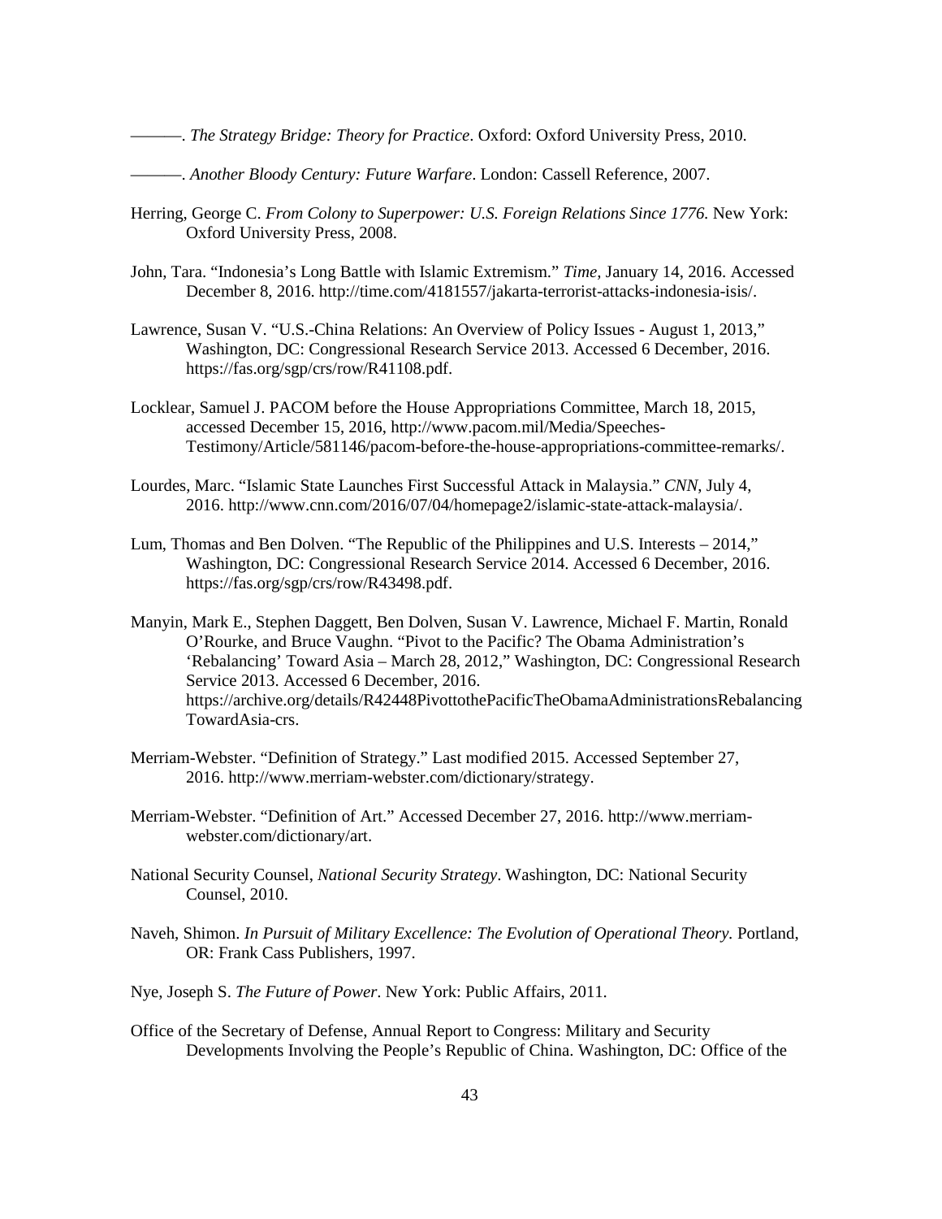———. *The Strategy Bridge: Theory for Practice*. Oxford: Oxford University Press, 2010.

———. *Another Bloody Century: Future Warfare*. London: Cassell Reference, 2007.

Herring, George C. *From Colony to Superpower: U.S. Foreign Relations Since 1776.* New York: Oxford University Press, 2008.

John, Tara. "Indonesia's Long Battle with Islamic Extremism." *Time,* January 14, 2016. Accessed December 8, 2016. http://time.com/4181557/jakarta-terrorist-attacks-indonesia-isis/.

Lawrence, Susan V. "U.S.-China Relations: An Overview of Policy Issues - August 1, 2013," Washington, DC: Congressional Research Service 2013. Accessed 6 December, 2016. https://fas.org/sgp/crs/row/R41108.pdf.

Locklear, Samuel J. PACOM before the House Appropriations Committee, March 18, 2015, accessed December 15, 2016, http://www.pacom.mil/Media/Speeches-Testimony/Article/581146/pacom-before-the-house-appropriations-committee-remarks/.

Lourdes, Marc. "Islamic State Launches First Successful Attack in Malaysia." *CNN,* July 4, 2016. http://www.cnn.com/2016/07/04/homepage2/islamic-state-attack-malaysia/.

Lum, Thomas and Ben Dolven. "The Republic of the Philippines and U.S. Interests – 2014," Washington, DC: Congressional Research Service 2014. Accessed 6 December, 2016. https://fas.org/sgp/crs/row/R43498.pdf.

Manyin, Mark E., Stephen Daggett, Ben Dolven, Susan V. Lawrence, Michael F. Martin, Ronald O'Rourke, and Bruce Vaughn. "Pivot to the Pacific? The Obama Administration's 'Rebalancing' Toward Asia – March 28, 2012," Washington, DC: Congressional Research Service 2013. Accessed 6 December, 2016. https://archive.org/details/R42448PivottothePacificTheObamaAdministrationsRebalancingTowardAsia-crs.

Merriam-Webster. "Definition of Strategy." Last modified 2015. Accessed September 27, 2016. http://www.merriam-webster.com/dictionary/strategy.

Merriam-Webster. "Definition of Art." Accessed December 27, 2016. http://www.merriam-webster.com/dictionary/art.

National Security Counsel, *National Security Strategy*. Washington, DC: National Security Counsel, 2010.

Naveh, Shimon. *In Pursuit of Military Excellence: The Evolution of Operational Theory.* Portland, OR: Frank Cass Publishers, 1997.

Nye, Joseph S. *The Future of Power*. New York: Public Affairs, 2011.

Office of the Secretary of Defense, Annual Report to Congress: Military and Security Developments Involving the People's Republic of China. Washington, DC: Office of the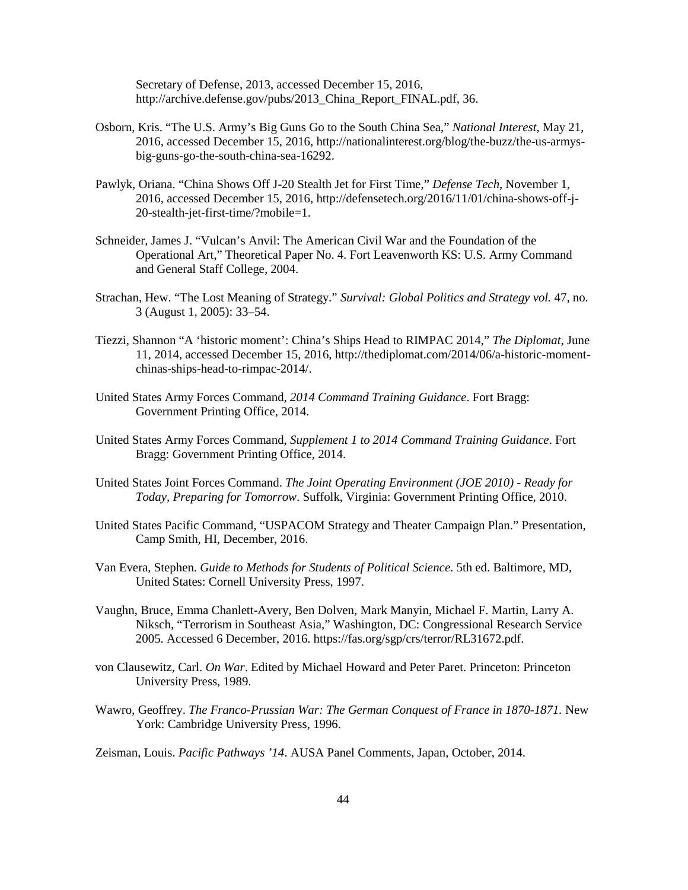Secretary of Defense, 2013, accessed December 15, 2016, http://archive.defense.gov/pubs/2013_China_Report_FINAL.pdf, 36.

Osborn, Kris. "The U.S. Army's Big Guns Go to the South China Sea," *National Interest*, May 21, 2016, accessed December 15, 2016, http://nationalinterest.org/blog/the-buzz/the-us-armys-big-guns-go-the-south-china-sea-16292.

Pawlyk, Oriana. "China Shows Off J-20 Stealth Jet for First Time," *Defense Tech*, November 1, 2016, accessed December 15, 2016, http://defensetech.org/2016/11/01/china-shows-off-j-20-stealth-jet-first-time/?mobile=1.

Schneider, James J. "Vulcan's Anvil: The American Civil War and the Foundation of the Operational Art," Theoretical Paper No. 4. Fort Leavenworth KS: U.S. Army Command and General Staff College, 2004.

Strachan, Hew. "The Lost Meaning of Strategy." *Survival: Global Politics and Strategy vol.* 47, no. 3 (August 1, 2005): 33–54.

Tiezzi, Shannon "A 'historic moment': China's Ships Head to RIMPAC 2014," *The Diplomat*, June 11, 2014, accessed December 15, 2016, http://thediplomat.com/2014/06/a-historic-moment-chinas-ships-head-to-rimpac-2014/.

United States Army Forces Command, *2014 Command Training Guidance*. Fort Bragg: Government Printing Office, 2014.

United States Army Forces Command, *Supplement 1 to 2014 Command Training Guidance*. Fort Bragg: Government Printing Office, 2014.

United States Joint Forces Command. *The Joint Operating Environment (JOE 2010) - Ready for Today, Preparing for Tomorrow*. Suffolk, Virginia: Government Printing Office, 2010.

United States Pacific Command, "USPACOM Strategy and Theater Campaign Plan." Presentation, Camp Smith, HI, December, 2016.

Van Evera, Stephen. *Guide to Methods for Students of Political Science*. 5th ed. Baltimore, MD, United States: Cornell University Press, 1997.

Vaughn, Bruce, Emma Chanlett-Avery, Ben Dolven, Mark Manyin, Michael F. Martin, Larry A. Niksch, "Terrorism in Southeast Asia," Washington, DC: Congressional Research Service 2005. Accessed 6 December, 2016. https://fas.org/sgp/crs/terror/RL31672.pdf.

von Clausewitz, Carl. *On War*. Edited by Michael Howard and Peter Paret. Princeton: Princeton University Press, 1989.

Wawro, Geoffrey. *The Franco-Prussian War: The German Conquest of France in 1870-1871.* New York: Cambridge University Press, 1996.

Zeisman, Louis. *Pacific Pathways '14*. AUSA Panel Comments, Japan, October, 2014.